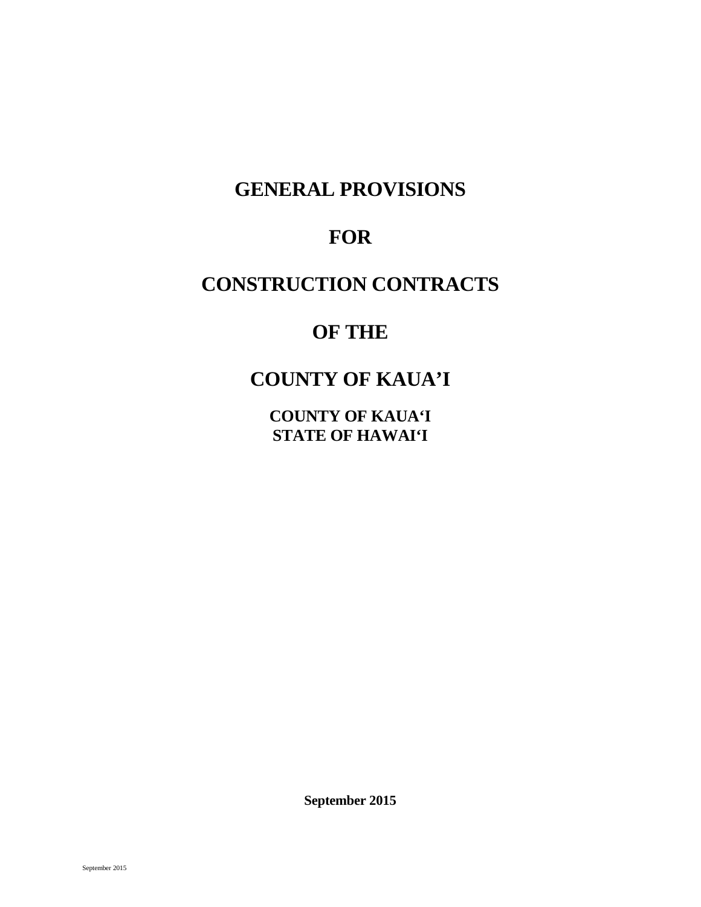# GENERAL PROVISIONS

# FOR

# CONSTRUCTION CONTRACTS

# OF THE

# COUNTY OF KAUA'I

**COUNTY OF KAUA'I**
**STATE OF HAWAI'I**

**September 2015**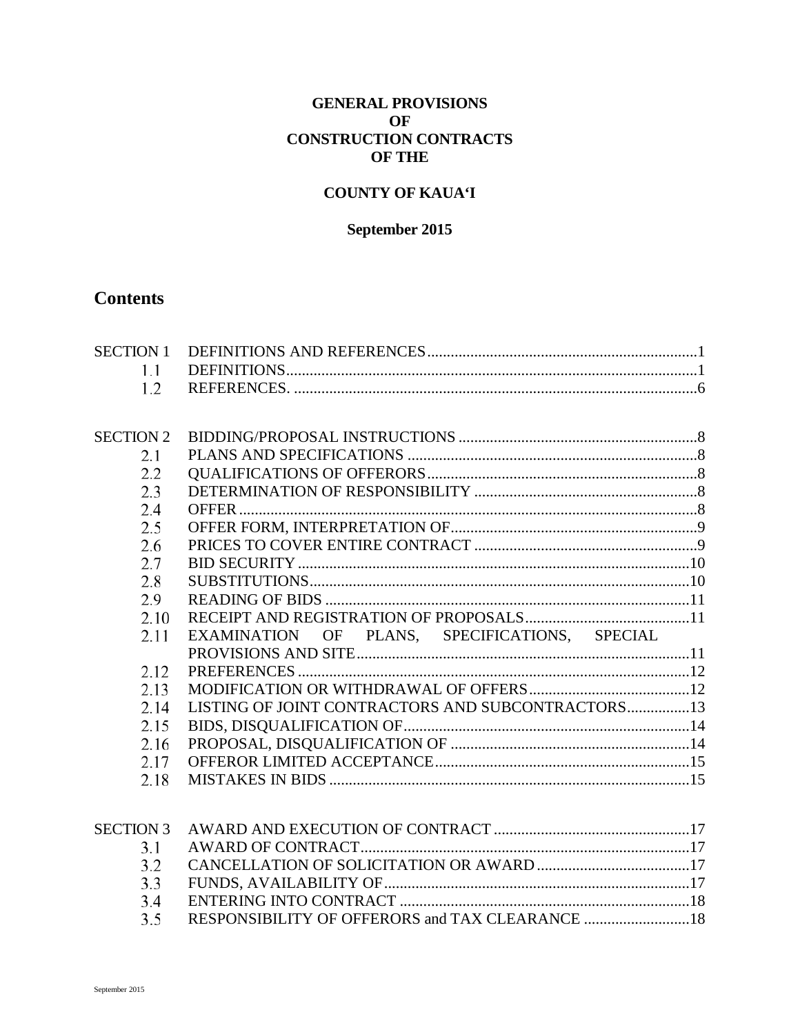**GENERAL PROVISIONS**
**OF**
**CONSTRUCTION CONTRACTS**
**OF THE**

**COUNTY OF KAUAʻI**

**September 2015**

# Contents

| | | |
|---|---|---|
| SECTION 1 | DEFINITIONS AND REFERENCES | 1 |
| 1.1 | DEFINITIONS | 1 |
| 1.2 | REFERENCES. | 6 |
| | | |
| SECTION 2 | BIDDING/PROPOSAL INSTRUCTIONS | 8 |
| 2.1 | PLANS AND SPECIFICATIONS | 8 |
| 2.2 | QUALIFICATIONS OF OFFERORS | 8 |
| 2.3 | DETERMINATION OF RESPONSIBILITY | 8 |
| 2.4 | OFFER | 8 |
| 2.5 | OFFER FORM, INTERPRETATION OF | 9 |
| 2.6 | PRICES TO COVER ENTIRE CONTRACT | 9 |
| 2.7 | BID SECURITY | 10 |
| 2.8 | SUBSTITUTIONS | 10 |
| 2.9 | READING OF BIDS | 11 |
| 2.10 | RECEIPT AND REGISTRATION OF PROPOSALS | 11 |
| 2.11 | EXAMINATION OF PLANS, SPECIFICATIONS, SPECIAL PROVISIONS AND SITE | 11 |
| 2.12 | PREFERENCES | 12 |
| 2.13 | MODIFICATION OR WITHDRAWAL OF OFFERS | 12 |
| 2.14 | LISTING OF JOINT CONTRACTORS AND SUBCONTRACTORS | 13 |
| 2.15 | BIDS, DISQUALIFICATION OF | 14 |
| 2.16 | PROPOSAL, DISQUALIFICATION OF | 14 |
| 2.17 | OFFEROR LIMITED ACCEPTANCE | 15 |
| 2.18 | MISTAKES IN BIDS | 15 |
| | | |
| SECTION 3 | AWARD AND EXECUTION OF CONTRACT | 17 |
| 3.1 | AWARD OF CONTRACT | 17 |
| 3.2 | CANCELLATION OF SOLICITATION OR AWARD | 17 |
| 3.3 | FUNDS, AVAILABILITY OF | 17 |
| 3.4 | ENTERING INTO CONTRACT | 18 |
| 3.5 | RESPONSIBILITY OF OFFERORS and TAX CLEARANCE | 18 |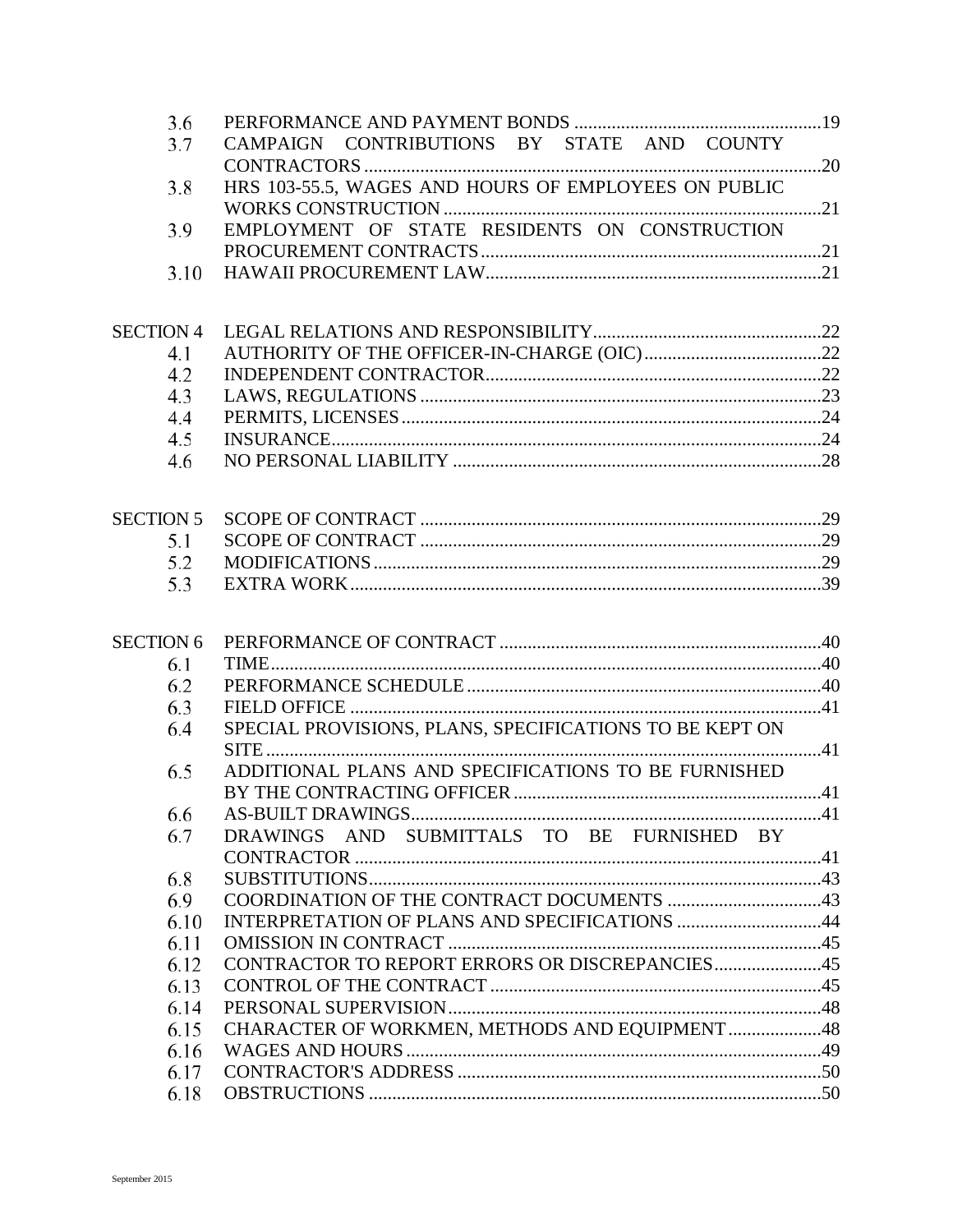| | | |
|---|---|---|
| 3.6 | PERFORMANCE AND PAYMENT BONDS | 19 |
| 3.7 | CAMPAIGN CONTRIBUTIONS BY STATE AND COUNTY CONTRACTORS | 20 |
| 3.8 | HRS 103-55.5, WAGES AND HOURS OF EMPLOYEES ON PUBLIC WORKS CONSTRUCTION | 21 |
| 3.9 | EMPLOYMENT OF STATE RESIDENTS ON CONSTRUCTION PROCUREMENT CONTRACTS | 21 |
| 3.10 | HAWAII PROCUREMENT LAW | 21 |
| | | |
| SECTION 4 | LEGAL RELATIONS AND RESPONSIBILITY | 22 |
| 4.1 | AUTHORITY OF THE OFFICER-IN-CHARGE (OIC) | 22 |
| 4.2 | INDEPENDENT CONTRACTOR | 22 |
| 4.3 | LAWS, REGULATIONS | 23 |
| 4.4 | PERMITS, LICENSES | 24 |
| 4.5 | INSURANCE | 24 |
| 4.6 | NO PERSONAL LIABILITY | 28 |
| | | |
| SECTION 5 | SCOPE OF CONTRACT | 29 |
| 5.1 | SCOPE OF CONTRACT | 29 |
| 5.2 | MODIFICATIONS | 29 |
| 5.3 | EXTRA WORK | 39 |
| | | |
| SECTION 6 | PERFORMANCE OF CONTRACT | 40 |
| 6.1 | TIME | 40 |
| 6.2 | PERFORMANCE SCHEDULE | 40 |
| 6.3 | FIELD OFFICE | 41 |
| 6.4 | SPECIAL PROVISIONS, PLANS, SPECIFICATIONS TO BE KEPT ON SITE | 41 |
| 6.5 | ADDITIONAL PLANS AND SPECIFICATIONS TO BE FURNISHED BY THE CONTRACTING OFFICER | 41 |
| 6.6 | AS-BUILT DRAWINGS | 41 |
| 6.7 | DRAWINGS AND SUBMITTALS TO BE FURNISHED BY CONTRACTOR | 41 |
| 6.8 | SUBSTITUTIONS | 43 |
| 6.9 | COORDINATION OF THE CONTRACT DOCUMENTS | 43 |
| 6.10 | INTERPRETATION OF PLANS AND SPECIFICATIONS | 44 |
| 6.11 | OMISSION IN CONTRACT | 45 |
| 6.12 | CONTRACTOR TO REPORT ERRORS OR DISCREPANCIES | 45 |
| 6.13 | CONTROL OF THE CONTRACT | 45 |
| 6.14 | PERSONAL SUPERVISION | 48 |
| 6.15 | CHARACTER OF WORKMEN, METHODS AND EQUIPMENT | 48 |
| 6.16 | WAGES AND HOURS | 49 |
| 6.17 | CONTRACTOR'S ADDRESS | 50 |
| 6.18 | OBSTRUCTIONS | 50 |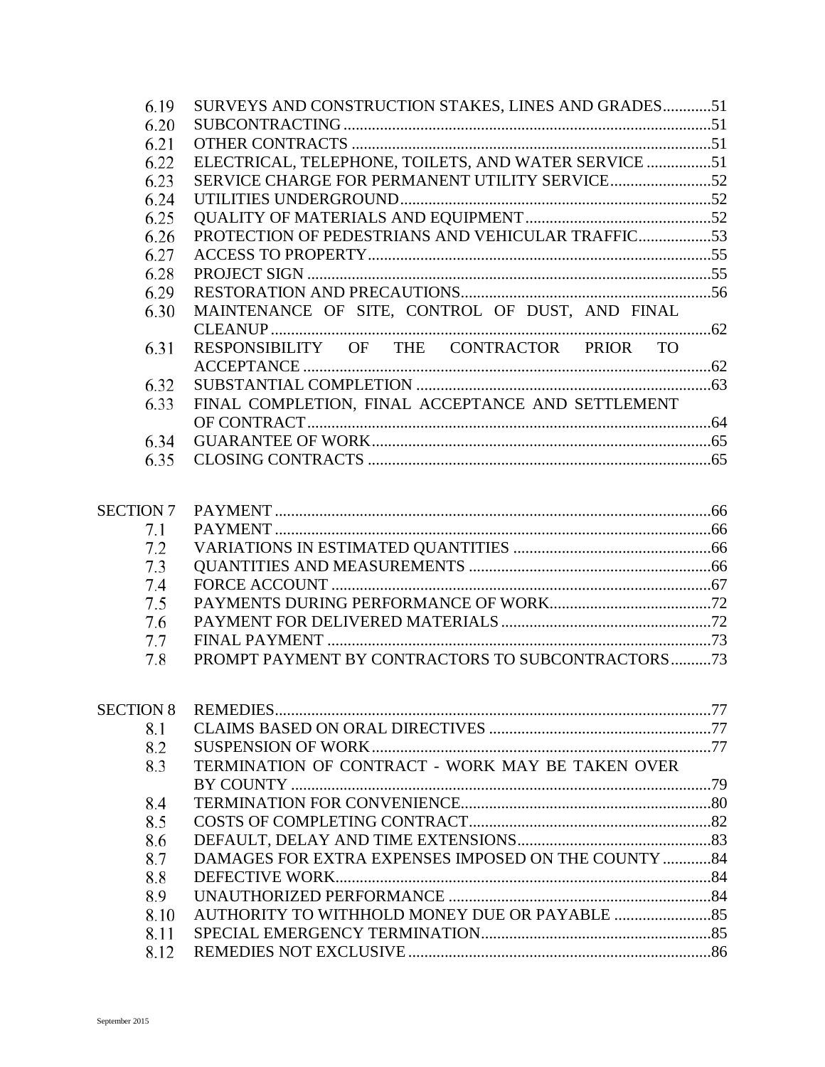| | | |
|---|---|---|
| 6.19 | SURVEYS AND CONSTRUCTION STAKES, LINES AND GRADES | 51 |
| 6.20 | SUBCONTRACTING | 51 |
| 6.21 | OTHER CONTRACTS | 51 |
| 6.22 | ELECTRICAL, TELEPHONE, TOILETS, AND WATER SERVICE | 51 |
| 6.23 | SERVICE CHARGE FOR PERMANENT UTILITY SERVICE | 52 |
| 6.24 | UTILITIES UNDERGROUND | 52 |
| 6.25 | QUALITY OF MATERIALS AND EQUIPMENT | 52 |
| 6.26 | PROTECTION OF PEDESTRIANS AND VEHICULAR TRAFFIC | 53 |
| 6.27 | ACCESS TO PROPERTY | 55 |
| 6.28 | PROJECT SIGN | 55 |
| 6.29 | RESTORATION AND PRECAUTIONS | 56 |
| 6.30 | MAINTENANCE OF SITE, CONTROL OF DUST, AND FINAL CLEANUP | 62 |
| 6.31 | RESPONSIBILITY OF THE CONTRACTOR PRIOR TO ACCEPTANCE | 62 |
| 6.32 | SUBSTANTIAL COMPLETION | 63 |
| 6.33 | FINAL COMPLETION, FINAL ACCEPTANCE AND SETTLEMENT OF CONTRACT | 64 |
| 6.34 | GUARANTEE OF WORK | 65 |
| 6.35 | CLOSING CONTRACTS | 65 |
| | | |
| SECTION 7 | PAYMENT | 66 |
| 7.1 | PAYMENT | 66 |
| 7.2 | VARIATIONS IN ESTIMATED QUANTITIES | 66 |
| 7.3 | QUANTITIES AND MEASUREMENTS | 66 |
| 7.4 | FORCE ACCOUNT | 67 |
| 7.5 | PAYMENTS DURING PERFORMANCE OF WORK | 72 |
| 7.6 | PAYMENT FOR DELIVERED MATERIALS | 72 |
| 7.7 | FINAL PAYMENT | 73 |
| 7.8 | PROMPT PAYMENT BY CONTRACTORS TO SUBCONTRACTORS | 73 |
| | | |
| SECTION 8 | REMEDIES | 77 |
| 8.1 | CLAIMS BASED ON ORAL DIRECTIVES | 77 |
| 8.2 | SUSPENSION OF WORK | 77 |
| 8.3 | TERMINATION OF CONTRACT - WORK MAY BE TAKEN OVER BY COUNTY | 79 |
| 8.4 | TERMINATION FOR CONVENIENCE | 80 |
| 8.5 | COSTS OF COMPLETING CONTRACT | 82 |
| 8.6 | DEFAULT, DELAY AND TIME EXTENSIONS | 83 |
| 8.7 | DAMAGES FOR EXTRA EXPENSES IMPOSED ON THE COUNTY | 84 |
| 8.8 | DEFECTIVE WORK | 84 |
| 8.9 | UNAUTHORIZED PERFORMANCE | 84 |
| 8.10 | AUTHORITY TO WITHHOLD MONEY DUE OR PAYABLE | 85 |
| 8.11 | SPECIAL EMERGENCY TERMINATION | 85 |
| 8.12 | REMEDIES NOT EXCLUSIVE | 86 |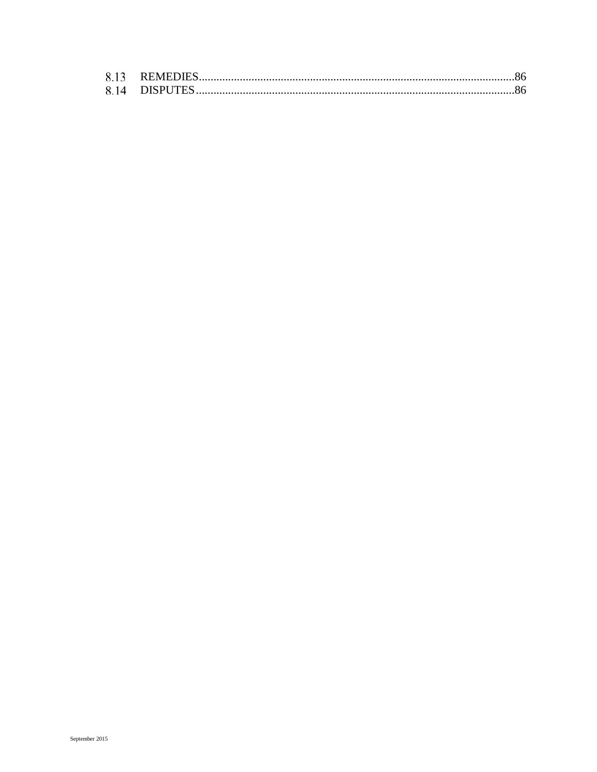8.13 REMEDIES........................................................................................................................86
8.14 DISPUTES.........................................................................................................................86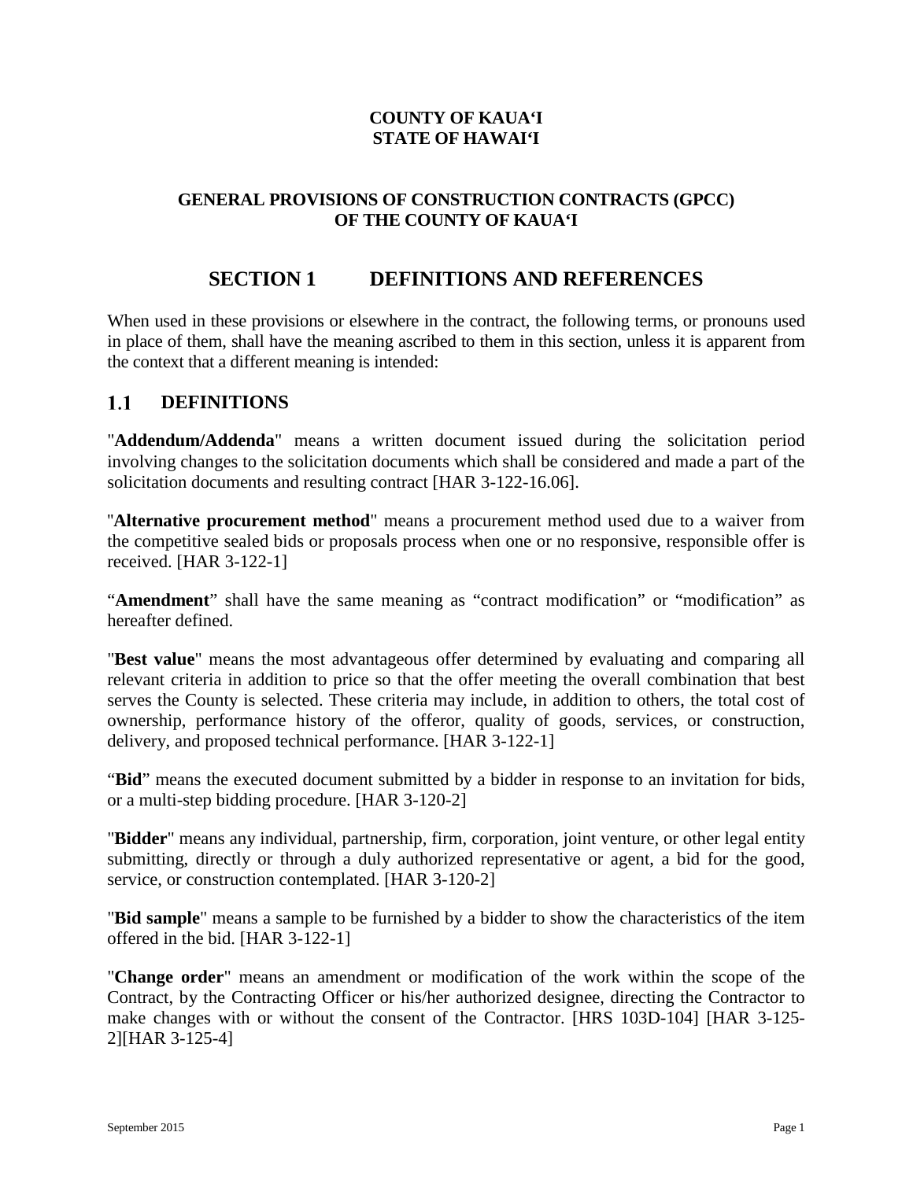**COUNTY OF KAUAʻI**
**STATE OF HAWAIʻI**

**GENERAL PROVISIONS OF CONSTRUCTION CONTRACTS (GPCC)**
**OF THE COUNTY OF KAUAʻI**

# SECTION 1 DEFINITIONS AND REFERENCES

When used in these provisions or elsewhere in the contract, the following terms, or pronouns used in place of them, shall have the meaning ascribed to them in this section, unless it is apparent from the context that a different meaning is intended:

## 1.1 DEFINITIONS

"**Addendum/Addenda**" means a written document issued during the solicitation period involving changes to the solicitation documents which shall be considered and made a part of the solicitation documents and resulting contract [HAR 3-122-16.06].

"**Alternative procurement method**" means a procurement method used due to a waiver from the competitive sealed bids or proposals process when one or no responsive, responsible offer is received. [HAR 3-122-1]

"**Amendment**" shall have the same meaning as "contract modification" or "modification" as hereafter defined.

"**Best value**" means the most advantageous offer determined by evaluating and comparing all relevant criteria in addition to price so that the offer meeting the overall combination that best serves the County is selected. These criteria may include, in addition to others, the total cost of ownership, performance history of the offeror, quality of goods, services, or construction, delivery, and proposed technical performance. [HAR 3-122-1]

"**Bid**" means the executed document submitted by a bidder in response to an invitation for bids, or a multi-step bidding procedure. [HAR 3-120-2]

"**Bidder**" means any individual, partnership, firm, corporation, joint venture, or other legal entity submitting, directly or through a duly authorized representative or agent, a bid for the good, service, or construction contemplated. [HAR 3-120-2]

"**Bid sample**" means a sample to be furnished by a bidder to show the characteristics of the item offered in the bid. [HAR 3-122-1]

"**Change order**" means an amendment or modification of the work within the scope of the Contract, by the Contracting Officer or his/her authorized designee, directing the Contractor to make changes with or without the consent of the Contractor. [HRS 103D-104] [HAR 3-125-2][HAR 3-125-4]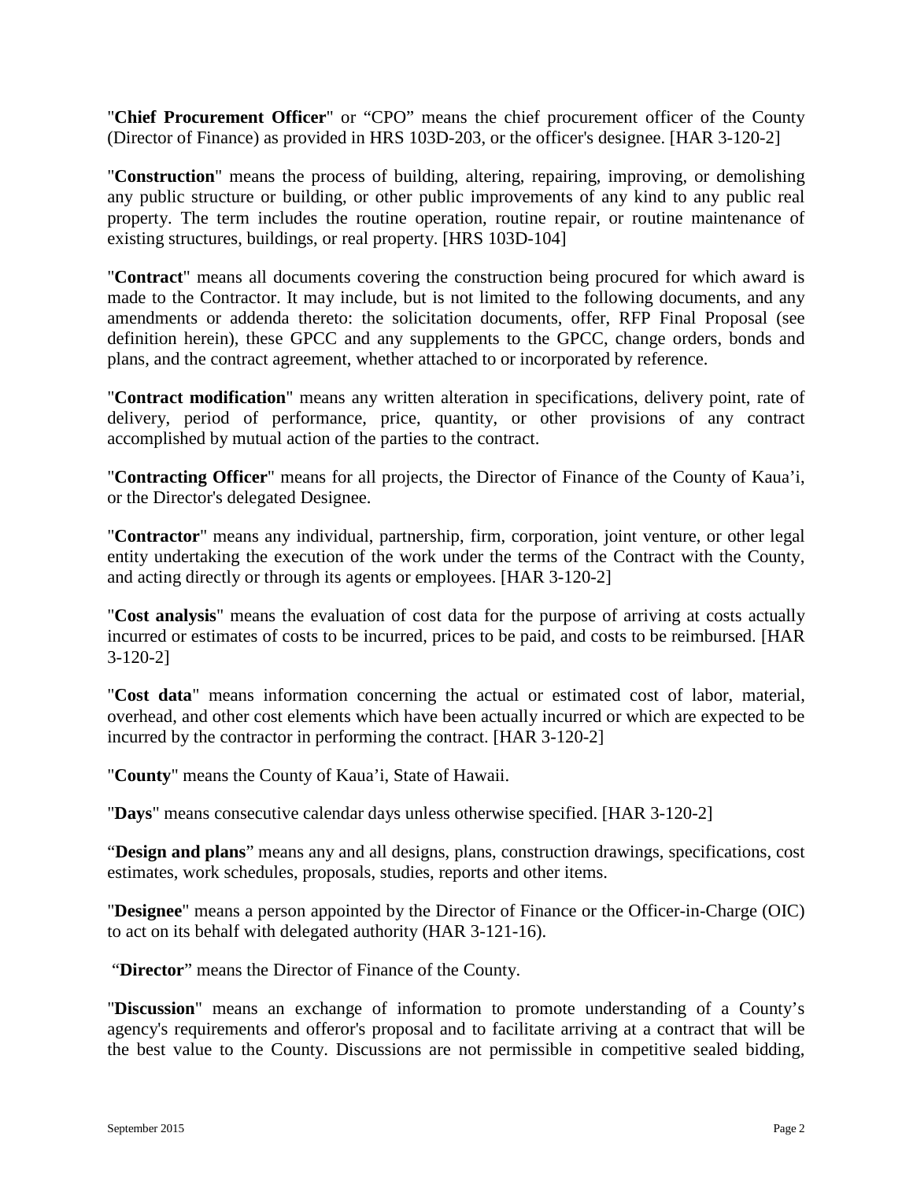"**Chief Procurement Officer**" or "CPO" means the chief procurement officer of the County (Director of Finance) as provided in HRS 103D-203, or the officer's designee. [HAR 3-120-2]

"**Construction**" means the process of building, altering, repairing, improving, or demolishing any public structure or building, or other public improvements of any kind to any public real property. The term includes the routine operation, routine repair, or routine maintenance of existing structures, buildings, or real property. [HRS 103D-104]

"**Contract**" means all documents covering the construction being procured for which award is made to the Contractor. It may include, but is not limited to the following documents, and any amendments or addenda thereto: the solicitation documents, offer, RFP Final Proposal (see definition herein), these GPCC and any supplements to the GPCC, change orders, bonds and plans, and the contract agreement, whether attached to or incorporated by reference.

"**Contract modification**" means any written alteration in specifications, delivery point, rate of delivery, period of performance, price, quantity, or other provisions of any contract accomplished by mutual action of the parties to the contract.

"**Contracting Officer**" means for all projects, the Director of Finance of the County of Kaua'i, or the Director's delegated Designee.

"**Contractor**" means any individual, partnership, firm, corporation, joint venture, or other legal entity undertaking the execution of the work under the terms of the Contract with the County, and acting directly or through its agents or employees. [HAR 3-120-2]

"**Cost analysis**" means the evaluation of cost data for the purpose of arriving at costs actually incurred or estimates of costs to be incurred, prices to be paid, and costs to be reimbursed. [HAR 3-120-2]

"**Cost data**" means information concerning the actual or estimated cost of labor, material, overhead, and other cost elements which have been actually incurred or which are expected to be incurred by the contractor in performing the contract. [HAR 3-120-2]

"**County**" means the County of Kaua'i, State of Hawaii.

"**Days**" means consecutive calendar days unless otherwise specified. [HAR 3-120-2]

"**Design and plans**" means any and all designs, plans, construction drawings, specifications, cost estimates, work schedules, proposals, studies, reports and other items.

"**Designee**" means a person appointed by the Director of Finance or the Officer-in-Charge (OIC) to act on its behalf with delegated authority (HAR 3-121-16).

"**Director**" means the Director of Finance of the County.

"**Discussion**" means an exchange of information to promote understanding of a County's agency's requirements and offeror's proposal and to facilitate arriving at a contract that will be the best value to the County. Discussions are not permissible in competitive sealed bidding,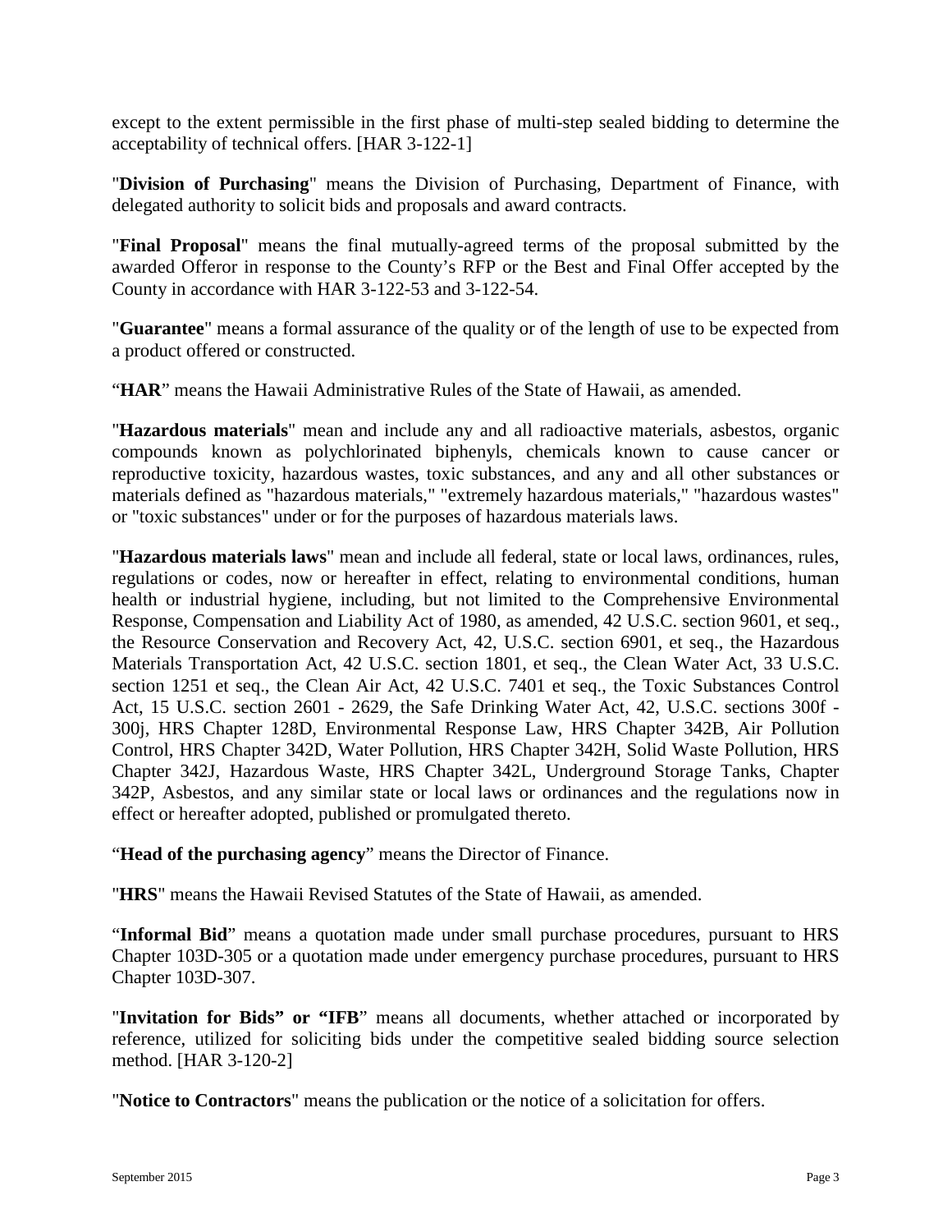except to the extent permissible in the first phase of multi-step sealed bidding to determine the acceptability of technical offers. [HAR 3-122-1]

"**Division of Purchasing**" means the Division of Purchasing, Department of Finance, with delegated authority to solicit bids and proposals and award contracts.

"**Final Proposal**" means the final mutually-agreed terms of the proposal submitted by the awarded Offeror in response to the County's RFP or the Best and Final Offer accepted by the County in accordance with HAR 3-122-53 and 3-122-54.

"**Guarantee**" means a formal assurance of the quality or of the length of use to be expected from a product offered or constructed.

"**HAR**" means the Hawaii Administrative Rules of the State of Hawaii, as amended.

"**Hazardous materials**" mean and include any and all radioactive materials, asbestos, organic compounds known as polychlorinated biphenyls, chemicals known to cause cancer or reproductive toxicity, hazardous wastes, toxic substances, and any and all other substances or materials defined as "hazardous materials," "extremely hazardous materials," "hazardous wastes" or "toxic substances" under or for the purposes of hazardous materials laws.

"**Hazardous materials laws**" mean and include all federal, state or local laws, ordinances, rules, regulations or codes, now or hereafter in effect, relating to environmental conditions, human health or industrial hygiene, including, but not limited to the Comprehensive Environmental Response, Compensation and Liability Act of 1980, as amended, 42 U.S.C. section 9601, et seq., the Resource Conservation and Recovery Act, 42, U.S.C. section 6901, et seq., the Hazardous Materials Transportation Act, 42 U.S.C. section 1801, et seq., the Clean Water Act, 33 U.S.C. section 1251 et seq., the Clean Air Act, 42 U.S.C. 7401 et seq., the Toxic Substances Control Act, 15 U.S.C. section 2601 - 2629, the Safe Drinking Water Act, 42, U.S.C. sections 300f - 300j, HRS Chapter 128D, Environmental Response Law, HRS Chapter 342B, Air Pollution Control, HRS Chapter 342D, Water Pollution, HRS Chapter 342H, Solid Waste Pollution, HRS Chapter 342J, Hazardous Waste, HRS Chapter 342L, Underground Storage Tanks, Chapter 342P, Asbestos, and any similar state or local laws or ordinances and the regulations now in effect or hereafter adopted, published or promulgated thereto.

"**Head of the purchasing agency**" means the Director of Finance.

"**HRS**" means the Hawaii Revised Statutes of the State of Hawaii, as amended.

"**Informal Bid**" means a quotation made under small purchase procedures, pursuant to HRS Chapter 103D-305 or a quotation made under emergency purchase procedures, pursuant to HRS Chapter 103D-307.

"**Invitation for Bids" or "IFB**" means all documents, whether attached or incorporated by reference, utilized for soliciting bids under the competitive sealed bidding source selection method. [HAR 3-120-2]

"**Notice to Contractors**" means the publication or the notice of a solicitation for offers.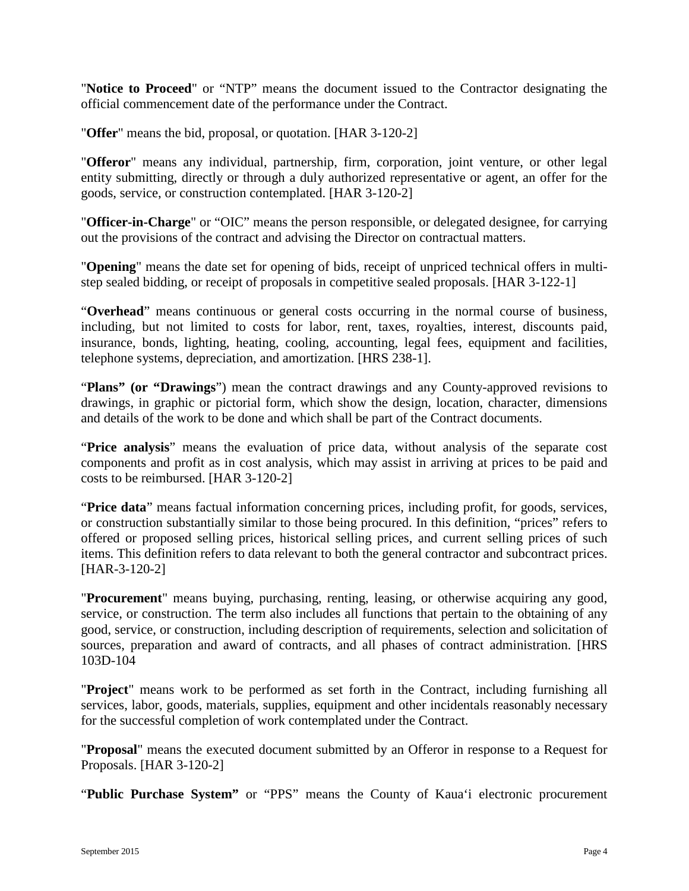"**Notice to Proceed**" or "NTP" means the document issued to the Contractor designating the official commencement date of the performance under the Contract.

"**Offer**" means the bid, proposal, or quotation. [HAR 3-120-2]

"**Offeror**" means any individual, partnership, firm, corporation, joint venture, or other legal entity submitting, directly or through a duly authorized representative or agent, an offer for the goods, service, or construction contemplated. [HAR 3-120-2]

"**Officer-in-Charge**" or "OIC" means the person responsible, or delegated designee, for carrying out the provisions of the contract and advising the Director on contractual matters.

"**Opening**" means the date set for opening of bids, receipt of unpriced technical offers in multi-step sealed bidding, or receipt of proposals in competitive sealed proposals. [HAR 3-122-1]

"**Overhead**" means continuous or general costs occurring in the normal course of business, including, but not limited to costs for labor, rent, taxes, royalties, interest, discounts paid, insurance, bonds, lighting, heating, cooling, accounting, legal fees, equipment and facilities, telephone systems, depreciation, and amortization. [HRS 238-1].

"**Plans" (or "Drawings**") mean the contract drawings and any County-approved revisions to drawings, in graphic or pictorial form, which show the design, location, character, dimensions and details of the work to be done and which shall be part of the Contract documents.

"**Price analysis**" means the evaluation of price data, without analysis of the separate cost components and profit as in cost analysis, which may assist in arriving at prices to be paid and costs to be reimbursed. [HAR 3-120-2]

"**Price data**" means factual information concerning prices, including profit, for goods, services, or construction substantially similar to those being procured. In this definition, "prices" refers to offered or proposed selling prices, historical selling prices, and current selling prices of such items. This definition refers to data relevant to both the general contractor and subcontract prices. [HAR-3-120-2]

"**Procurement**" means buying, purchasing, renting, leasing, or otherwise acquiring any good, service, or construction. The term also includes all functions that pertain to the obtaining of any good, service, or construction, including description of requirements, selection and solicitation of sources, preparation and award of contracts, and all phases of contract administration. [HRS 103D-104

"**Project**" means work to be performed as set forth in the Contract, including furnishing all services, labor, goods, materials, supplies, equipment and other incidentals reasonably necessary for the successful completion of work contemplated under the Contract.

"**Proposal**" means the executed document submitted by an Offeror in response to a Request for Proposals. [HAR 3-120-2]

"**Public Purchase System"** or "PPS" means the County of Kaua'i electronic procurement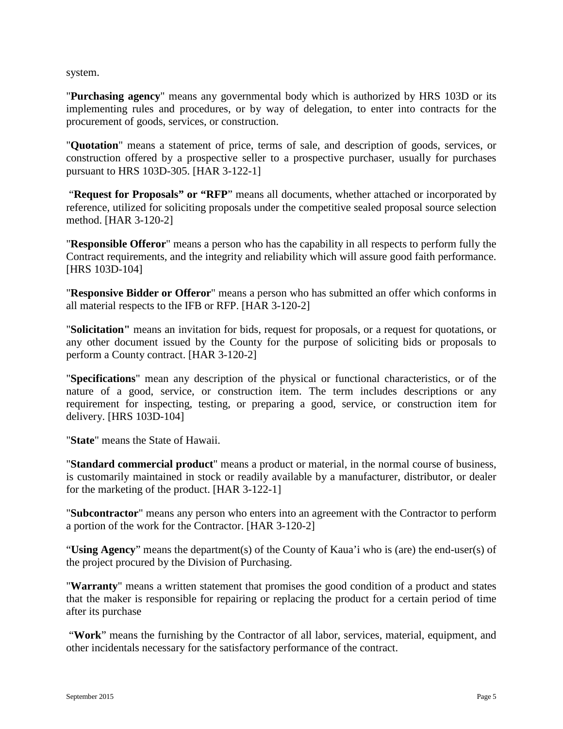system.

"**Purchasing agency**" means any governmental body which is authorized by HRS 103D or its implementing rules and procedures, or by way of delegation, to enter into contracts for the procurement of goods, services, or construction.

"**Quotation**" means a statement of price, terms of sale, and description of goods, services, or construction offered by a prospective seller to a prospective purchaser, usually for purchases pursuant to HRS 103D-305. [HAR 3-122-1]

"**Request for Proposals" or "RFP**" means all documents, whether attached or incorporated by reference, utilized for soliciting proposals under the competitive sealed proposal source selection method. [HAR 3-120-2]

"**Responsible Offeror**" means a person who has the capability in all respects to perform fully the Contract requirements, and the integrity and reliability which will assure good faith performance. [HRS 103D-104]

"**Responsive Bidder or Offeror**" means a person who has submitted an offer which conforms in all material respects to the IFB or RFP. [HAR 3-120-2]

"**Solicitation"** means an invitation for bids, request for proposals, or a request for quotations, or any other document issued by the County for the purpose of soliciting bids or proposals to perform a County contract. [HAR 3-120-2]

"**Specifications**" mean any description of the physical or functional characteristics, or of the nature of a good, service, or construction item. The term includes descriptions or any requirement for inspecting, testing, or preparing a good, service, or construction item for delivery. [HRS 103D-104]

"**State**" means the State of Hawaii.

"**Standard commercial product**" means a product or material, in the normal course of business, is customarily maintained in stock or readily available by a manufacturer, distributor, or dealer for the marketing of the product. [HAR 3-122-1]

"**Subcontractor**" means any person who enters into an agreement with the Contractor to perform a portion of the work for the Contractor. [HAR 3-120-2]

"**Using Agency**" means the department(s) of the County of Kaua'i who is (are) the end-user(s) of the project procured by the Division of Purchasing.

"**Warranty**" means a written statement that promises the good condition of a product and states that the maker is responsible for repairing or replacing the product for a certain period of time after its purchase

"**Work**" means the furnishing by the Contractor of all labor, services, material, equipment, and other incidentals necessary for the satisfactory performance of the contract.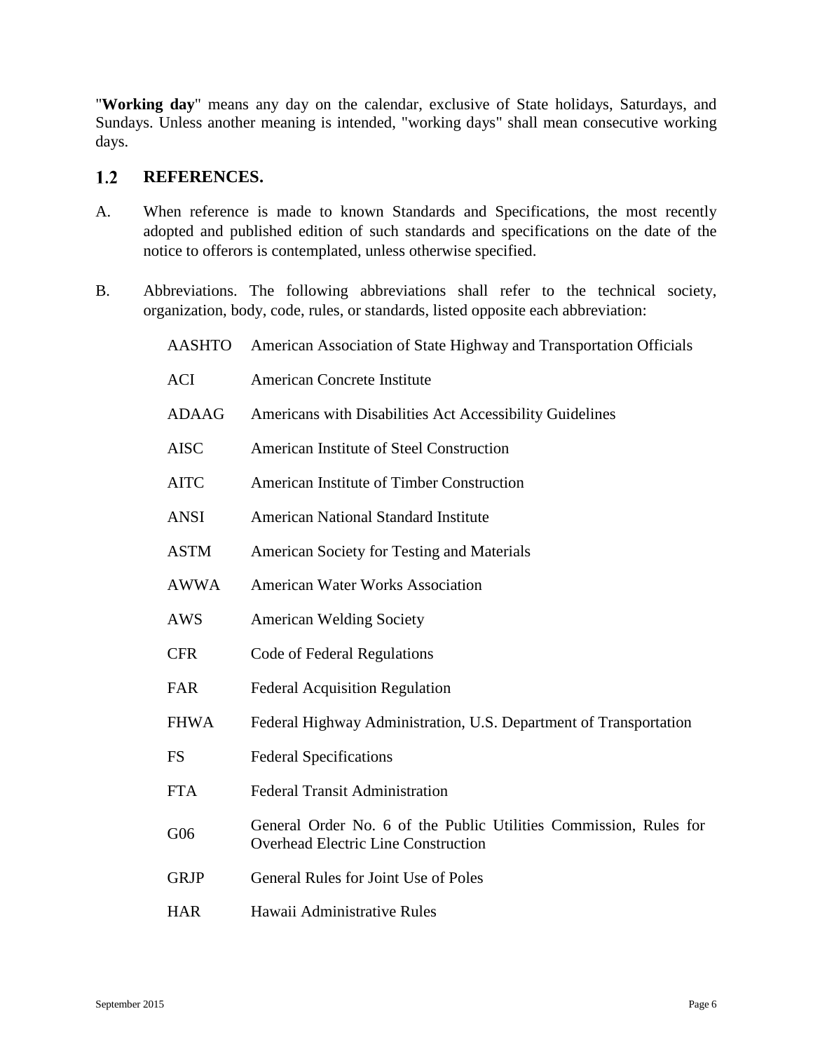"**Working day**" means any day on the calendar, exclusive of State holidays, Saturdays, and Sundays. Unless another meaning is intended, "working days" shall mean consecutive working days.

## 1.2 REFERENCES.

A. When reference is made to known Standards and Specifications, the most recently adopted and published edition of such standards and specifications on the date of the notice to offerors is contemplated, unless otherwise specified.

B. Abbreviations. The following abbreviations shall refer to the technical society, organization, body, code, rules, or standards, listed opposite each abbreviation:

| | |
|---|---|
| AASHTO | American Association of State Highway and Transportation Officials |
| ACI | American Concrete Institute |
| ADAAG | Americans with Disabilities Act Accessibility Guidelines |
| AISC | American Institute of Steel Construction |
| AITC | American Institute of Timber Construction |
| ANSI | American National Standard Institute |
| ASTM | American Society for Testing and Materials |
| AWWA | American Water Works Association |
| AWS | American Welding Society |
| CFR | Code of Federal Regulations |
| FAR | Federal Acquisition Regulation |
| FHWA | Federal Highway Administration, U.S. Department of Transportation |
| FS | Federal Specifications |
| FTA | Federal Transit Administration |
| G06 | General Order No. 6 of the Public Utilities Commission, Rules for Overhead Electric Line Construction |
| GRJP | General Rules for Joint Use of Poles |
| HAR | Hawaii Administrative Rules |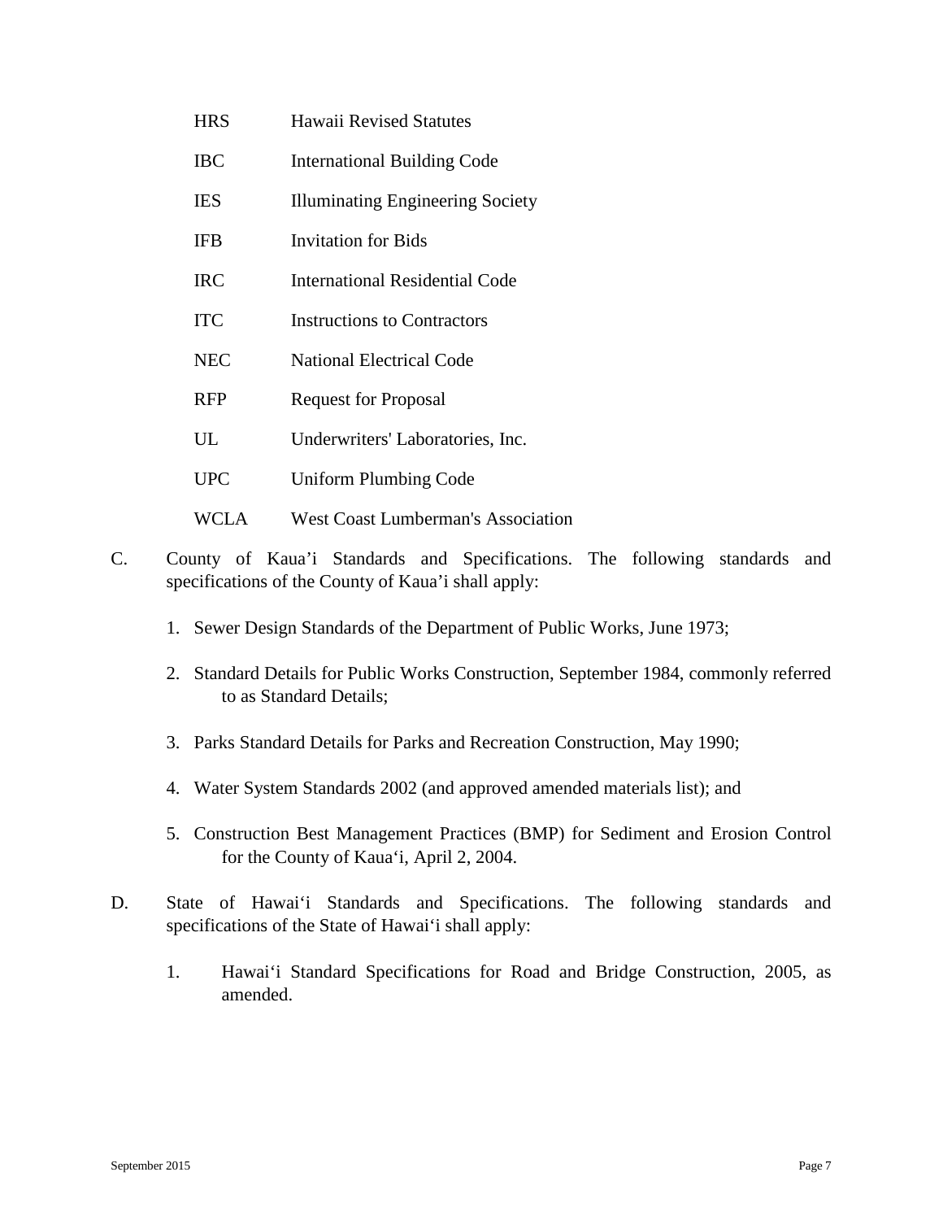| | |
|---|---|
| HRS | Hawaii Revised Statutes |
| IBC | International Building Code |
| IES | Illuminating Engineering Society |
| IFB | Invitation for Bids |
| IRC | International Residential Code |
| ITC | Instructions to Contractors |
| NEC | National Electrical Code |
| RFP | Request for Proposal |
| UL | Underwriters' Laboratories, Inc. |
| UPC | Uniform Plumbing Code |
| WCLA | West Coast Lumberman's Association |

C. County of Kaua’i Standards and Specifications. The following standards and specifications of the County of Kaua’i shall apply:

1. Sewer Design Standards of the Department of Public Works, June 1973;
2. Standard Details for Public Works Construction, September 1984, commonly referred to as Standard Details;
3. Parks Standard Details for Parks and Recreation Construction, May 1990;
4. Water System Standards 2002 (and approved amended materials list); and
5. Construction Best Management Practices (BMP) for Sediment and Erosion Control for the County of Kaua‘i, April 2, 2004.

D. State of Hawai‘i Standards and Specifications. The following standards and specifications of the State of Hawai‘i shall apply:

1. Hawai‘i Standard Specifications for Road and Bridge Construction, 2005, as amended.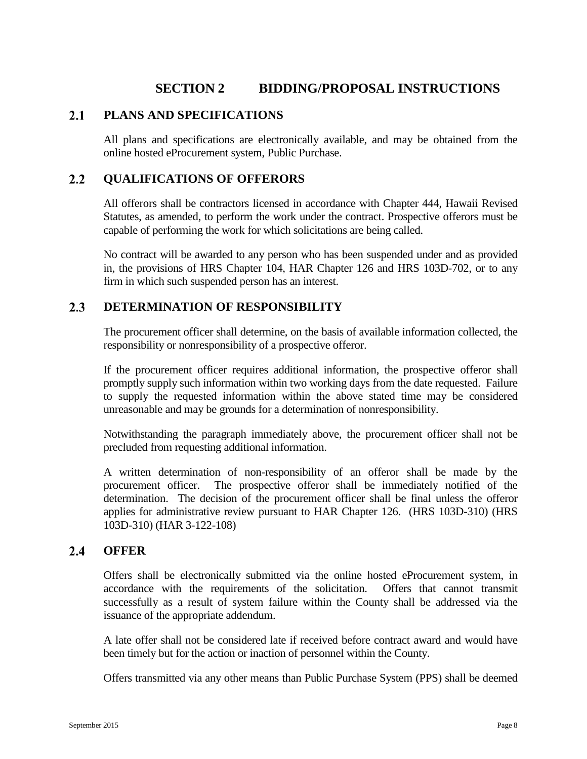# SECTION 2 BIDDING/PROPOSAL INSTRUCTIONS

## 2.1 PLANS AND SPECIFICATIONS

All plans and specifications are electronically available, and may be obtained from the online hosted eProcurement system, Public Purchase.

## 2.2 QUALIFICATIONS OF OFFERORS

All offerors shall be contractors licensed in accordance with Chapter 444, Hawaii Revised Statutes, as amended, to perform the work under the contract. Prospective offerors must be capable of performing the work for which solicitations are being called.

No contract will be awarded to any person who has been suspended under and as provided in, the provisions of HRS Chapter 104, HAR Chapter 126 and HRS 103D-702, or to any firm in which such suspended person has an interest.

## 2.3 DETERMINATION OF RESPONSIBILITY

The procurement officer shall determine, on the basis of available information collected, the responsibility or nonresponsibility of a prospective offeror.

If the procurement officer requires additional information, the prospective offeror shall promptly supply such information within two working days from the date requested. Failure to supply the requested information within the above stated time may be considered unreasonable and may be grounds for a determination of nonresponsibility.

Notwithstanding the paragraph immediately above, the procurement officer shall not be precluded from requesting additional information.

A written determination of non-responsibility of an offeror shall be made by the procurement officer. The prospective offeror shall be immediately notified of the determination. The decision of the procurement officer shall be final unless the offeror applies for administrative review pursuant to HAR Chapter 126. (HRS 103D-310) (HRS 103D-310) (HAR 3-122-108)

## 2.4 OFFER

Offers shall be electronically submitted via the online hosted eProcurement system, in accordance with the requirements of the solicitation. Offers that cannot transmit successfully as a result of system failure within the County shall be addressed via the issuance of the appropriate addendum.

A late offer shall not be considered late if received before contract award and would have been timely but for the action or inaction of personnel within the County.

Offers transmitted via any other means than Public Purchase System (PPS) shall be deemed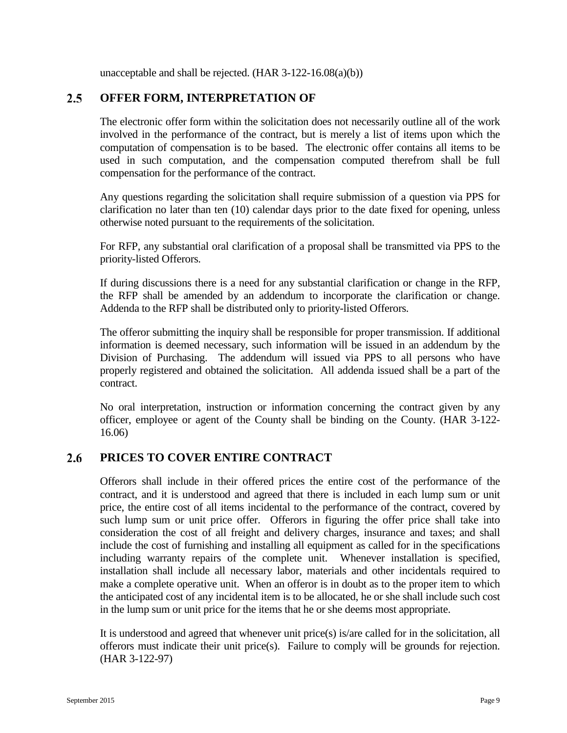unacceptable and shall be rejected. (HAR 3-122-16.08(a)(b))

## 2.5 OFFER FORM, INTERPRETATION OF

The electronic offer form within the solicitation does not necessarily outline all of the work involved in the performance of the contract, but is merely a list of items upon which the computation of compensation is to be based. The electronic offer contains all items to be used in such computation, and the compensation computed therefrom shall be full compensation for the performance of the contract.

Any questions regarding the solicitation shall require submission of a question via PPS for clarification no later than ten (10) calendar days prior to the date fixed for opening, unless otherwise noted pursuant to the requirements of the solicitation.

For RFP, any substantial oral clarification of a proposal shall be transmitted via PPS to the priority-listed Offerors.

If during discussions there is a need for any substantial clarification or change in the RFP, the RFP shall be amended by an addendum to incorporate the clarification or change. Addenda to the RFP shall be distributed only to priority-listed Offerors.

The offeror submitting the inquiry shall be responsible for proper transmission. If additional information is deemed necessary, such information will be issued in an addendum by the Division of Purchasing. The addendum will issued via PPS to all persons who have properly registered and obtained the solicitation. All addenda issued shall be a part of the contract.

No oral interpretation, instruction or information concerning the contract given by any officer, employee or agent of the County shall be binding on the County. (HAR 3-122-16.06)

## 2.6 PRICES TO COVER ENTIRE CONTRACT

Offerors shall include in their offered prices the entire cost of the performance of the contract, and it is understood and agreed that there is included in each lump sum or unit price, the entire cost of all items incidental to the performance of the contract, covered by such lump sum or unit price offer. Offerors in figuring the offer price shall take into consideration the cost of all freight and delivery charges, insurance and taxes; and shall include the cost of furnishing and installing all equipment as called for in the specifications including warranty repairs of the complete unit. Whenever installation is specified, installation shall include all necessary labor, materials and other incidentals required to make a complete operative unit. When an offeror is in doubt as to the proper item to which the anticipated cost of any incidental item is to be allocated, he or she shall include such cost in the lump sum or unit price for the items that he or she deems most appropriate.

It is understood and agreed that whenever unit price(s) is/are called for in the solicitation, all offerors must indicate their unit price(s). Failure to comply will be grounds for rejection. (HAR 3-122-97)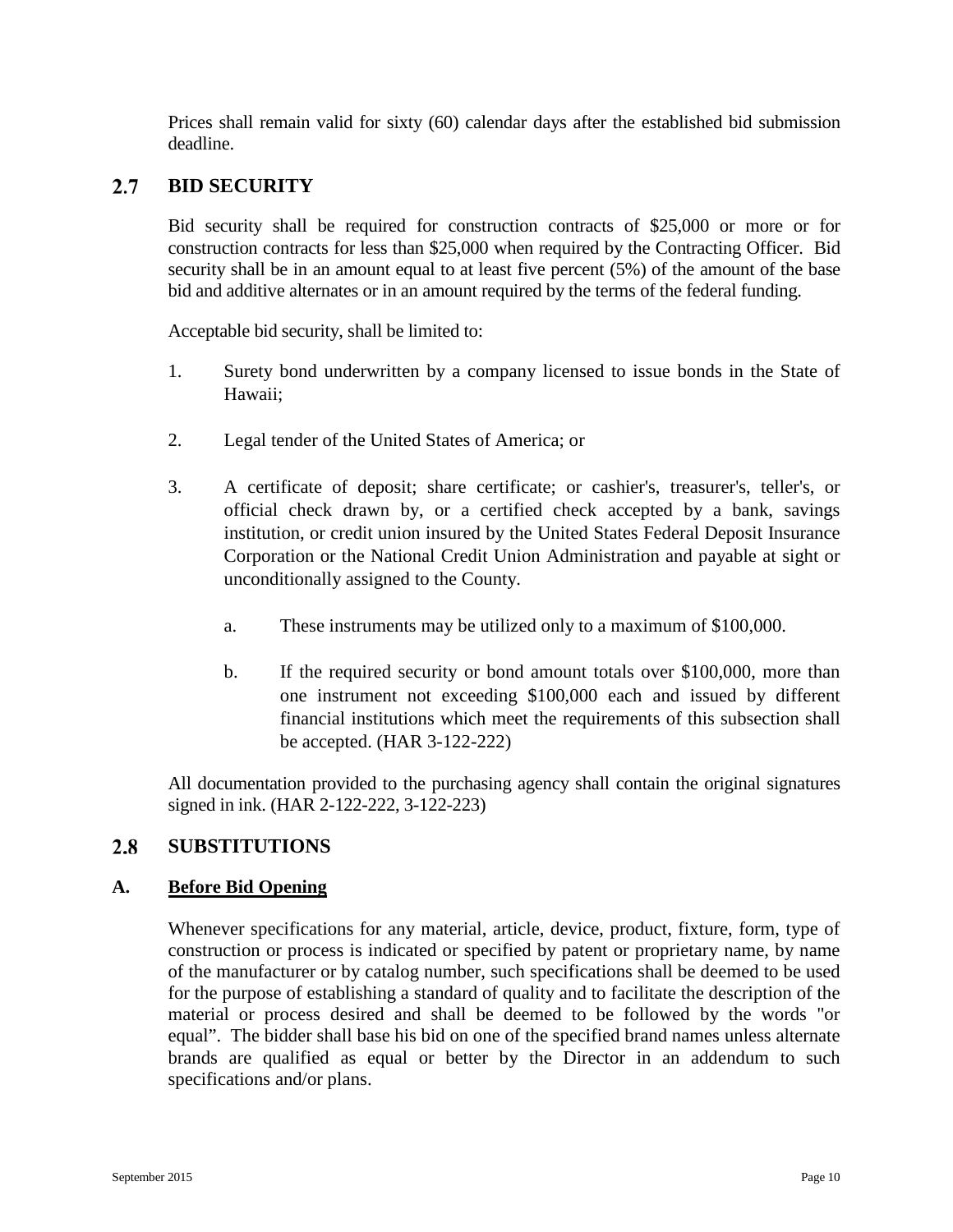Prices shall remain valid for sixty (60) calendar days after the established bid submission deadline.

## 2.7 BID SECURITY

Bid security shall be required for construction contracts of $25,000 or more or for construction contracts for less than $25,000 when required by the Contracting Officer. Bid security shall be in an amount equal to at least five percent (5%) of the amount of the base bid and additive alternates or in an amount required by the terms of the federal funding.

Acceptable bid security, shall be limited to:

1. Surety bond underwritten by a company licensed to issue bonds in the State of Hawaii;

2. Legal tender of the United States of America; or

3. A certificate of deposit; share certificate; or cashier's, treasurer's, teller's, or official check drawn by, or a certified check accepted by a bank, savings institution, or credit union insured by the United States Federal Deposit Insurance Corporation or the National Credit Union Administration and payable at sight or unconditionally assigned to the County.

   a. These instruments may be utilized only to a maximum of $100,000.

   b. If the required security or bond amount totals over $100,000, more than one instrument not exceeding $100,000 each and issued by different financial institutions which meet the requirements of this subsection shall be accepted. (HAR 3-122-222)

All documentation provided to the purchasing agency shall contain the original signatures signed in ink. (HAR 2-122-222, 3-122-223)

## 2.8 SUBSTITUTIONS

### A. <u>Before Bid Opening</u>

Whenever specifications for any material, article, device, product, fixture, form, type of construction or process is indicated or specified by patent or proprietary name, by name of the manufacturer or by catalog number, such specifications shall be deemed to be used for the purpose of establishing a standard of quality and to facilitate the description of the material or process desired and shall be deemed to be followed by the words "or equal". The bidder shall base his bid on one of the specified brand names unless alternate brands are qualified as equal or better by the Director in an addendum to such specifications and/or plans.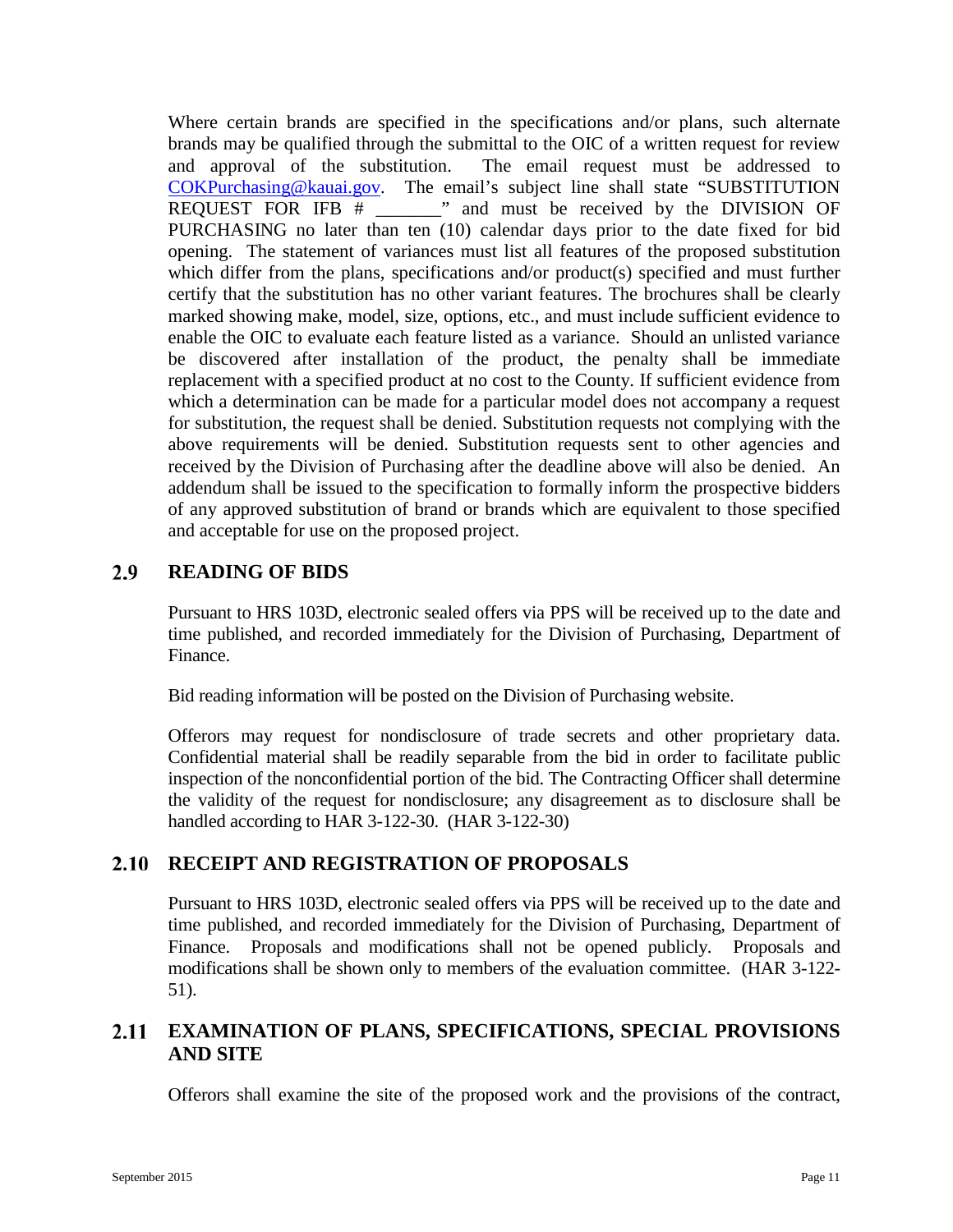Where certain brands are specified in the specifications and/or plans, such alternate brands may be qualified through the submittal to the OIC of a written request for review and approval of the substitution. The email request must be addressed to COKPurchasing@kauai.gov. The email's subject line shall state "SUBSTITUTION REQUEST FOR IFB # _______" and must be received by the DIVISION OF PURCHASING no later than ten (10) calendar days prior to the date fixed for bid opening. The statement of variances must list all features of the proposed substitution which differ from the plans, specifications and/or product(s) specified and must further certify that the substitution has no other variant features. The brochures shall be clearly marked showing make, model, size, options, etc., and must include sufficient evidence to enable the OIC to evaluate each feature listed as a variance. Should an unlisted variance be discovered after installation of the product, the penalty shall be immediate replacement with a specified product at no cost to the County. If sufficient evidence from which a determination can be made for a particular model does not accompany a request for substitution, the request shall be denied. Substitution requests not complying with the above requirements will be denied. Substitution requests sent to other agencies and received by the Division of Purchasing after the deadline above will also be denied. An addendum shall be issued to the specification to formally inform the prospective bidders of any approved substitution of brand or brands which are equivalent to those specified and acceptable for use on the proposed project.

## 2.9 READING OF BIDS

Pursuant to HRS 103D, electronic sealed offers via PPS will be received up to the date and time published, and recorded immediately for the Division of Purchasing, Department of Finance.

Bid reading information will be posted on the Division of Purchasing website.

Offerors may request for nondisclosure of trade secrets and other proprietary data. Confidential material shall be readily separable from the bid in order to facilitate public inspection of the nonconfidential portion of the bid. The Contracting Officer shall determine the validity of the request for nondisclosure; any disagreement as to disclosure shall be handled according to HAR 3-122-30. (HAR 3-122-30)

## 2.10 RECEIPT AND REGISTRATION OF PROPOSALS

Pursuant to HRS 103D, electronic sealed offers via PPS will be received up to the date and time published, and recorded immediately for the Division of Purchasing, Department of Finance. Proposals and modifications shall not be opened publicly. Proposals and modifications shall be shown only to members of the evaluation committee. (HAR 3-122-51).

## 2.11 EXAMINATION OF PLANS, SPECIFICATIONS, SPECIAL PROVISIONS AND SITE

Offerors shall examine the site of the proposed work and the provisions of the contract,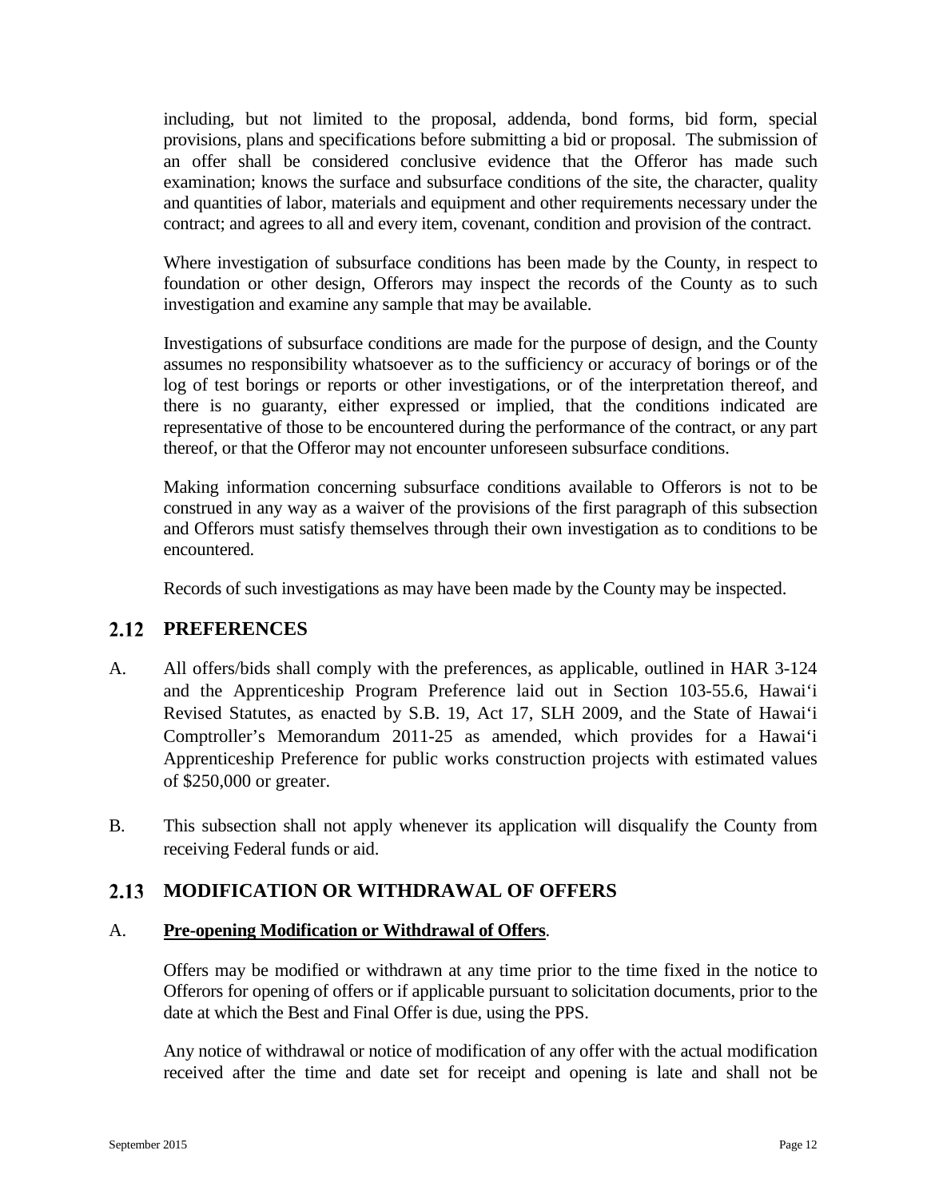including, but not limited to the proposal, addenda, bond forms, bid form, special provisions, plans and specifications before submitting a bid or proposal. The submission of an offer shall be considered conclusive evidence that the Offeror has made such examination; knows the surface and subsurface conditions of the site, the character, quality and quantities of labor, materials and equipment and other requirements necessary under the contract; and agrees to all and every item, covenant, condition and provision of the contract.

Where investigation of subsurface conditions has been made by the County, in respect to foundation or other design, Offerors may inspect the records of the County as to such investigation and examine any sample that may be available.

Investigations of subsurface conditions are made for the purpose of design, and the County assumes no responsibility whatsoever as to the sufficiency or accuracy of borings or of the log of test borings or reports or other investigations, or of the interpretation thereof, and there is no guaranty, either expressed or implied, that the conditions indicated are representative of those to be encountered during the performance of the contract, or any part thereof, or that the Offeror may not encounter unforeseen subsurface conditions.

Making information concerning subsurface conditions available to Offerors is not to be construed in any way as a waiver of the provisions of the first paragraph of this subsection and Offerors must satisfy themselves through their own investigation as to conditions to be encountered.

Records of such investigations as may have been made by the County may be inspected.

## 2.12 PREFERENCES

A. All offers/bids shall comply with the preferences, as applicable, outlined in HAR 3-124 and the Apprenticeship Program Preference laid out in Section 103-55.6, Hawai'i Revised Statutes, as enacted by S.B. 19, Act 17, SLH 2009, and the State of Hawai'i Comptroller's Memorandum 2011-25 as amended, which provides for a Hawai'i Apprenticeship Preference for public works construction projects with estimated values of $250,000 or greater.

B. This subsection shall not apply whenever its application will disqualify the County from receiving Federal funds or aid.

## 2.13 MODIFICATION OR WITHDRAWAL OF OFFERS

A. **Pre-opening Modification or Withdrawal of Offers**.

Offers may be modified or withdrawn at any time prior to the time fixed in the notice to Offerors for opening of offers or if applicable pursuant to solicitation documents, prior to the date at which the Best and Final Offer is due, using the PPS.

Any notice of withdrawal or notice of modification of any offer with the actual modification received after the time and date set for receipt and opening is late and shall not be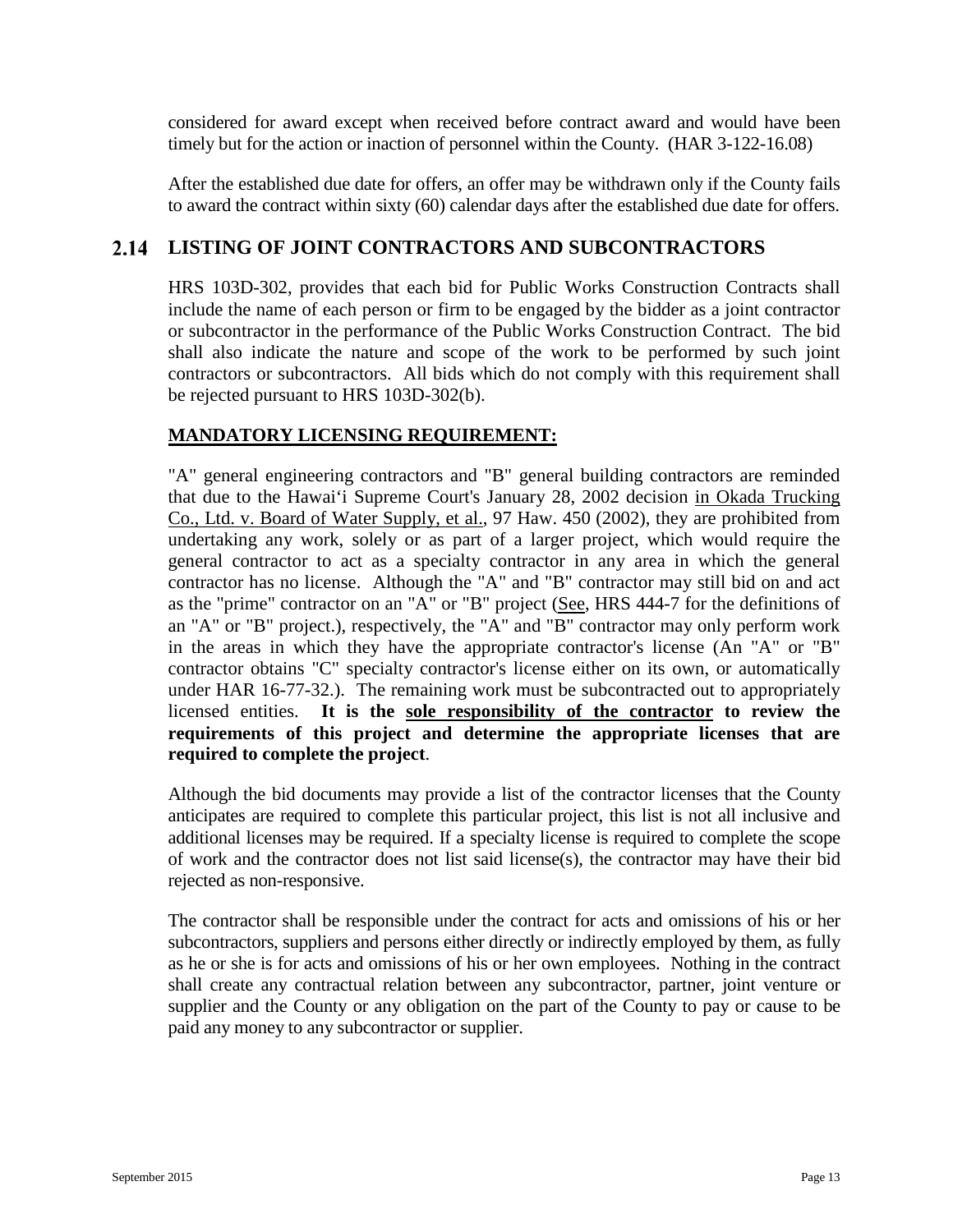considered for award except when received before contract award and would have been timely but for the action or inaction of personnel within the County. (HAR 3-122-16.08)

After the established due date for offers, an offer may be withdrawn only if the County fails to award the contract within sixty (60) calendar days after the established due date for offers.

## 2.14 LISTING OF JOINT CONTRACTORS AND SUBCONTRACTORS

HRS 103D-302, provides that each bid for Public Works Construction Contracts shall include the name of each person or firm to be engaged by the bidder as a joint contractor or subcontractor in the performance of the Public Works Construction Contract. The bid shall also indicate the nature and scope of the work to be performed by such joint contractors or subcontractors. All bids which do not comply with this requirement shall be rejected pursuant to HRS 103D-302(b).

**MANDATORY LICENSING REQUIREMENT:**

"A" general engineering contractors and "B" general building contractors are reminded that due to the Hawai'i Supreme Court's January 28, 2002 decision in Okada Trucking Co., Ltd. v. Board of Water Supply, et al., 97 Haw. 450 (2002), they are prohibited from undertaking any work, solely or as part of a larger project, which would require the general contractor to act as a specialty contractor in any area in which the general contractor has no license. Although the "A" and "B" contractor may still bid on and act as the "prime" contractor on an "A" or "B" project (See, HRS 444-7 for the definitions of an "A" or "B" project.), respectively, the "A" and "B" contractor may only perform work in the areas in which they have the appropriate contractor's license (An "A" or "B" contractor obtains "C" specialty contractor's license either on its own, or automatically under HAR 16-77-32.). The remaining work must be subcontracted out to appropriately licensed entities. **It is the sole responsibility of the contractor to review the requirements of this project and determine the appropriate licenses that are required to complete the project**.

Although the bid documents may provide a list of the contractor licenses that the County anticipates are required to complete this particular project, this list is not all inclusive and additional licenses may be required. If a specialty license is required to complete the scope of work and the contractor does not list said license(s), the contractor may have their bid rejected as non-responsive.

The contractor shall be responsible under the contract for acts and omissions of his or her subcontractors, suppliers and persons either directly or indirectly employed by them, as fully as he or she is for acts and omissions of his or her own employees. Nothing in the contract shall create any contractual relation between any subcontractor, partner, joint venture or supplier and the County or any obligation on the part of the County to pay or cause to be paid any money to any subcontractor or supplier.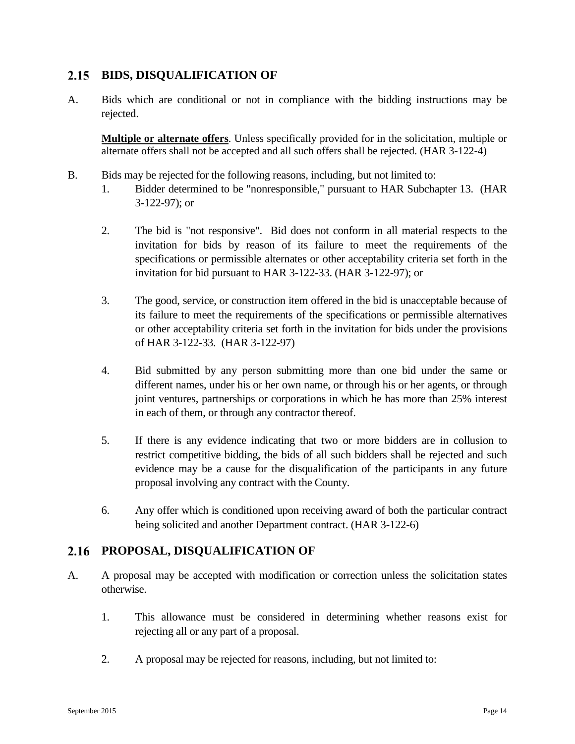## 2.15 BIDS, DISQUALIFICATION OF

A. Bids which are conditional or not in compliance with the bidding instructions may be rejected.

   **Multiple or alternate offers**. Unless specifically provided for in the solicitation, multiple or alternate offers shall not be accepted and all such offers shall be rejected. (HAR 3-122-4)

B. Bids may be rejected for the following reasons, including, but not limited to:

   1. Bidder determined to be "nonresponsible," pursuant to HAR Subchapter 13. (HAR 3-122-97); or

   2. The bid is "not responsive". Bid does not conform in all material respects to the invitation for bids by reason of its failure to meet the requirements of the specifications or permissible alternates or other acceptability criteria set forth in the invitation for bid pursuant to HAR 3-122-33. (HAR 3-122-97); or

   3. The good, service, or construction item offered in the bid is unacceptable because of its failure to meet the requirements of the specifications or permissible alternatives or other acceptability criteria set forth in the invitation for bids under the provisions of HAR 3-122-33. (HAR 3-122-97)

   4. Bid submitted by any person submitting more than one bid under the same or different names, under his or her own name, or through his or her agents, or through joint ventures, partnerships or corporations in which he has more than 25% interest in each of them, or through any contractor thereof.

   5. If there is any evidence indicating that two or more bidders are in collusion to restrict competitive bidding, the bids of all such bidders shall be rejected and such evidence may be a cause for the disqualification of the participants in any future proposal involving any contract with the County.

   6. Any offer which is conditioned upon receiving award of both the particular contract being solicited and another Department contract. (HAR 3-122-6)

## 2.16 PROPOSAL, DISQUALIFICATION OF

A. A proposal may be accepted with modification or correction unless the solicitation states otherwise.

   1. This allowance must be considered in determining whether reasons exist for rejecting all or any part of a proposal.

   2. A proposal may be rejected for reasons, including, but not limited to: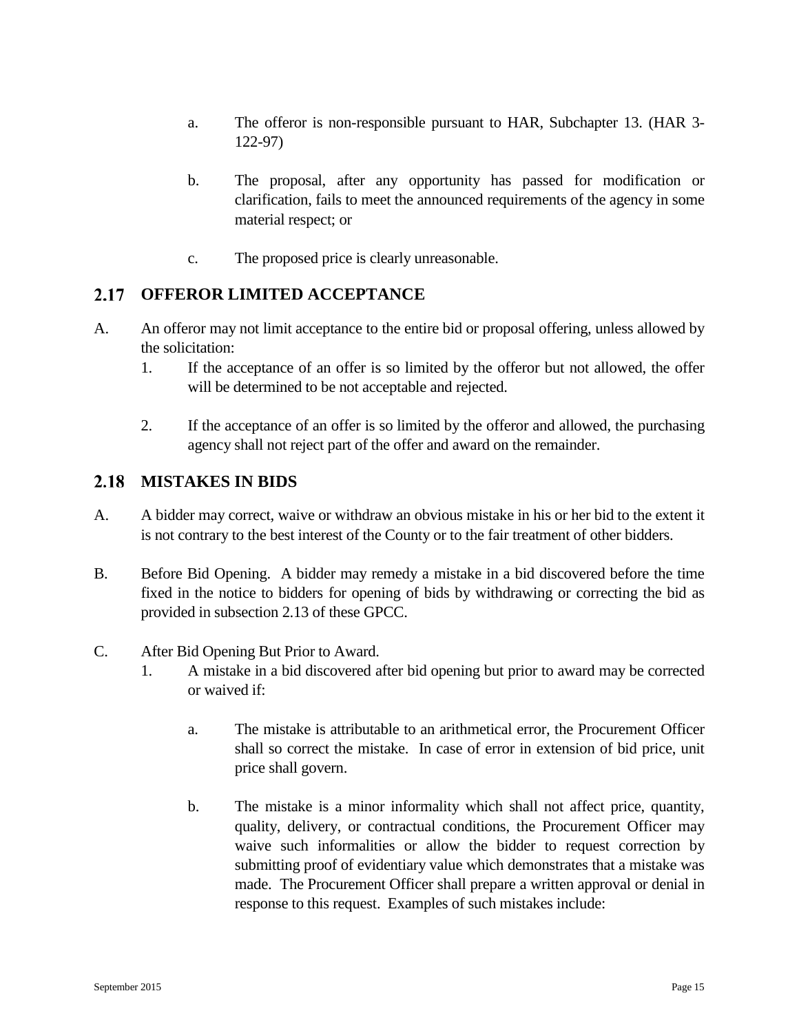a. The offeror is non-responsible pursuant to HAR, Subchapter 13. (HAR 3-122-97)

b. The proposal, after any opportunity has passed for modification or clarification, fails to meet the announced requirements of the agency in some material respect; or

c. The proposed price is clearly unreasonable.

## 2.17 OFFEROR LIMITED ACCEPTANCE

A. An offeror may not limit acceptance to the entire bid or proposal offering, unless allowed by the solicitation:

1. If the acceptance of an offer is so limited by the offeror but not allowed, the offer will be determined to be not acceptable and rejected.

2. If the acceptance of an offer is so limited by the offeror and allowed, the purchasing agency shall not reject part of the offer and award on the remainder.

## 2.18 MISTAKES IN BIDS

A. A bidder may correct, waive or withdraw an obvious mistake in his or her bid to the extent it is not contrary to the best interest of the County or to the fair treatment of other bidders.

B. Before Bid Opening. A bidder may remedy a mistake in a bid discovered before the time fixed in the notice to bidders for opening of bids by withdrawing or correcting the bid as provided in subsection 2.13 of these GPCC.

C. After Bid Opening But Prior to Award.

1. A mistake in a bid discovered after bid opening but prior to award may be corrected or waived if:

   a. The mistake is attributable to an arithmetical error, the Procurement Officer shall so correct the mistake. In case of error in extension of bid price, unit price shall govern.

   b. The mistake is a minor informality which shall not affect price, quantity, quality, delivery, or contractual conditions, the Procurement Officer may waive such informalities or allow the bidder to request correction by submitting proof of evidentiary value which demonstrates that a mistake was made. The Procurement Officer shall prepare a written approval or denial in response to this request. Examples of such mistakes include: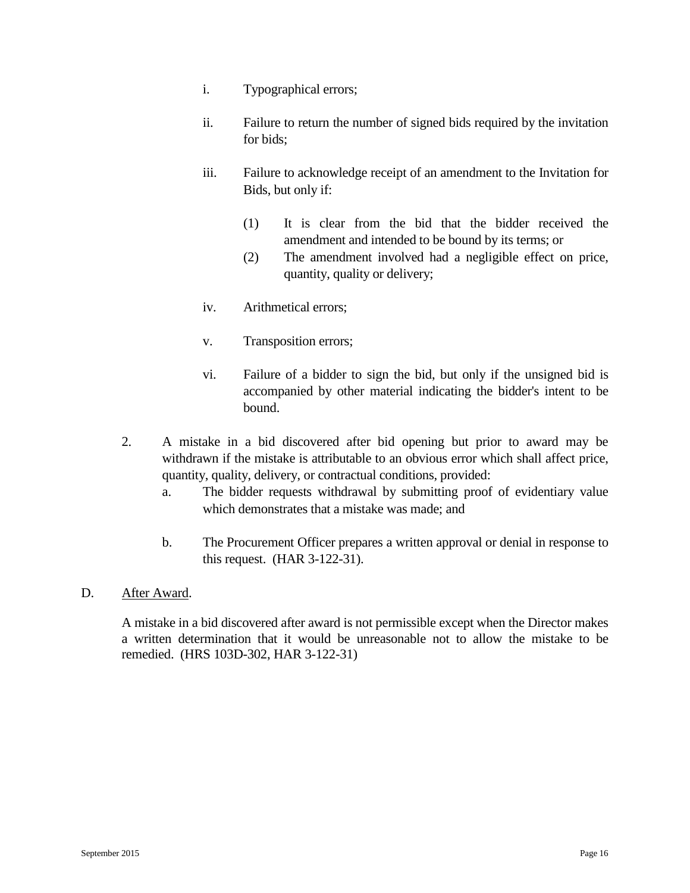i. Typographical errors;

ii. Failure to return the number of signed bids required by the invitation for bids;

iii. Failure to acknowledge receipt of an amendment to the Invitation for Bids, but only if:

   (1) It is clear from the bid that the bidder received the amendment and intended to be bound by its terms; or
   
   (2) The amendment involved had a negligible effect on price, quantity, quality or delivery;

iv. Arithmetical errors;

v. Transposition errors;

vi. Failure of a bidder to sign the bid, but only if the unsigned bid is accompanied by other material indicating the bidder's intent to be bound.

2. A mistake in a bid discovered after bid opening but prior to award may be withdrawn if the mistake is attributable to an obvious error which shall affect price, quantity, quality, delivery, or contractual conditions, provided:

   a. The bidder requests withdrawal by submitting proof of evidentiary value which demonstrates that a mistake was made; and

   b. The Procurement Officer prepares a written approval or denial in response to this request. (HAR 3-122-31).

D. After Award.

A mistake in a bid discovered after award is not permissible except when the Director makes a written determination that it would be unreasonable not to allow the mistake to be remedied. (HRS 103D-302, HAR 3-122-31)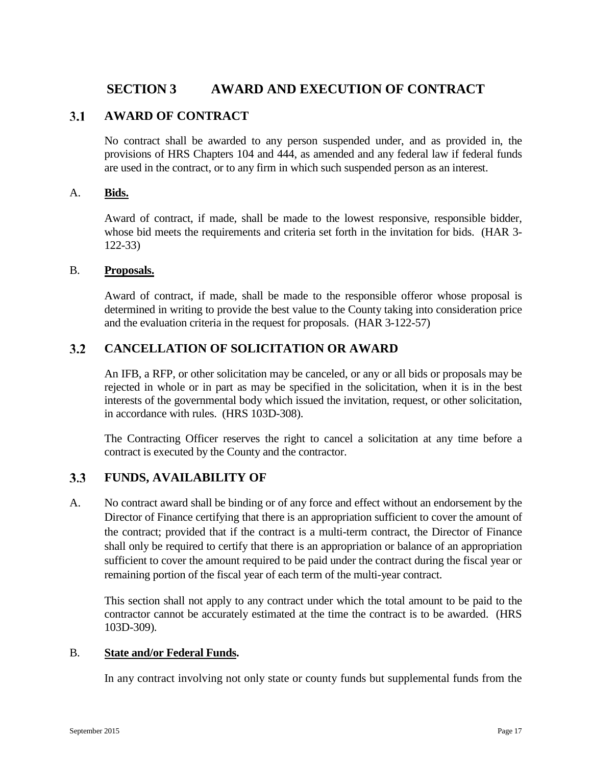# SECTION 3 AWARD AND EXECUTION OF CONTRACT

## 3.1 AWARD OF CONTRACT

No contract shall be awarded to any person suspended under, and as provided in, the provisions of HRS Chapters 104 and 444, as amended and any federal law if federal funds are used in the contract, or to any firm in which such suspended person as an interest.

A. **Bids.**

Award of contract, if made, shall be made to the lowest responsive, responsible bidder, whose bid meets the requirements and criteria set forth in the invitation for bids. (HAR 3-122-33)

B. **Proposals.**

Award of contract, if made, shall be made to the responsible offeror whose proposal is determined in writing to provide the best value to the County taking into consideration price and the evaluation criteria in the request for proposals. (HAR 3-122-57)

## 3.2 CANCELLATION OF SOLICITATION OR AWARD

An IFB, a RFP, or other solicitation may be canceled, or any or all bids or proposals may be rejected in whole or in part as may be specified in the solicitation, when it is in the best interests of the governmental body which issued the invitation, request, or other solicitation, in accordance with rules. (HRS 103D-308).

The Contracting Officer reserves the right to cancel a solicitation at any time before a contract is executed by the County and the contractor.

## 3.3 FUNDS, AVAILABILITY OF

A. No contract award shall be binding or of any force and effect without an endorsement by the Director of Finance certifying that there is an appropriation sufficient to cover the amount of the contract; provided that if the contract is a multi-term contract, the Director of Finance shall only be required to certify that there is an appropriation or balance of an appropriation sufficient to cover the amount required to be paid under the contract during the fiscal year or remaining portion of the fiscal year of each term of the multi-year contract.

This section shall not apply to any contract under which the total amount to be paid to the contractor cannot be accurately estimated at the time the contract is to be awarded. (HRS 103D-309).

B. **State and/or Federal Funds.**

In any contract involving not only state or county funds but supplemental funds from the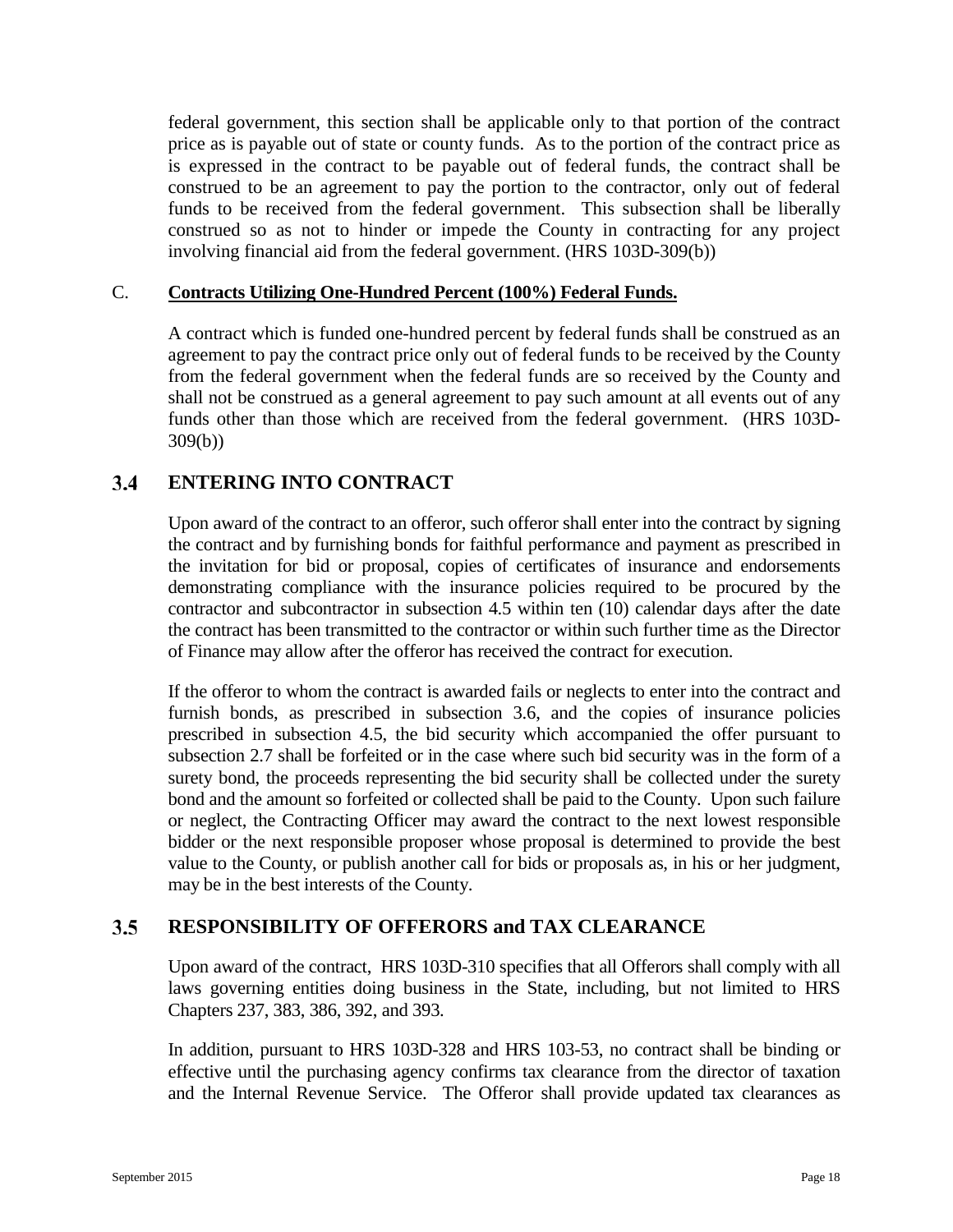federal government, this section shall be applicable only to that portion of the contract price as is payable out of state or county funds. As to the portion of the contract price as is expressed in the contract to be payable out of federal funds, the contract shall be construed to be an agreement to pay the portion to the contractor, only out of federal funds to be received from the federal government. This subsection shall be liberally construed so as not to hinder or impede the County in contracting for any project involving financial aid from the federal government. (HRS 103D-309(b))

C. **Contracts Utilizing One-Hundred Percent (100%) Federal Funds.**

A contract which is funded one-hundred percent by federal funds shall be construed as an agreement to pay the contract price only out of federal funds to be received by the County from the federal government when the federal funds are so received by the County and shall not be construed as a general agreement to pay such amount at all events out of any funds other than those which are received from the federal government. (HRS 103D-309(b))

## 3.4 ENTERING INTO CONTRACT

Upon award of the contract to an offeror, such offeror shall enter into the contract by signing the contract and by furnishing bonds for faithful performance and payment as prescribed in the invitation for bid or proposal, copies of certificates of insurance and endorsements demonstrating compliance with the insurance policies required to be procured by the contractor and subcontractor in subsection 4.5 within ten (10) calendar days after the date the contract has been transmitted to the contractor or within such further time as the Director of Finance may allow after the offeror has received the contract for execution.

If the offeror to whom the contract is awarded fails or neglects to enter into the contract and furnish bonds, as prescribed in subsection 3.6, and the copies of insurance policies prescribed in subsection 4.5, the bid security which accompanied the offer pursuant to subsection 2.7 shall be forfeited or in the case where such bid security was in the form of a surety bond, the proceeds representing the bid security shall be collected under the surety bond and the amount so forfeited or collected shall be paid to the County. Upon such failure or neglect, the Contracting Officer may award the contract to the next lowest responsible bidder or the next responsible proposer whose proposal is determined to provide the best value to the County, or publish another call for bids or proposals as, in his or her judgment, may be in the best interests of the County.

## 3.5 RESPONSIBILITY OF OFFERORS and TAX CLEARANCE

Upon award of the contract, HRS 103D-310 specifies that all Offerors shall comply with all laws governing entities doing business in the State, including, but not limited to HRS Chapters 237, 383, 386, 392, and 393.

In addition, pursuant to HRS 103D-328 and HRS 103-53, no contract shall be binding or effective until the purchasing agency confirms tax clearance from the director of taxation and the Internal Revenue Service. The Offeror shall provide updated tax clearances as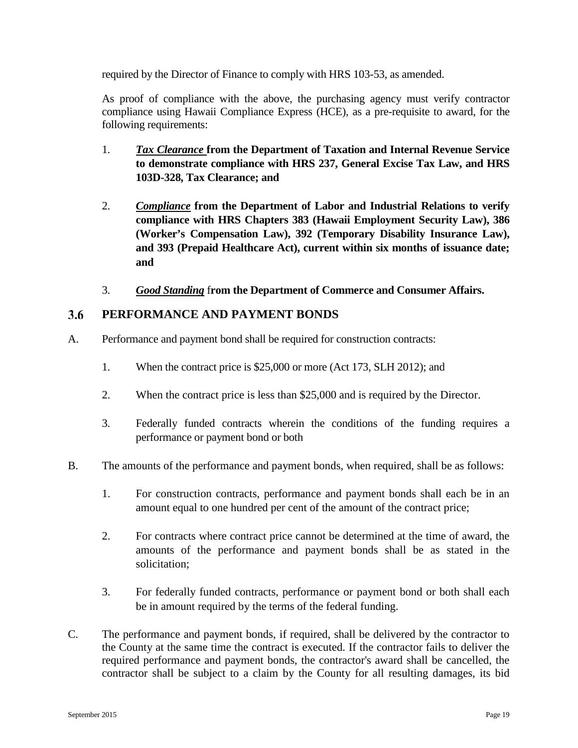required by the Director of Finance to comply with HRS 103-53, as amended.

As proof of compliance with the above, the purchasing agency must verify contractor compliance using Hawaii Compliance Express (HCE), as a pre-requisite to award, for the following requirements:

1. ***Tax Clearance*** **from the Department of Taxation and Internal Revenue Service to demonstrate compliance with HRS 237, General Excise Tax Law, and HRS 103D-328, Tax Clearance; and**

2. ***Compliance*** **from the Department of Labor and Industrial Relations to verify compliance with HRS Chapters 383 (Hawaii Employment Security Law), 386 (Worker's Compensation Law), 392 (Temporary Disability Insurance Law), and 393 (Prepaid Healthcare Act), current within six months of issuance date; and**

3. ***Good Standing*** **from the Department of Commerce and Consumer Affairs.**

## 3.6 PERFORMANCE AND PAYMENT BONDS

A. Performance and payment bond shall be required for construction contracts:

   1. When the contract price is $25,000 or more (Act 173, SLH 2012); and

   2. When the contract price is less than $25,000 and is required by the Director.

   3. Federally funded contracts wherein the conditions of the funding requires a performance or payment bond or both

B. The amounts of the performance and payment bonds, when required, shall be as follows:

   1. For construction contracts, performance and payment bonds shall each be in an amount equal to one hundred per cent of the amount of the contract price;

   2. For contracts where contract price cannot be determined at the time of award, the amounts of the performance and payment bonds shall be as stated in the solicitation;

   3. For federally funded contracts, performance or payment bond or both shall each be in amount required by the terms of the federal funding.

C. The performance and payment bonds, if required, shall be delivered by the contractor to the County at the same time the contract is executed. If the contractor fails to deliver the required performance and payment bonds, the contractor's award shall be cancelled, the contractor shall be subject to a claim by the County for all resulting damages, its bid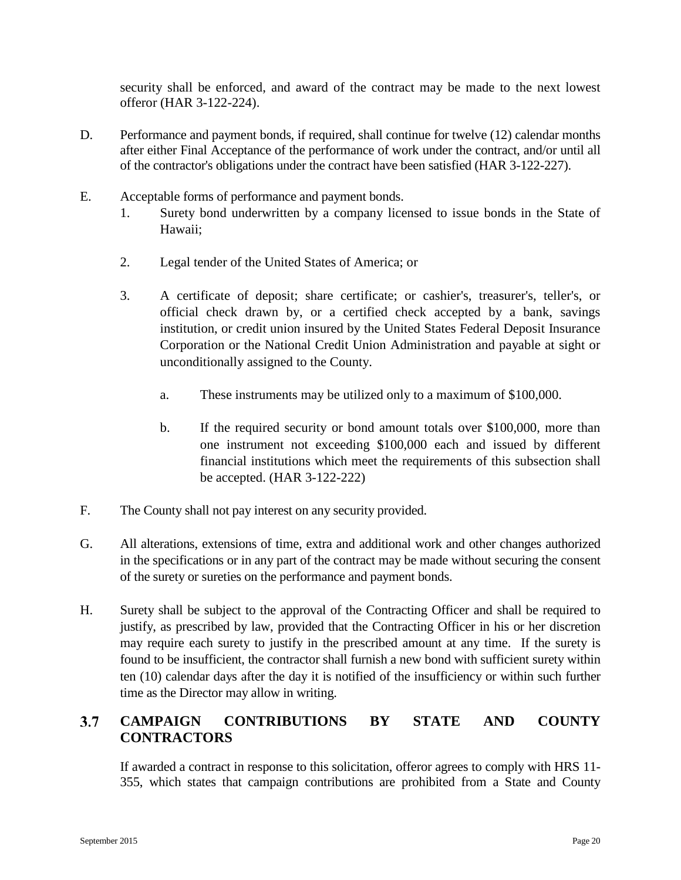security shall be enforced, and award of the contract may be made to the next lowest offeror (HAR 3-122-224).

D. Performance and payment bonds, if required, shall continue for twelve (12) calendar months after either Final Acceptance of the performance of work under the contract, and/or until all of the contractor's obligations under the contract have been satisfied (HAR 3-122-227).

E. Acceptable forms of performance and payment bonds.

   1. Surety bond underwritten by a company licensed to issue bonds in the State of Hawaii;

   2. Legal tender of the United States of America; or

   3. A certificate of deposit; share certificate; or cashier's, treasurer's, teller's, or official check drawn by, or a certified check accepted by a bank, savings institution, or credit union insured by the United States Federal Deposit Insurance Corporation or the National Credit Union Administration and payable at sight or unconditionally assigned to the County.

      a. These instruments may be utilized only to a maximum of $100,000.

      b. If the required security or bond amount totals over $100,000, more than one instrument not exceeding $100,000 each and issued by different financial institutions which meet the requirements of this subsection shall be accepted. (HAR 3-122-222)

F. The County shall not pay interest on any security provided.

G. All alterations, extensions of time, extra and additional work and other changes authorized in the specifications or in any part of the contract may be made without securing the consent of the surety or sureties on the performance and payment bonds.

H. Surety shall be subject to the approval of the Contracting Officer and shall be required to justify, as prescribed by law, provided that the Contracting Officer in his or her discretion may require each surety to justify in the prescribed amount at any time. If the surety is found to be insufficient, the contractor shall furnish a new bond with sufficient surety within ten (10) calendar days after the day it is notified of the insufficiency or within such further time as the Director may allow in writing.

## 3.7 CAMPAIGN CONTRIBUTIONS BY STATE AND COUNTY CONTRACTORS

If awarded a contract in response to this solicitation, offeror agrees to comply with HRS 11-355, which states that campaign contributions are prohibited from a State and County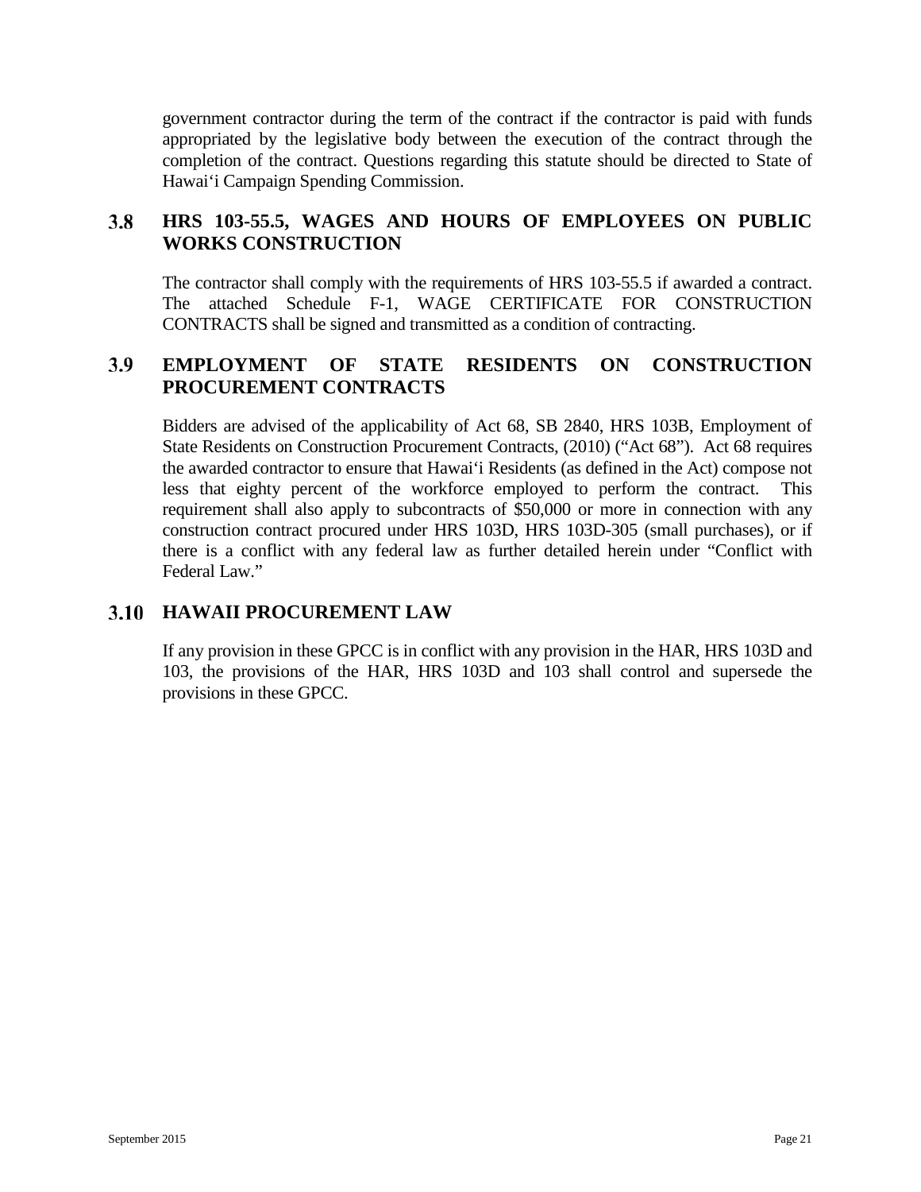government contractor during the term of the contract if the contractor is paid with funds appropriated by the legislative body between the execution of the contract through the completion of the contract. Questions regarding this statute should be directed to State of Hawai‘i Campaign Spending Commission.

## 3.8 HRS 103-55.5, WAGES AND HOURS OF EMPLOYEES ON PUBLIC WORKS CONSTRUCTION

The contractor shall comply with the requirements of HRS 103-55.5 if awarded a contract. The attached Schedule F-1, WAGE CERTIFICATE FOR CONSTRUCTION CONTRACTS shall be signed and transmitted as a condition of contracting.

## 3.9 EMPLOYMENT OF STATE RESIDENTS ON CONSTRUCTION PROCUREMENT CONTRACTS

Bidders are advised of the applicability of Act 68, SB 2840, HRS 103B, Employment of State Residents on Construction Procurement Contracts, (2010) (“Act 68”). Act 68 requires the awarded contractor to ensure that Hawai‘i Residents (as defined in the Act) compose not less that eighty percent of the workforce employed to perform the contract. This requirement shall also apply to subcontracts of $50,000 or more in connection with any construction contract procured under HRS 103D, HRS 103D-305 (small purchases), or if there is a conflict with any federal law as further detailed herein under “Conflict with Federal Law.”

## 3.10 HAWAII PROCUREMENT LAW

If any provision in these GPCC is in conflict with any provision in the HAR, HRS 103D and 103, the provisions of the HAR, HRS 103D and 103 shall control and supersede the provisions in these GPCC.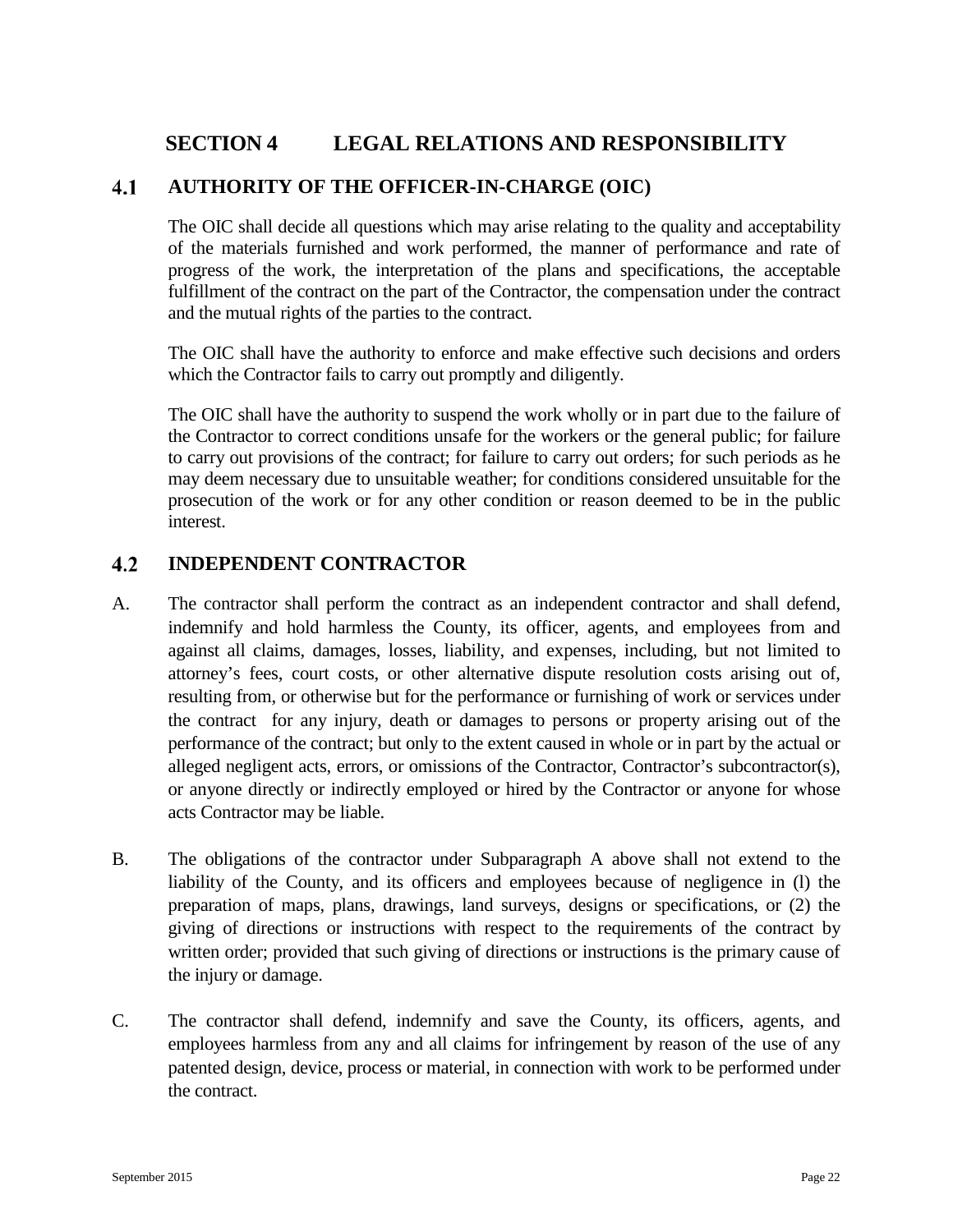# SECTION 4 LEGAL RELATIONS AND RESPONSIBILITY

## 4.1 AUTHORITY OF THE OFFICER-IN-CHARGE (OIC)

The OIC shall decide all questions which may arise relating to the quality and acceptability of the materials furnished and work performed, the manner of performance and rate of progress of the work, the interpretation of the plans and specifications, the acceptable fulfillment of the contract on the part of the Contractor, the compensation under the contract and the mutual rights of the parties to the contract.

The OIC shall have the authority to enforce and make effective such decisions and orders which the Contractor fails to carry out promptly and diligently.

The OIC shall have the authority to suspend the work wholly or in part due to the failure of the Contractor to correct conditions unsafe for the workers or the general public; for failure to carry out provisions of the contract; for failure to carry out orders; for such periods as he may deem necessary due to unsuitable weather; for conditions considered unsuitable for the prosecution of the work or for any other condition or reason deemed to be in the public interest.

## 4.2 INDEPENDENT CONTRACTOR

A. The contractor shall perform the contract as an independent contractor and shall defend, indemnify and hold harmless the County, its officer, agents, and employees from and against all claims, damages, losses, liability, and expenses, including, but not limited to attorney's fees, court costs, or other alternative dispute resolution costs arising out of, resulting from, or otherwise but for the performance or furnishing of work or services under the contract for any injury, death or damages to persons or property arising out of the performance of the contract; but only to the extent caused in whole or in part by the actual or alleged negligent acts, errors, or omissions of the Contractor, Contractor's subcontractor(s), or anyone directly or indirectly employed or hired by the Contractor or anyone for whose acts Contractor may be liable.

B. The obligations of the contractor under Subparagraph A above shall not extend to the liability of the County, and its officers and employees because of negligence in (l) the preparation of maps, plans, drawings, land surveys, designs or specifications, or (2) the giving of directions or instructions with respect to the requirements of the contract by written order; provided that such giving of directions or instructions is the primary cause of the injury or damage.

C. The contractor shall defend, indemnify and save the County, its officers, agents, and employees harmless from any and all claims for infringement by reason of the use of any patented design, device, process or material, in connection with work to be performed under the contract.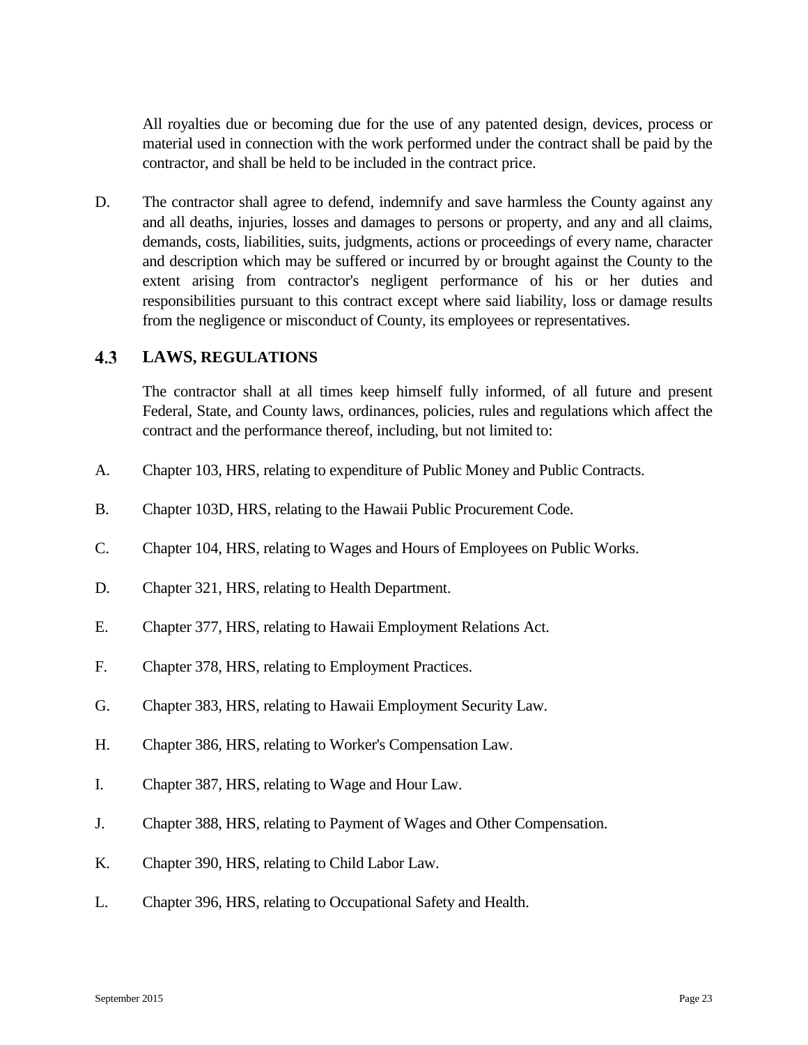All royalties due or becoming due for the use of any patented design, devices, process or material used in connection with the work performed under the contract shall be paid by the contractor, and shall be held to be included in the contract price.

D. The contractor shall agree to defend, indemnify and save harmless the County against any and all deaths, injuries, losses and damages to persons or property, and any and all claims, demands, costs, liabilities, suits, judgments, actions or proceedings of every name, character and description which may be suffered or incurred by or brought against the County to the extent arising from contractor's negligent performance of his or her duties and responsibilities pursuant to this contract except where said liability, loss or damage results from the negligence or misconduct of County, its employees or representatives.

## 4.3 LAWS, REGULATIONS

The contractor shall at all times keep himself fully informed, of all future and present Federal, State, and County laws, ordinances, policies, rules and regulations which affect the contract and the performance thereof, including, but not limited to:

A. Chapter 103, HRS, relating to expenditure of Public Money and Public Contracts.

B. Chapter 103D, HRS, relating to the Hawaii Public Procurement Code.

C. Chapter 104, HRS, relating to Wages and Hours of Employees on Public Works.

D. Chapter 321, HRS, relating to Health Department.

E. Chapter 377, HRS, relating to Hawaii Employment Relations Act.

F. Chapter 378, HRS, relating to Employment Practices.

G. Chapter 383, HRS, relating to Hawaii Employment Security Law.

H. Chapter 386, HRS, relating to Worker's Compensation Law.

I. Chapter 387, HRS, relating to Wage and Hour Law.

J. Chapter 388, HRS, relating to Payment of Wages and Other Compensation.

K. Chapter 390, HRS, relating to Child Labor Law.

L. Chapter 396, HRS, relating to Occupational Safety and Health.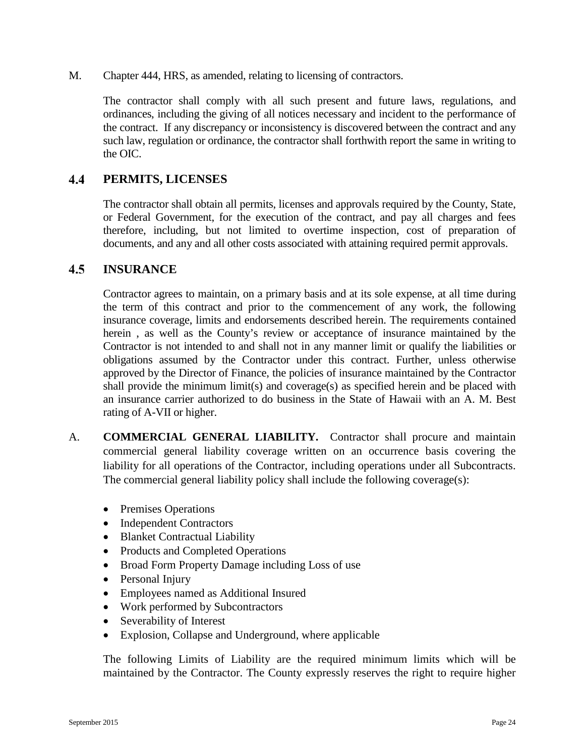M. Chapter 444, HRS, as amended, relating to licensing of contractors.

The contractor shall comply with all such present and future laws, regulations, and ordinances, including the giving of all notices necessary and incident to the performance of the contract. If any discrepancy or inconsistency is discovered between the contract and any such law, regulation or ordinance, the contractor shall forthwith report the same in writing to the OIC.

## 4.4 PERMITS, LICENSES

The contractor shall obtain all permits, licenses and approvals required by the County, State, or Federal Government, for the execution of the contract, and pay all charges and fees therefore, including, but not limited to overtime inspection, cost of preparation of documents, and any and all other costs associated with attaining required permit approvals.

## 4.5 INSURANCE

Contractor agrees to maintain, on a primary basis and at its sole expense, at all time during the term of this contract and prior to the commencement of any work, the following insurance coverage, limits and endorsements described herein. The requirements contained herein , as well as the County's review or acceptance of insurance maintained by the Contractor is not intended to and shall not in any manner limit or qualify the liabilities or obligations assumed by the Contractor under this contract. Further, unless otherwise approved by the Director of Finance, the policies of insurance maintained by the Contractor shall provide the minimum limit(s) and coverage(s) as specified herein and be placed with an insurance carrier authorized to do business in the State of Hawaii with an A. M. Best rating of A-VII or higher.

A. **COMMERCIAL GENERAL LIABILITY.** Contractor shall procure and maintain commercial general liability coverage written on an occurrence basis covering the liability for all operations of the Contractor, including operations under all Subcontracts. The commercial general liability policy shall include the following coverage(s):

- Premises Operations
- Independent Contractors
- Blanket Contractual Liability
- Products and Completed Operations
- Broad Form Property Damage including Loss of use
- Personal Injury
- Employees named as Additional Insured
- Work performed by Subcontractors
- Severability of Interest
- Explosion, Collapse and Underground, where applicable

The following Limits of Liability are the required minimum limits which will be maintained by the Contractor. The County expressly reserves the right to require higher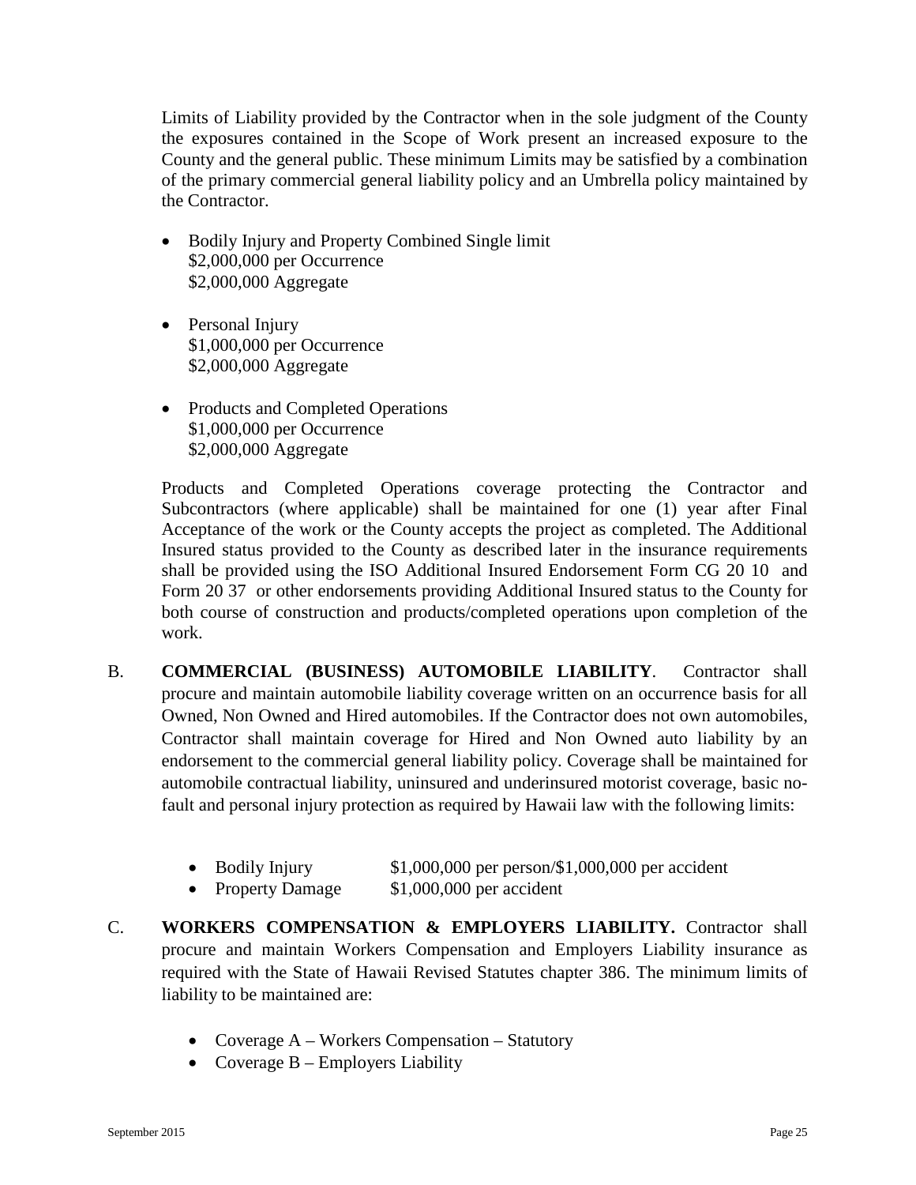Limits of Liability provided by the Contractor when in the sole judgment of the County the exposures contained in the Scope of Work present an increased exposure to the County and the general public. These minimum Limits may be satisfied by a combination of the primary commercial general liability policy and an Umbrella policy maintained by the Contractor.

- Bodily Injury and Property Combined Single limit  
  $2,000,000 per Occurrence  
  $2,000,000 Aggregate

- Personal Injury  
  $1,000,000 per Occurrence  
  $2,000,000 Aggregate

- Products and Completed Operations  
  $1,000,000 per Occurrence  
  $2,000,000 Aggregate

Products and Completed Operations coverage protecting the Contractor and Subcontractors (where applicable) shall be maintained for one (1) year after Final Acceptance of the work or the County accepts the project as completed. The Additional Insured status provided to the County as described later in the insurance requirements shall be provided using the ISO Additional Insured Endorsement Form CG 20 10 and Form 20 37 or other endorsements providing Additional Insured status to the County for both course of construction and products/completed operations upon completion of the work.

B. **COMMERCIAL (BUSINESS) AUTOMOBILE LIABILITY**. Contractor shall procure and maintain automobile liability coverage written on an occurrence basis for all Owned, Non Owned and Hired automobiles. If the Contractor does not own automobiles, Contractor shall maintain coverage for Hired and Non Owned auto liability by an endorsement to the commercial general liability policy. Coverage shall be maintained for automobile contractual liability, uninsured and underinsured motorist coverage, basic no-fault and personal injury protection as required by Hawaii law with the following limits:

- Bodily Injury $1,000,000 per person/$1,000,000 per accident
- Property Damage $1,000,000 per accident

C. **WORKERS COMPENSATION & EMPLOYERS LIABILITY.** Contractor shall procure and maintain Workers Compensation and Employers Liability insurance as required with the State of Hawaii Revised Statutes chapter 386. The minimum limits of liability to be maintained are:

- Coverage A – Workers Compensation – Statutory
- Coverage B – Employers Liability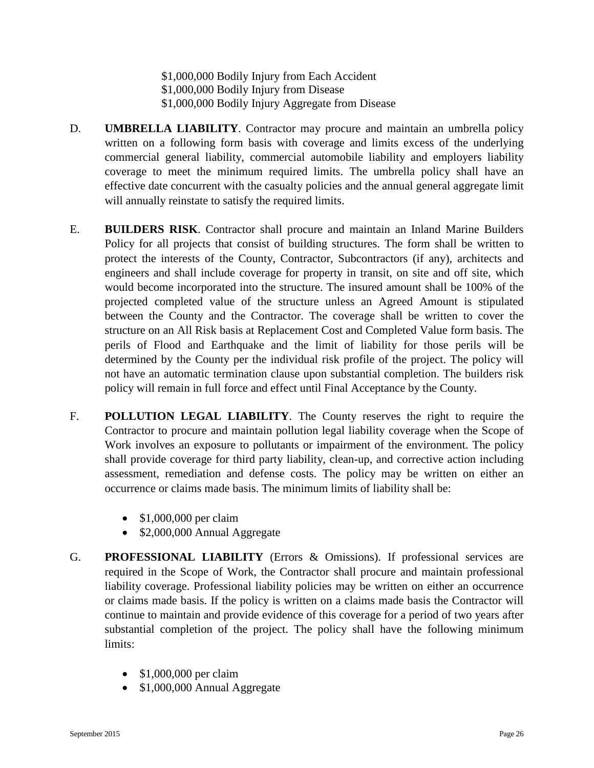$1,000,000 Bodily Injury from Each Accident
$1,000,000 Bodily Injury from Disease
$1,000,000 Bodily Injury Aggregate from Disease

D. **UMBRELLA LIABILITY**. Contractor may procure and maintain an umbrella policy written on a following form basis with coverage and limits excess of the underlying commercial general liability, commercial automobile liability and employers liability coverage to meet the minimum required limits. The umbrella policy shall have an effective date concurrent with the casualty policies and the annual general aggregate limit will annually reinstate to satisfy the required limits.

E. **BUILDERS RISK**. Contractor shall procure and maintain an Inland Marine Builders Policy for all projects that consist of building structures. The form shall be written to protect the interests of the County, Contractor, Subcontractors (if any), architects and engineers and shall include coverage for property in transit, on site and off site, which would become incorporated into the structure. The insured amount shall be 100% of the projected completed value of the structure unless an Agreed Amount is stipulated between the County and the Contractor. The coverage shall be written to cover the structure on an All Risk basis at Replacement Cost and Completed Value form basis. The perils of Flood and Earthquake and the limit of liability for those perils will be determined by the County per the individual risk profile of the project. The policy will not have an automatic termination clause upon substantial completion. The builders risk policy will remain in full force and effect until Final Acceptance by the County.

F. **POLLUTION LEGAL LIABILITY**. The County reserves the right to require the Contractor to procure and maintain pollution legal liability coverage when the Scope of Work involves an exposure to pollutants or impairment of the environment. The policy shall provide coverage for third party liability, clean-up, and corrective action including assessment, remediation and defense costs. The policy may be written on either an occurrence or claims made basis. The minimum limits of liability shall be:

- $1,000,000 per claim
- $2,000,000 Annual Aggregate

G. **PROFESSIONAL LIABILITY** (Errors & Omissions). If professional services are required in the Scope of Work, the Contractor shall procure and maintain professional liability coverage. Professional liability policies may be written on either an occurrence or claims made basis. If the policy is written on a claims made basis the Contractor will continue to maintain and provide evidence of this coverage for a period of two years after substantial completion of the project. The policy shall have the following minimum limits:

- $1,000,000 per claim
- $1,000,000 Annual Aggregate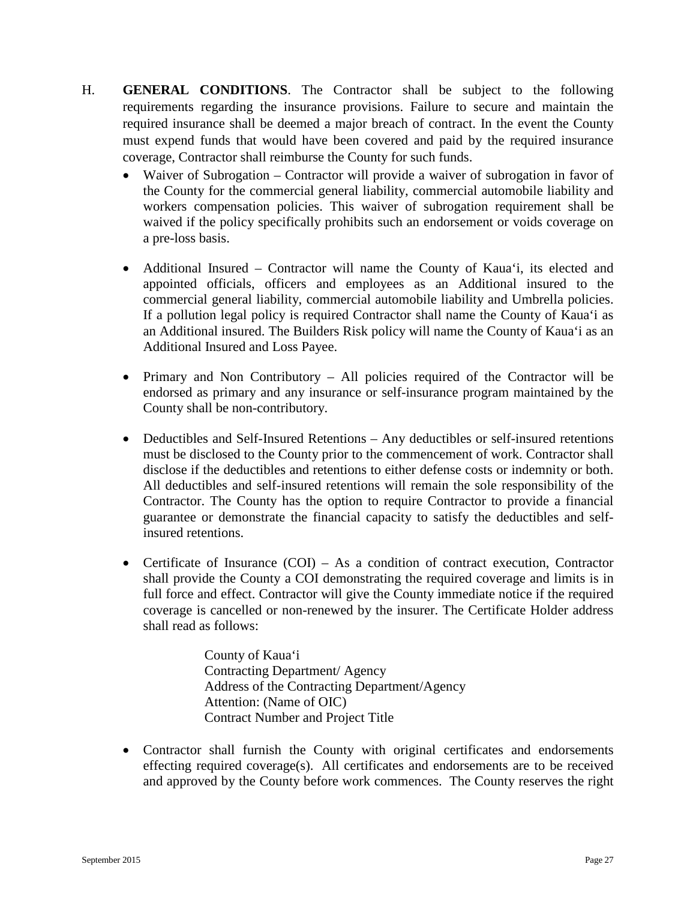H. **GENERAL CONDITIONS**. The Contractor shall be subject to the following requirements regarding the insurance provisions. Failure to secure and maintain the required insurance shall be deemed a major breach of contract. In the event the County must expend funds that would have been covered and paid by the required insurance coverage, Contractor shall reimburse the County for such funds.

- Waiver of Subrogation – Contractor will provide a waiver of subrogation in favor of the County for the commercial general liability, commercial automobile liability and workers compensation policies. This waiver of subrogation requirement shall be waived if the policy specifically prohibits such an endorsement or voids coverage on a pre-loss basis.

- Additional Insured – Contractor will name the County of Kauaʻi, its elected and appointed officials, officers and employees as an Additional insured to the commercial general liability, commercial automobile liability and Umbrella policies. If a pollution legal policy is required Contractor shall name the County of Kauaʻi as an Additional insured. The Builders Risk policy will name the County of Kauaʻi as an Additional Insured and Loss Payee.

- Primary and Non Contributory – All policies required of the Contractor will be endorsed as primary and any insurance or self-insurance program maintained by the County shall be non-contributory.

- Deductibles and Self-Insured Retentions – Any deductibles or self-insured retentions must be disclosed to the County prior to the commencement of work. Contractor shall disclose if the deductibles and retentions to either defense costs or indemnity or both. All deductibles and self-insured retentions will remain the sole responsibility of the Contractor. The County has the option to require Contractor to provide a financial guarantee or demonstrate the financial capacity to satisfy the deductibles and self-insured retentions.

- Certificate of Insurance (COI) – As a condition of contract execution, Contractor shall provide the County a COI demonstrating the required coverage and limits is in full force and effect. Contractor will give the County immediate notice if the required coverage is cancelled or non-renewed by the insurer. The Certificate Holder address shall read as follows:

  County of Kauaʻi
  Contracting Department/ Agency
  Address of the Contracting Department/Agency
  Attention: (Name of OIC)
  Contract Number and Project Title

- Contractor shall furnish the County with original certificates and endorsements effecting required coverage(s). All certificates and endorsements are to be received and approved by the County before work commences. The County reserves the right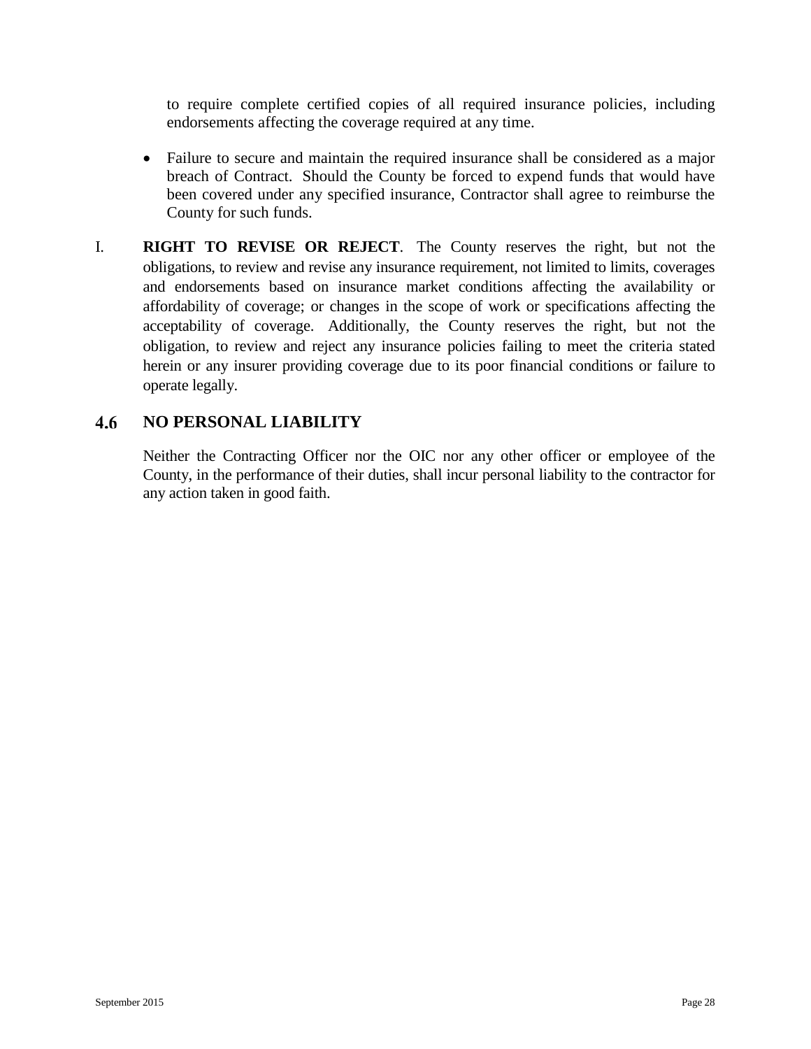to require complete certified copies of all required insurance policies, including endorsements affecting the coverage required at any time.

- Failure to secure and maintain the required insurance shall be considered as a major breach of Contract. Should the County be forced to expend funds that would have been covered under any specified insurance, Contractor shall agree to reimburse the County for such funds.

I. **RIGHT TO REVISE OR REJECT**. The County reserves the right, but not the obligations, to review and revise any insurance requirement, not limited to limits, coverages and endorsements based on insurance market conditions affecting the availability or affordability of coverage; or changes in the scope of work or specifications affecting the acceptability of coverage. Additionally, the County reserves the right, but not the obligation, to review and reject any insurance policies failing to meet the criteria stated herein or any insurer providing coverage due to its poor financial conditions or failure to operate legally.

## 4.6 NO PERSONAL LIABILITY

Neither the Contracting Officer nor the OIC nor any other officer or employee of the County, in the performance of their duties, shall incur personal liability to the contractor for any action taken in good faith.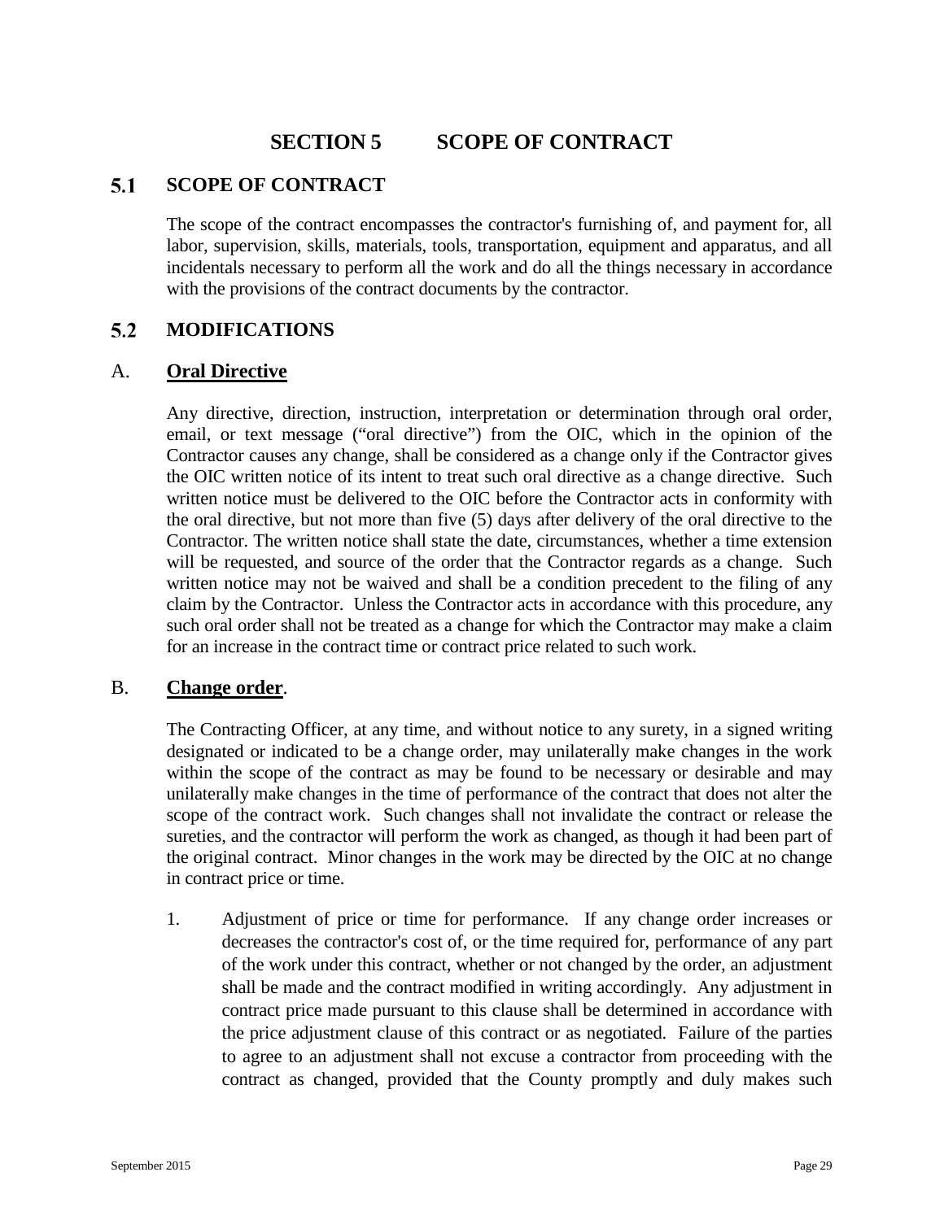# SECTION 5 SCOPE OF CONTRACT

## 5.1 SCOPE OF CONTRACT

The scope of the contract encompasses the contractor's furnishing of, and payment for, all labor, supervision, skills, materials, tools, transportation, equipment and apparatus, and all incidentals necessary to perform all the work and do all the things necessary in accordance with the provisions of the contract documents by the contractor.

## 5.2 MODIFICATIONS

### A. **Oral Directive**

Any directive, direction, instruction, interpretation or determination through oral order, email, or text message ("oral directive") from the OIC, which in the opinion of the Contractor causes any change, shall be considered as a change only if the Contractor gives the OIC written notice of its intent to treat such oral directive as a change directive. Such written notice must be delivered to the OIC before the Contractor acts in conformity with the oral directive, but not more than five (5) days after delivery of the oral directive to the Contractor. The written notice shall state the date, circumstances, whether a time extension will be requested, and source of the order that the Contractor regards as a change. Such written notice may not be waived and shall be a condition precedent to the filing of any claim by the Contractor. Unless the Contractor acts in accordance with this procedure, any such oral order shall not be treated as a change for which the Contractor may make a claim for an increase in the contract time or contract price related to such work.

### B. **Change order**.

The Contracting Officer, at any time, and without notice to any surety, in a signed writing designated or indicated to be a change order, may unilaterally make changes in the work within the scope of the contract as may be found to be necessary or desirable and may unilaterally make changes in the time of performance of the contract that does not alter the scope of the contract work. Such changes shall not invalidate the contract or release the sureties, and the contractor will perform the work as changed, as though it had been part of the original contract. Minor changes in the work may be directed by the OIC at no change in contract price or time.

1. Adjustment of price or time for performance. If any change order increases or decreases the contractor's cost of, or the time required for, performance of any part of the work under this contract, whether or not changed by the order, an adjustment shall be made and the contract modified in writing accordingly. Any adjustment in contract price made pursuant to this clause shall be determined in accordance with the price adjustment clause of this contract or as negotiated. Failure of the parties to agree to an adjustment shall not excuse a contractor from proceeding with the contract as changed, provided that the County promptly and duly makes such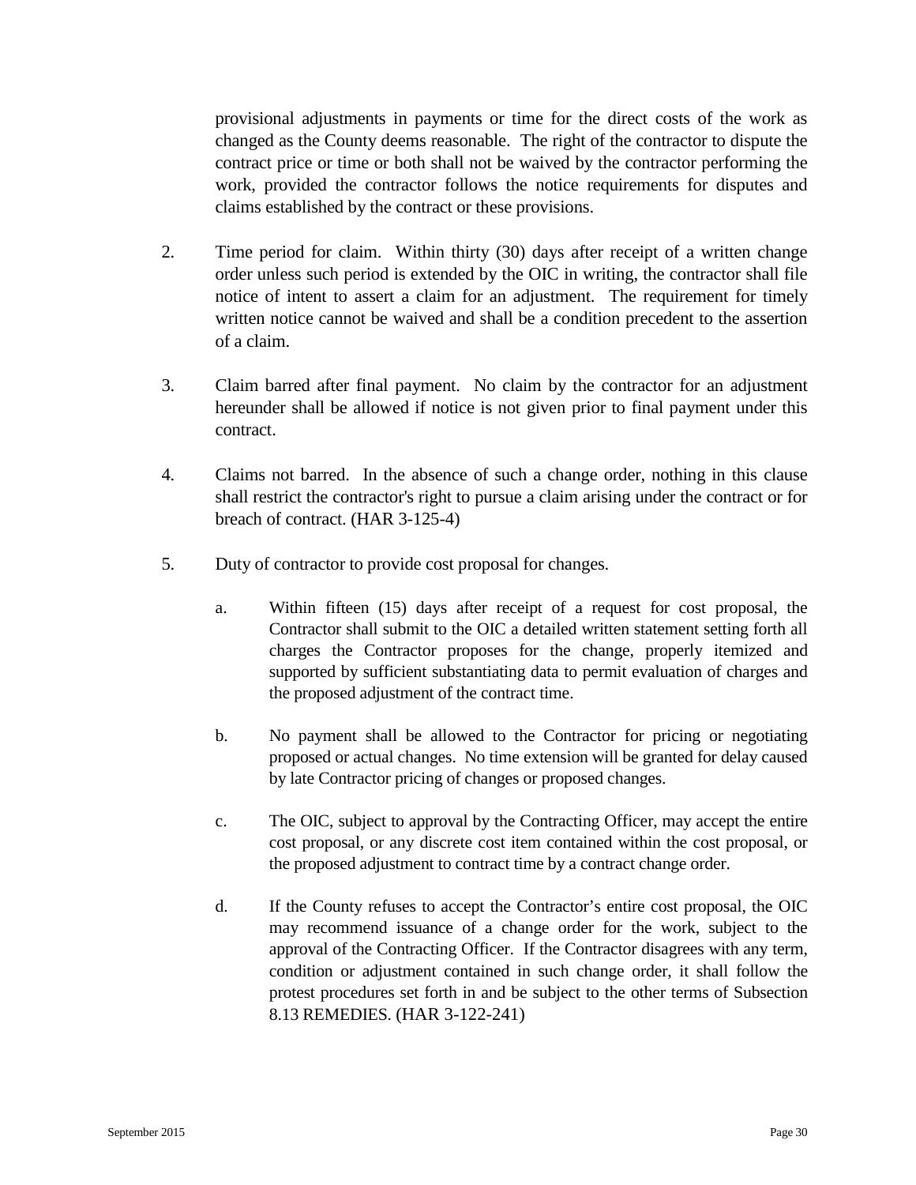provisional adjustments in payments or time for the direct costs of the work as changed as the County deems reasonable. The right of the contractor to dispute the contract price or time or both shall not be waived by the contractor performing the work, provided the contractor follows the notice requirements for disputes and claims established by the contract or these provisions.

2. Time period for claim. Within thirty (30) days after receipt of a written change order unless such period is extended by the OIC in writing, the contractor shall file notice of intent to assert a claim for an adjustment. The requirement for timely written notice cannot be waived and shall be a condition precedent to the assertion of a claim.

3. Claim barred after final payment. No claim by the contractor for an adjustment hereunder shall be allowed if notice is not given prior to final payment under this contract.

4. Claims not barred. In the absence of such a change order, nothing in this clause shall restrict the contractor's right to pursue a claim arising under the contract or for breach of contract. (HAR 3-125-4)

5. Duty of contractor to provide cost proposal for changes.

   a. Within fifteen (15) days after receipt of a request for cost proposal, the Contractor shall submit to the OIC a detailed written statement setting forth all charges the Contractor proposes for the change, properly itemized and supported by sufficient substantiating data to permit evaluation of charges and the proposed adjustment of the contract time.

   b. No payment shall be allowed to the Contractor for pricing or negotiating proposed or actual changes. No time extension will be granted for delay caused by late Contractor pricing of changes or proposed changes.

   c. The OIC, subject to approval by the Contracting Officer, may accept the entire cost proposal, or any discrete cost item contained within the cost proposal, or the proposed adjustment to contract time by a contract change order.

   d. If the County refuses to accept the Contractor's entire cost proposal, the OIC may recommend issuance of a change order for the work, subject to the approval of the Contracting Officer. If the Contractor disagrees with any term, condition or adjustment contained in such change order, it shall follow the protest procedures set forth in and be subject to the other terms of Subsection 8.13 REMEDIES. (HAR 3-122-241)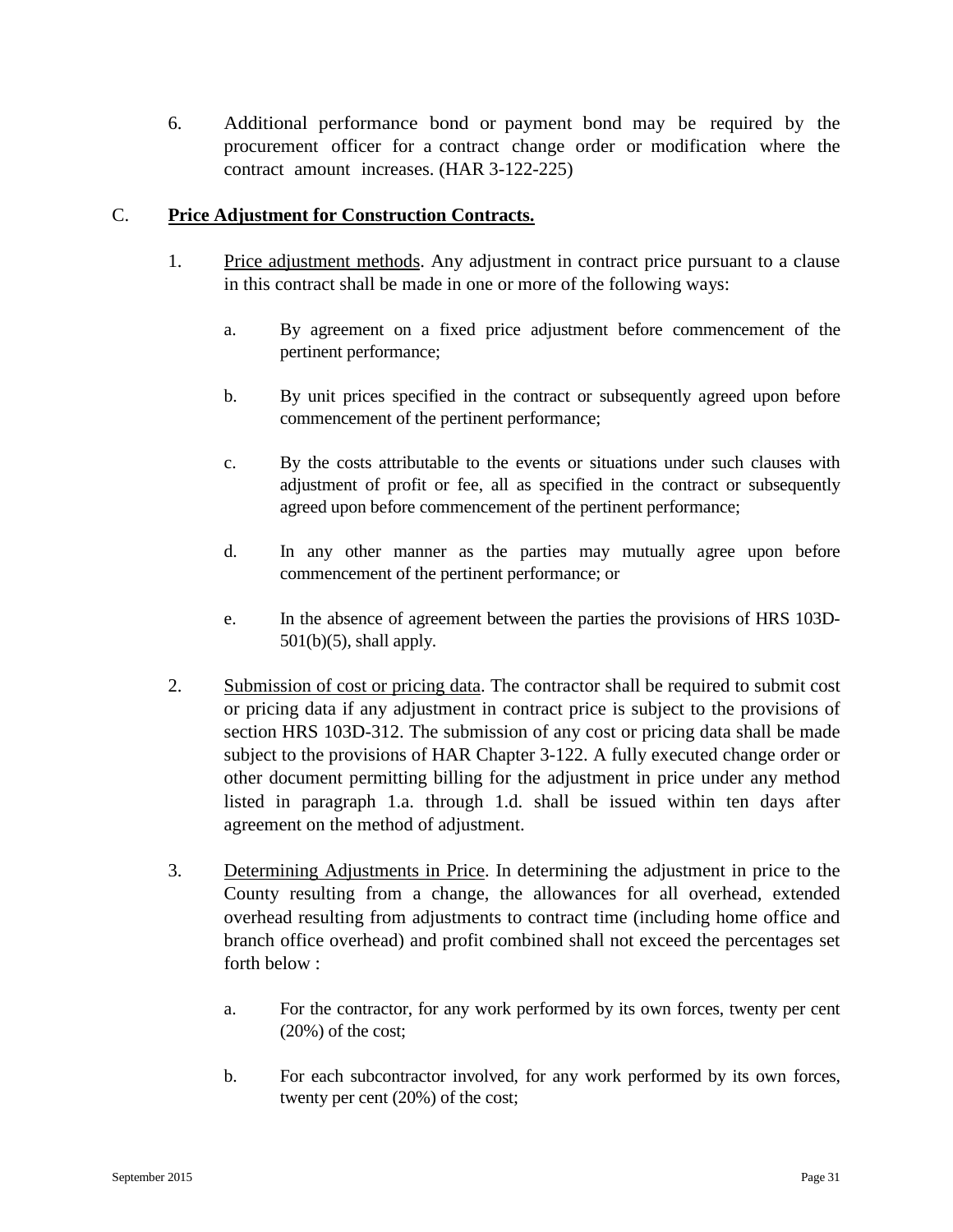6. Additional performance bond or payment bond may be required by the procurement officer for a contract change order or modification where the contract amount increases. (HAR 3-122-225)

C. **<u>Price Adjustment for Construction Contracts.</u>**

1. <u>Price adjustment methods</u>. Any adjustment in contract price pursuant to a clause in this contract shall be made in one or more of the following ways:

   a. By agreement on a fixed price adjustment before commencement of the pertinent performance;

   b. By unit prices specified in the contract or subsequently agreed upon before commencement of the pertinent performance;

   c. By the costs attributable to the events or situations under such clauses with adjustment of profit or fee, all as specified in the contract or subsequently agreed upon before commencement of the pertinent performance;

   d. In any other manner as the parties may mutually agree upon before commencement of the pertinent performance; or

   e. In the absence of agreement between the parties the provisions of HRS 103D-501(b)(5), shall apply.

2. <u>Submission of cost or pricing data</u>. The contractor shall be required to submit cost or pricing data if any adjustment in contract price is subject to the provisions of section HRS 103D-312. The submission of any cost or pricing data shall be made subject to the provisions of HAR Chapter 3-122. A fully executed change order or other document permitting billing for the adjustment in price under any method listed in paragraph 1.a. through 1.d. shall be issued within ten days after agreement on the method of adjustment.

3. <u>Determining Adjustments in Price</u>. In determining the adjustment in price to the County resulting from a change, the allowances for all overhead, extended overhead resulting from adjustments to contract time (including home office and branch office overhead) and profit combined shall not exceed the percentages set forth below :

   a. For the contractor, for any work performed by its own forces, twenty per cent (20%) of the cost;

   b. For each subcontractor involved, for any work performed by its own forces, twenty per cent (20%) of the cost;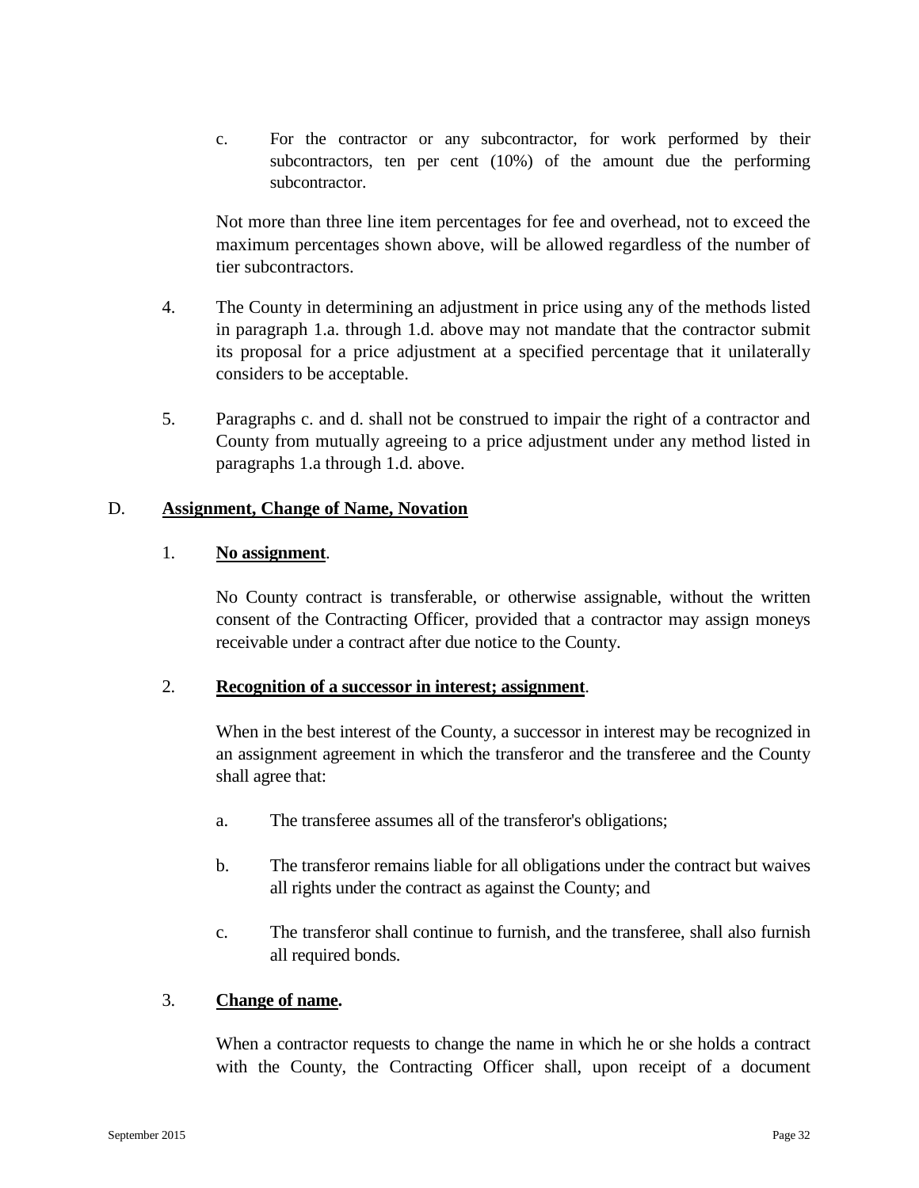c. For the contractor or any subcontractor, for work performed by their subcontractors, ten per cent (10%) of the amount due the performing subcontractor.

Not more than three line item percentages for fee and overhead, not to exceed the maximum percentages shown above, will be allowed regardless of the number of tier subcontractors.

4. The County in determining an adjustment in price using any of the methods listed in paragraph 1.a. through 1.d. above may not mandate that the contractor submit its proposal for a price adjustment at a specified percentage that it unilaterally considers to be acceptable.

5. Paragraphs c. and d. shall not be construed to impair the right of a contractor and County from mutually agreeing to a price adjustment under any method listed in paragraphs 1.a through 1.d. above.

D. **Assignment, Change of Name, Novation**

1. **No assignment**.

No County contract is transferable, or otherwise assignable, without the written consent of the Contracting Officer, provided that a contractor may assign moneys receivable under a contract after due notice to the County.

2. **Recognition of a successor in interest; assignment**.

When in the best interest of the County, a successor in interest may be recognized in an assignment agreement in which the transferor and the transferee and the County shall agree that:

a. The transferee assumes all of the transferor's obligations;

b. The transferor remains liable for all obligations under the contract but waives all rights under the contract as against the County; and

c. The transferor shall continue to furnish, and the transferee, shall also furnish all required bonds.

3. **Change of name.**

When a contractor requests to change the name in which he or she holds a contract with the County, the Contracting Officer shall, upon receipt of a document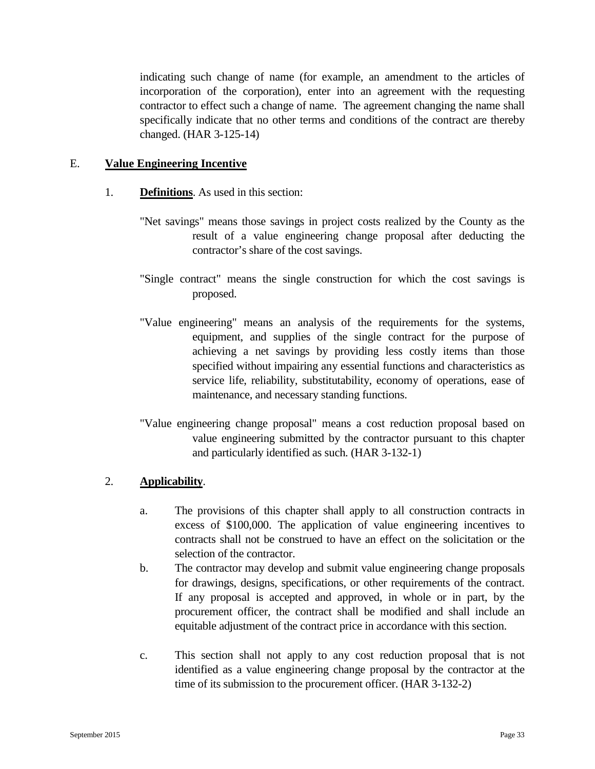indicating such change of name (for example, an amendment to the articles of incorporation of the corporation), enter into an agreement with the requesting contractor to effect such a change of name. The agreement changing the name shall specifically indicate that no other terms and conditions of the contract are thereby changed. (HAR 3-125-14)

## E. Value Engineering Incentive

1. **Definitions**. As used in this section:

   "Net savings" means those savings in project costs realized by the County as the result of a value engineering change proposal after deducting the contractor's share of the cost savings.

   "Single contract" means the single construction for which the cost savings is proposed.

   "Value engineering" means an analysis of the requirements for the systems, equipment, and supplies of the single contract for the purpose of achieving a net savings by providing less costly items than those specified without impairing any essential functions and characteristics as service life, reliability, substitutability, economy of operations, ease of maintenance, and necessary standing functions.

   "Value engineering change proposal" means a cost reduction proposal based on value engineering submitted by the contractor pursuant to this chapter and particularly identified as such. (HAR 3-132-1)

2. **Applicability**.

   a. The provisions of this chapter shall apply to all construction contracts in excess of $100,000. The application of value engineering incentives to contracts shall not be construed to have an effect on the solicitation or the selection of the contractor.

   b. The contractor may develop and submit value engineering change proposals for drawings, designs, specifications, or other requirements of the contract. If any proposal is accepted and approved, in whole or in part, by the procurement officer, the contract shall be modified and shall include an equitable adjustment of the contract price in accordance with this section.

   c. This section shall not apply to any cost reduction proposal that is not identified as a value engineering change proposal by the contractor at the time of its submission to the procurement officer. (HAR 3-132-2)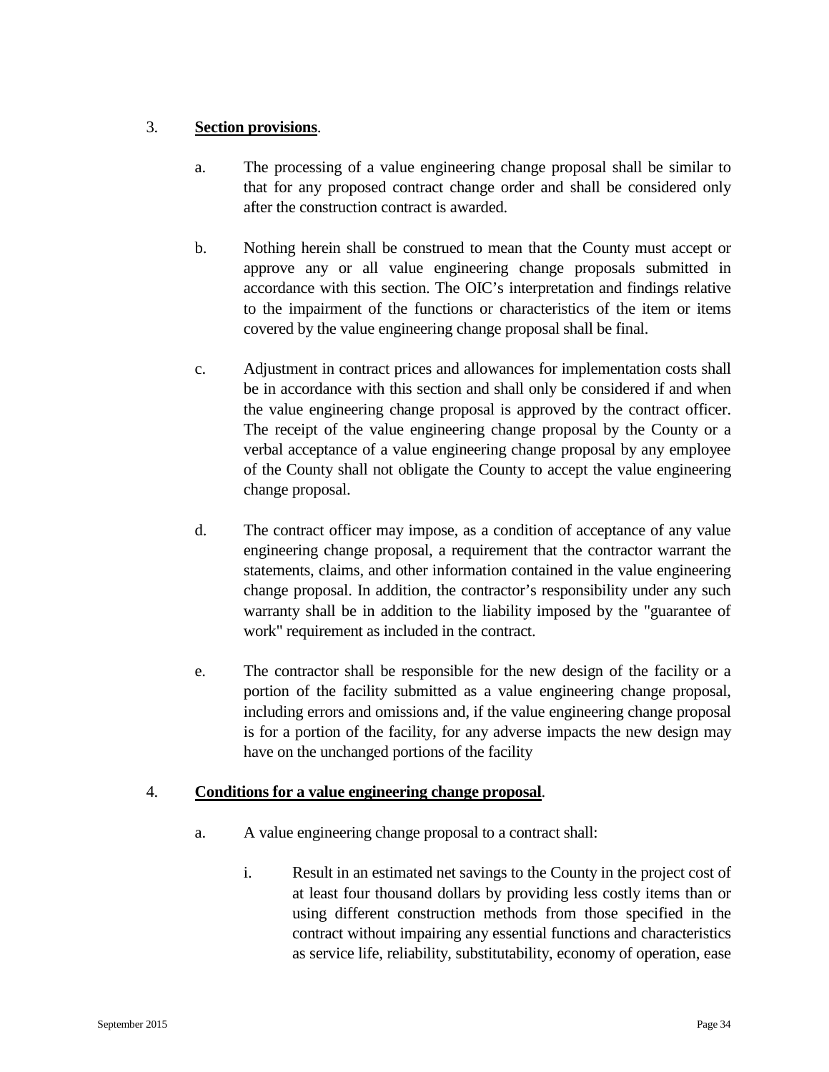3. **Section provisions**.

   a. The processing of a value engineering change proposal shall be similar to that for any proposed contract change order and shall be considered only after the construction contract is awarded.

   b. Nothing herein shall be construed to mean that the County must accept or approve any or all value engineering change proposals submitted in accordance with this section. The OIC's interpretation and findings relative to the impairment of the functions or characteristics of the item or items covered by the value engineering change proposal shall be final.

   c. Adjustment in contract prices and allowances for implementation costs shall be in accordance with this section and shall only be considered if and when the value engineering change proposal is approved by the contract officer. The receipt of the value engineering change proposal by the County or a verbal acceptance of a value engineering change proposal by any employee of the County shall not obligate the County to accept the value engineering change proposal.

   d. The contract officer may impose, as a condition of acceptance of any value engineering change proposal, a requirement that the contractor warrant the statements, claims, and other information contained in the value engineering change proposal. In addition, the contractor's responsibility under any such warranty shall be in addition to the liability imposed by the "guarantee of work" requirement as included in the contract.

   e. The contractor shall be responsible for the new design of the facility or a portion of the facility submitted as a value engineering change proposal, including errors and omissions and, if the value engineering change proposal is for a portion of the facility, for any adverse impacts the new design may have on the unchanged portions of the facility

4. **Conditions for a value engineering change proposal**.

   a. A value engineering change proposal to a contract shall:

      i. Result in an estimated net savings to the County in the project cost of at least four thousand dollars by providing less costly items than or using different construction methods from those specified in the contract without impairing any essential functions and characteristics as service life, reliability, substitutability, economy of operation, ease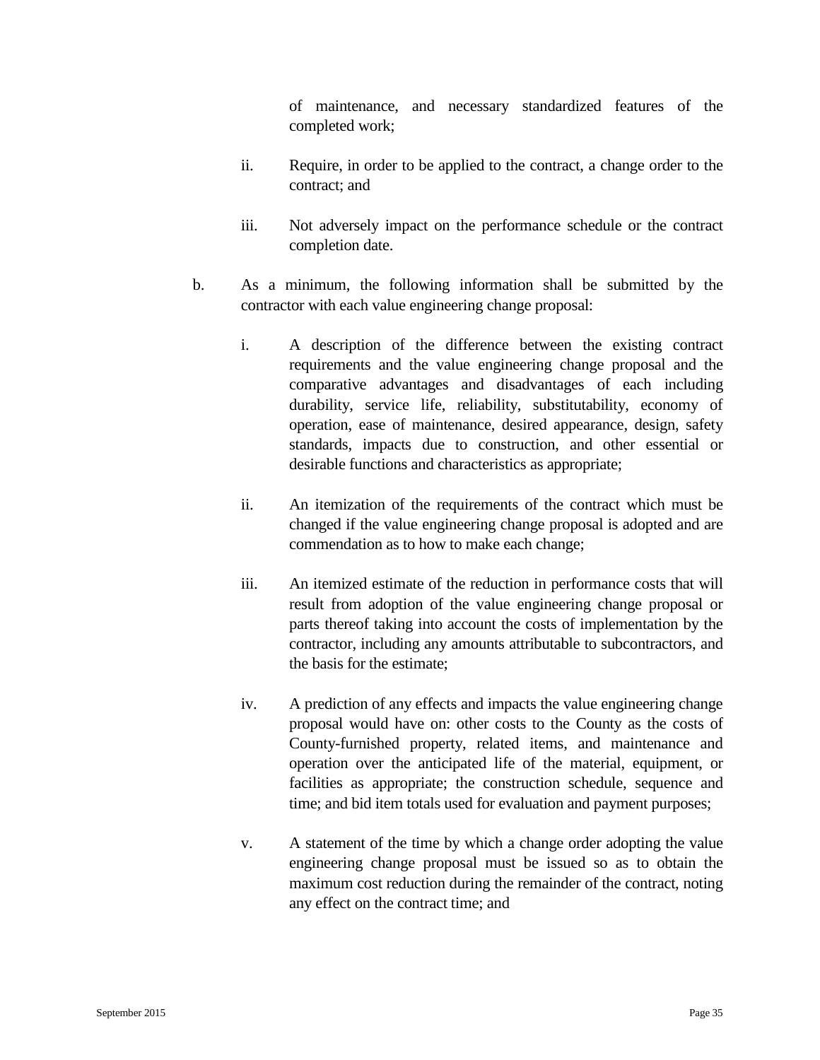of maintenance, and necessary standardized features of the completed work;

ii. Require, in order to be applied to the contract, a change order to the contract; and

iii. Not adversely impact on the performance schedule or the contract completion date.

b. As a minimum, the following information shall be submitted by the contractor with each value engineering change proposal:

   i. A description of the difference between the existing contract requirements and the value engineering change proposal and the comparative advantages and disadvantages of each including durability, service life, reliability, substitutability, economy of operation, ease of maintenance, desired appearance, design, safety standards, impacts due to construction, and other essential or desirable functions and characteristics as appropriate;

   ii. An itemization of the requirements of the contract which must be changed if the value engineering change proposal is adopted and are commendation as to how to make each change;

   iii. An itemized estimate of the reduction in performance costs that will result from adoption of the value engineering change proposal or parts thereof taking into account the costs of implementation by the contractor, including any amounts attributable to subcontractors, and the basis for the estimate;

   iv. A prediction of any effects and impacts the value engineering change proposal would have on: other costs to the County as the costs of County-furnished property, related items, and maintenance and operation over the anticipated life of the material, equipment, or facilities as appropriate; the construction schedule, sequence and time; and bid item totals used for evaluation and payment purposes;

   v. A statement of the time by which a change order adopting the value engineering change proposal must be issued so as to obtain the maximum cost reduction during the remainder of the contract, noting any effect on the contract time; and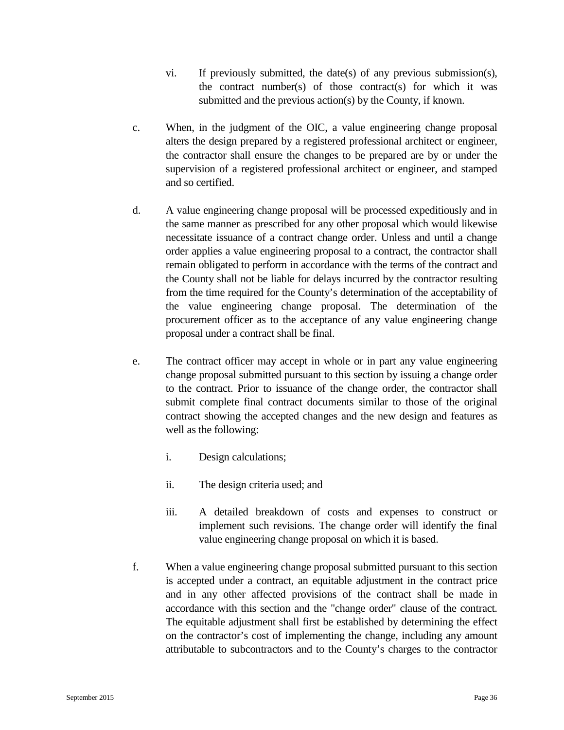vi. If previously submitted, the date(s) of any previous submission(s), the contract number(s) of those contract(s) for which it was submitted and the previous action(s) by the County, if known.

c. When, in the judgment of the OIC, a value engineering change proposal alters the design prepared by a registered professional architect or engineer, the contractor shall ensure the changes to be prepared are by or under the supervision of a registered professional architect or engineer, and stamped and so certified.

d. A value engineering change proposal will be processed expeditiously and in the same manner as prescribed for any other proposal which would likewise necessitate issuance of a contract change order. Unless and until a change order applies a value engineering proposal to a contract, the contractor shall remain obligated to perform in accordance with the terms of the contract and the County shall not be liable for delays incurred by the contractor resulting from the time required for the County's determination of the acceptability of the value engineering change proposal. The determination of the procurement officer as to the acceptance of any value engineering change proposal under a contract shall be final.

e. The contract officer may accept in whole or in part any value engineering change proposal submitted pursuant to this section by issuing a change order to the contract. Prior to issuance of the change order, the contractor shall submit complete final contract documents similar to those of the original contract showing the accepted changes and the new design and features as well as the following:

   i. Design calculations;

   ii. The design criteria used; and

   iii. A detailed breakdown of costs and expenses to construct or implement such revisions. The change order will identify the final value engineering change proposal on which it is based.

f. When a value engineering change proposal submitted pursuant to this section is accepted under a contract, an equitable adjustment in the contract price and in any other affected provisions of the contract shall be made in accordance with this section and the "change order" clause of the contract. The equitable adjustment shall first be established by determining the effect on the contractor's cost of implementing the change, including any amount attributable to subcontractors and to the County's charges to the contractor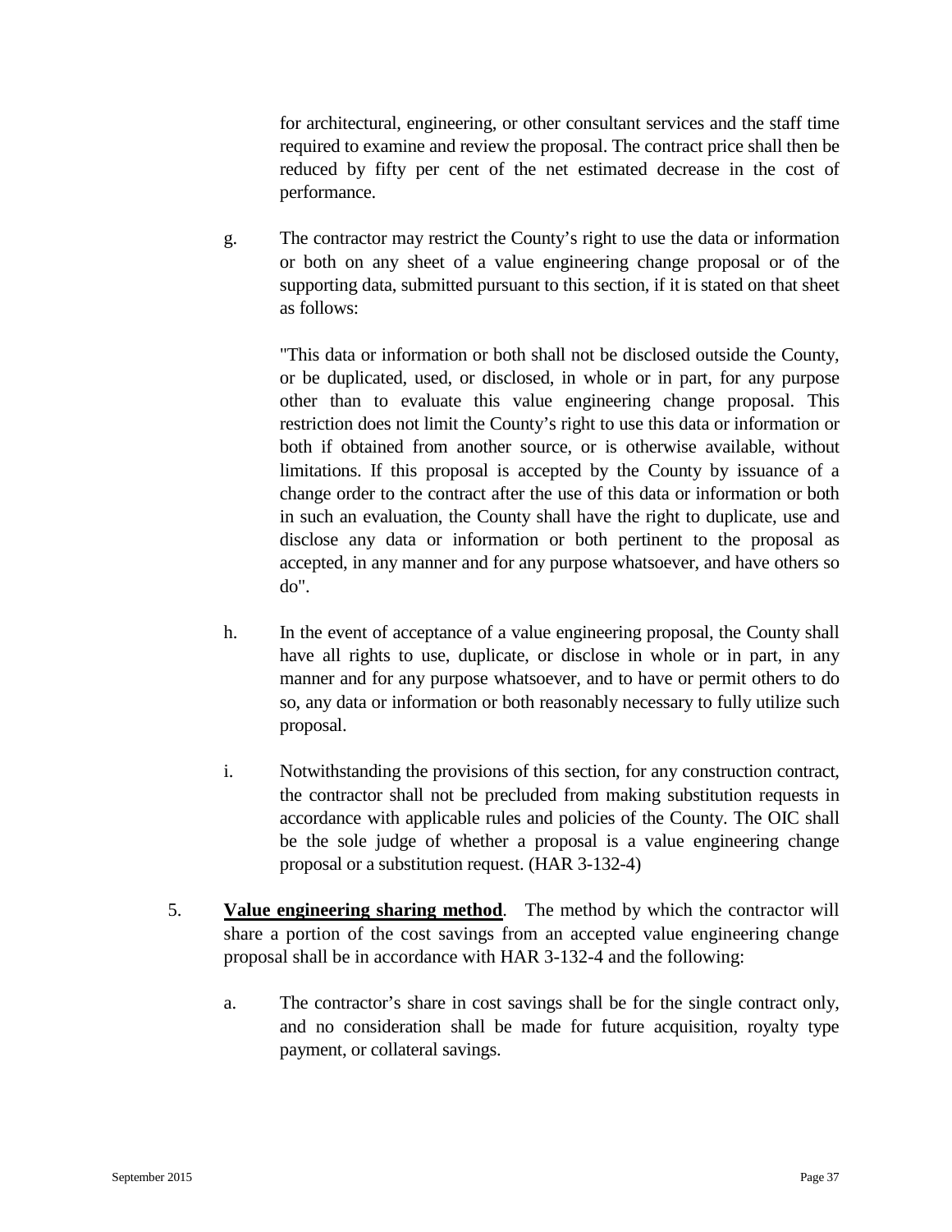for architectural, engineering, or other consultant services and the staff time required to examine and review the proposal. The contract price shall then be reduced by fifty per cent of the net estimated decrease in the cost of performance.

g. The contractor may restrict the County's right to use the data or information or both on any sheet of a value engineering change proposal or of the supporting data, submitted pursuant to this section, if it is stated on that sheet as follows:

"This data or information or both shall not be disclosed outside the County, or be duplicated, used, or disclosed, in whole or in part, for any purpose other than to evaluate this value engineering change proposal. This restriction does not limit the County's right to use this data or information or both if obtained from another source, or is otherwise available, without limitations. If this proposal is accepted by the County by issuance of a change order to the contract after the use of this data or information or both in such an evaluation, the County shall have the right to duplicate, use and disclose any data or information or both pertinent to the proposal as accepted, in any manner and for any purpose whatsoever, and have others so do".

h. In the event of acceptance of a value engineering proposal, the County shall have all rights to use, duplicate, or disclose in whole or in part, in any manner and for any purpose whatsoever, and to have or permit others to do so, any data or information or both reasonably necessary to fully utilize such proposal.

i. Notwithstanding the provisions of this section, for any construction contract, the contractor shall not be precluded from making substitution requests in accordance with applicable rules and policies of the County. The OIC shall be the sole judge of whether a proposal is a value engineering change proposal or a substitution request. (HAR 3-132-4)

5. **Value engineering sharing method**. The method by which the contractor will share a portion of the cost savings from an accepted value engineering change proposal shall be in accordance with HAR 3-132-4 and the following:

   a. The contractor's share in cost savings shall be for the single contract only, and no consideration shall be made for future acquisition, royalty type payment, or collateral savings.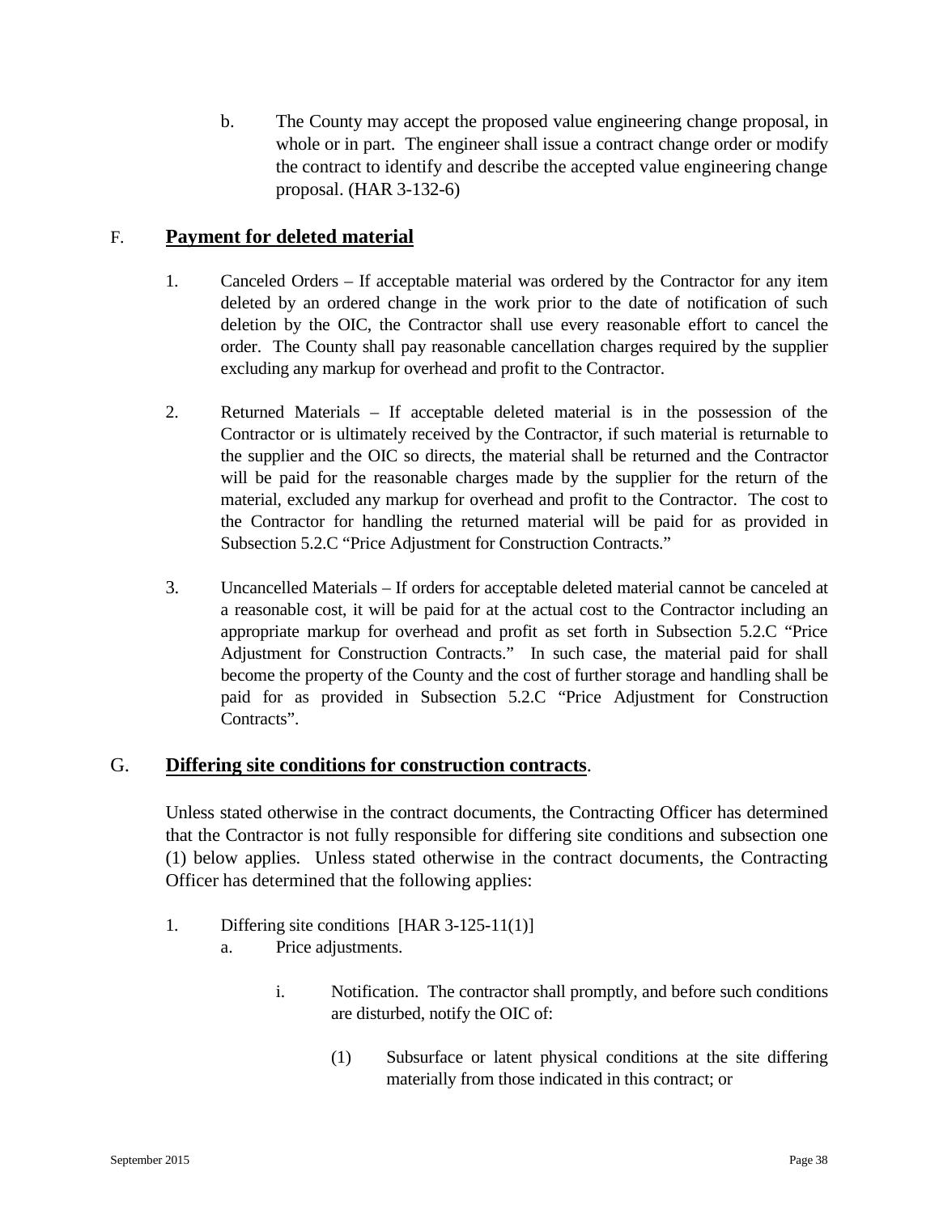b. The County may accept the proposed value engineering change proposal, in whole or in part. The engineer shall issue a contract change order or modify the contract to identify and describe the accepted value engineering change proposal. (HAR 3-132-6)

F. **<u>Payment for deleted material</u>**

1. Canceled Orders – If acceptable material was ordered by the Contractor for any item deleted by an ordered change in the work prior to the date of notification of such deletion by the OIC, the Contractor shall use every reasonable effort to cancel the order. The County shall pay reasonable cancellation charges required by the supplier excluding any markup for overhead and profit to the Contractor.

2. Returned Materials – If acceptable deleted material is in the possession of the Contractor or is ultimately received by the Contractor, if such material is returnable to the supplier and the OIC so directs, the material shall be returned and the Contractor will be paid for the reasonable charges made by the supplier for the return of the material, excluded any markup for overhead and profit to the Contractor. The cost to the Contractor for handling the returned material will be paid for as provided in Subsection 5.2.C "Price Adjustment for Construction Contracts."

3. Uncancelled Materials – If orders for acceptable deleted material cannot be canceled at a reasonable cost, it will be paid for at the actual cost to the Contractor including an appropriate markup for overhead and profit as set forth in Subsection 5.2.C "Price Adjustment for Construction Contracts." In such case, the material paid for shall become the property of the County and the cost of further storage and handling shall be paid for as provided in Subsection 5.2.C "Price Adjustment for Construction Contracts".

G. **<u>Differing site conditions for construction contracts</u>**.

Unless stated otherwise in the contract documents, the Contracting Officer has determined that the Contractor is not fully responsible for differing site conditions and subsection one (1) below applies. Unless stated otherwise in the contract documents, the Contracting Officer has determined that the following applies:

1. Differing site conditions [HAR 3-125-11(1)]
   a. Price adjustments.
      i. Notification. The contractor shall promptly, and before such conditions are disturbed, notify the OIC of:
         (1) Subsurface or latent physical conditions at the site differing materially from those indicated in this contract; or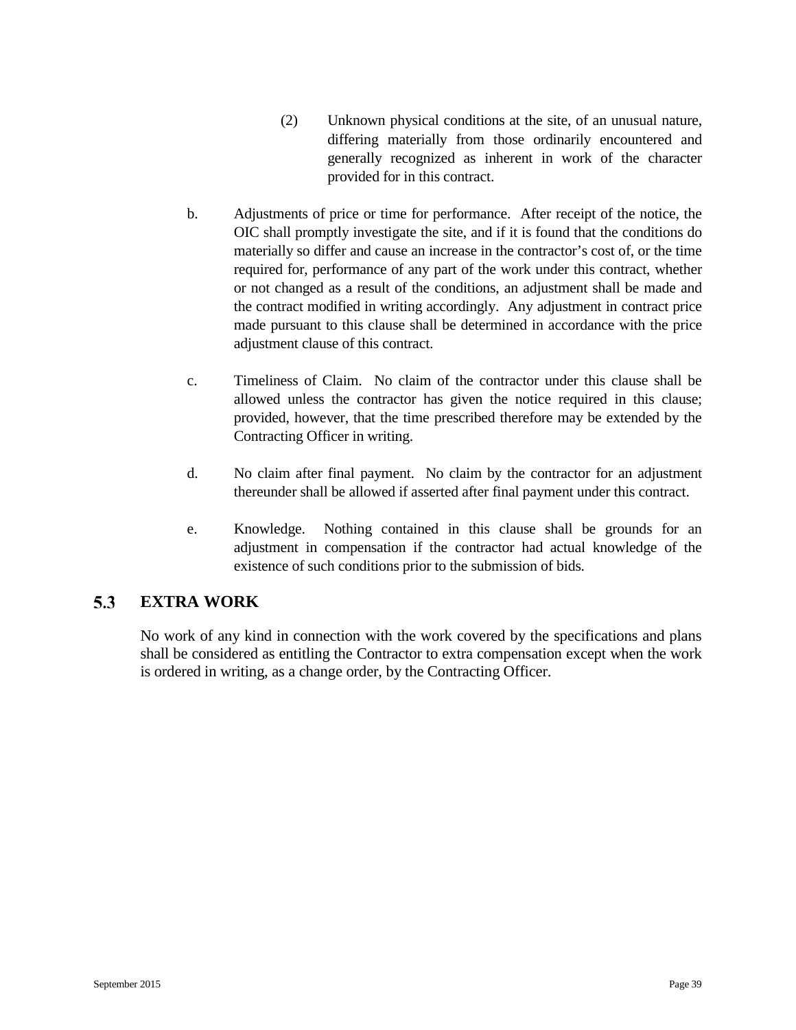(2) Unknown physical conditions at the site, of an unusual nature, differing materially from those ordinarily encountered and generally recognized as inherent in work of the character provided for in this contract.

b. Adjustments of price or time for performance. After receipt of the notice, the OIC shall promptly investigate the site, and if it is found that the conditions do materially so differ and cause an increase in the contractor's cost of, or the time required for, performance of any part of the work under this contract, whether or not changed as a result of the conditions, an adjustment shall be made and the contract modified in writing accordingly. Any adjustment in contract price made pursuant to this clause shall be determined in accordance with the price adjustment clause of this contract.

c. Timeliness of Claim. No claim of the contractor under this clause shall be allowed unless the contractor has given the notice required in this clause; provided, however, that the time prescribed therefore may be extended by the Contracting Officer in writing.

d. No claim after final payment. No claim by the contractor for an adjustment thereunder shall be allowed if asserted after final payment under this contract.

e. Knowledge. Nothing contained in this clause shall be grounds for an adjustment in compensation if the contractor had actual knowledge of the existence of such conditions prior to the submission of bids.

## 5.3 EXTRA WORK

No work of any kind in connection with the work covered by the specifications and plans shall be considered as entitling the Contractor to extra compensation except when the work is ordered in writing, as a change order, by the Contracting Officer.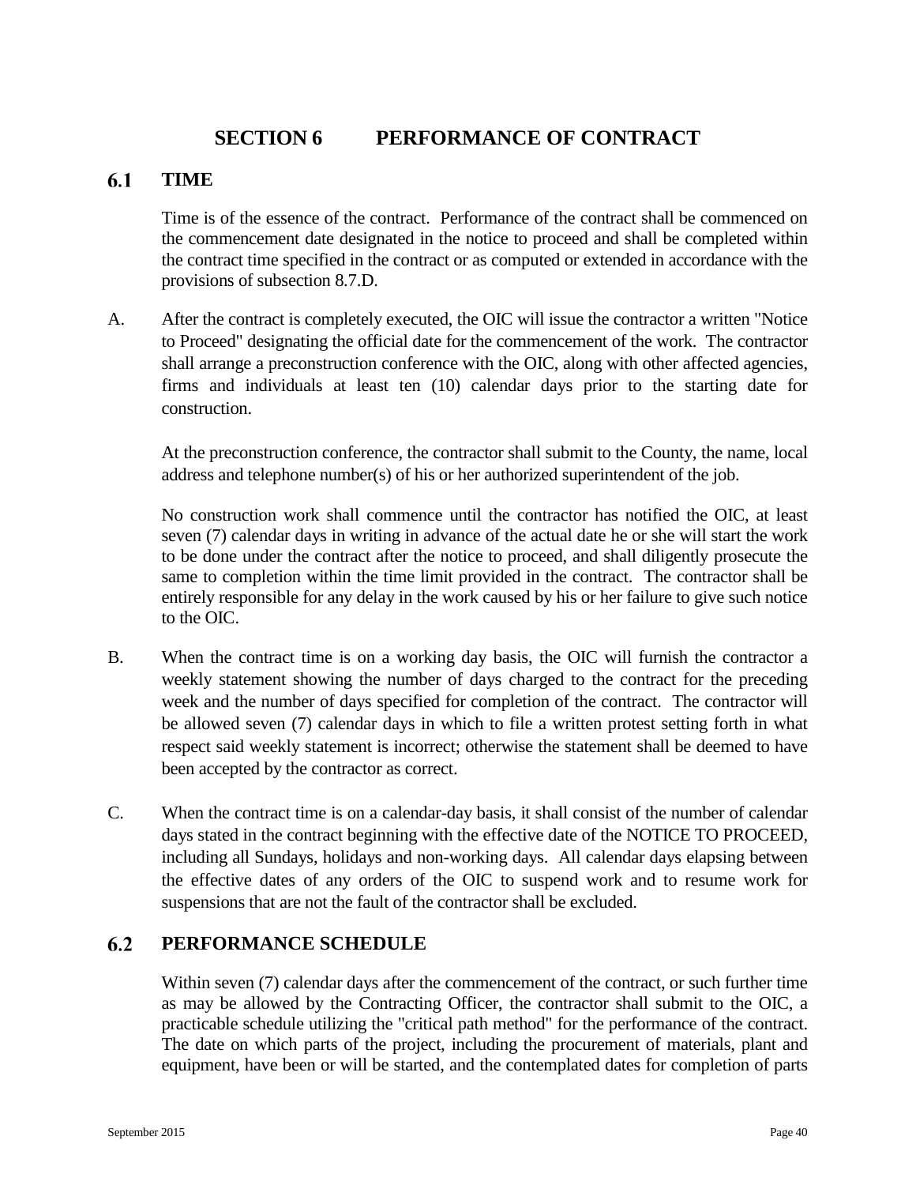# SECTION 6 PERFORMANCE OF CONTRACT

## 6.1 TIME

Time is of the essence of the contract. Performance of the contract shall be commenced on the commencement date designated in the notice to proceed and shall be completed within the contract time specified in the contract or as computed or extended in accordance with the provisions of subsection 8.7.D.

A. After the contract is completely executed, the OIC will issue the contractor a written "Notice to Proceed" designating the official date for the commencement of the work. The contractor shall arrange a preconstruction conference with the OIC, along with other affected agencies, firms and individuals at least ten (10) calendar days prior to the starting date for construction.

   At the preconstruction conference, the contractor shall submit to the County, the name, local address and telephone number(s) of his or her authorized superintendent of the job.

   No construction work shall commence until the contractor has notified the OIC, at least seven (7) calendar days in writing in advance of the actual date he or she will start the work to be done under the contract after the notice to proceed, and shall diligently prosecute the same to completion within the time limit provided in the contract. The contractor shall be entirely responsible for any delay in the work caused by his or her failure to give such notice to the OIC.

B. When the contract time is on a working day basis, the OIC will furnish the contractor a weekly statement showing the number of days charged to the contract for the preceding week and the number of days specified for completion of the contract. The contractor will be allowed seven (7) calendar days in which to file a written protest setting forth in what respect said weekly statement is incorrect; otherwise the statement shall be deemed to have been accepted by the contractor as correct.

C. When the contract time is on a calendar-day basis, it shall consist of the number of calendar days stated in the contract beginning with the effective date of the NOTICE TO PROCEED, including all Sundays, holidays and non-working days. All calendar days elapsing between the effective dates of any orders of the OIC to suspend work and to resume work for suspensions that are not the fault of the contractor shall be excluded.

## 6.2 PERFORMANCE SCHEDULE

Within seven (7) calendar days after the commencement of the contract, or such further time as may be allowed by the Contracting Officer, the contractor shall submit to the OIC, a practicable schedule utilizing the "critical path method" for the performance of the contract. The date on which parts of the project, including the procurement of materials, plant and equipment, have been or will be started, and the contemplated dates for completion of parts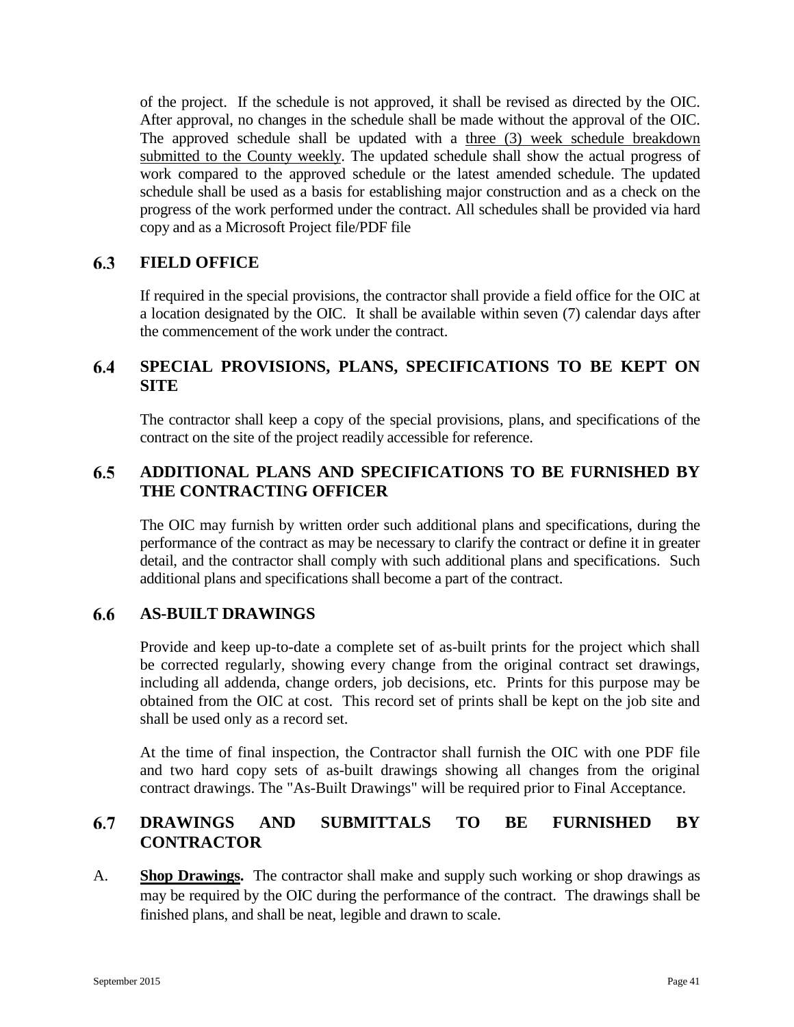of the project. If the schedule is not approved, it shall be revised as directed by the OIC. After approval, no changes in the schedule shall be made without the approval of the OIC. The approved schedule shall be updated with a three (3) week schedule breakdown submitted to the County weekly. The updated schedule shall show the actual progress of work compared to the approved schedule or the latest amended schedule. The updated schedule shall be used as a basis for establishing major construction and as a check on the progress of the work performed under the contract. All schedules shall be provided via hard copy and as a Microsoft Project file/PDF file

## 6.3 FIELD OFFICE

If required in the special provisions, the contractor shall provide a field office for the OIC at a location designated by the OIC. It shall be available within seven (7) calendar days after the commencement of the work under the contract.

## 6.4 SPECIAL PROVISIONS, PLANS, SPECIFICATIONS TO BE KEPT ON SITE

The contractor shall keep a copy of the special provisions, plans, and specifications of the contract on the site of the project readily accessible for reference.

## 6.5 ADDITIONAL PLANS AND SPECIFICATIONS TO BE FURNISHED BY THE CONTRACTING OFFICER

The OIC may furnish by written order such additional plans and specifications, during the performance of the contract as may be necessary to clarify the contract or define it in greater detail, and the contractor shall comply with such additional plans and specifications. Such additional plans and specifications shall become a part of the contract.

## 6.6 AS-BUILT DRAWINGS

Provide and keep up-to-date a complete set of as-built prints for the project which shall be corrected regularly, showing every change from the original contract set drawings, including all addenda, change orders, job decisions, etc. Prints for this purpose may be obtained from the OIC at cost. This record set of prints shall be kept on the job site and shall be used only as a record set.

At the time of final inspection, the Contractor shall furnish the OIC with one PDF file and two hard copy sets of as-built drawings showing all changes from the original contract drawings. The "As-Built Drawings" will be required prior to Final Acceptance.

## 6.7 DRAWINGS AND SUBMITTALS TO BE FURNISHED BY CONTRACTOR

A. **Shop Drawings.** The contractor shall make and supply such working or shop drawings as may be required by the OIC during the performance of the contract. The drawings shall be finished plans, and shall be neat, legible and drawn to scale.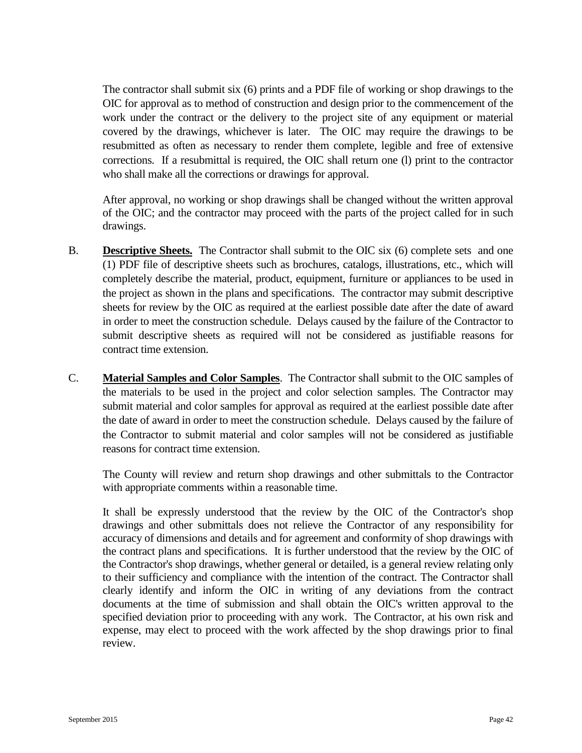The contractor shall submit six (6) prints and a PDF file of working or shop drawings to the OIC for approval as to method of construction and design prior to the commencement of the work under the contract or the delivery to the project site of any equipment or material covered by the drawings, whichever is later. The OIC may require the drawings to be resubmitted as often as necessary to render them complete, legible and free of extensive corrections. If a resubmittal is required, the OIC shall return one (l) print to the contractor who shall make all the corrections or drawings for approval.

After approval, no working or shop drawings shall be changed without the written approval of the OIC; and the contractor may proceed with the parts of the project called for in such drawings.

B. **Descriptive Sheets.** The Contractor shall submit to the OIC six (6) complete sets and one (1) PDF file of descriptive sheets such as brochures, catalogs, illustrations, etc., which will completely describe the material, product, equipment, furniture or appliances to be used in the project as shown in the plans and specifications. The contractor may submit descriptive sheets for review by the OIC as required at the earliest possible date after the date of award in order to meet the construction schedule. Delays caused by the failure of the Contractor to submit descriptive sheets as required will not be considered as justifiable reasons for contract time extension.

C. **Material Samples and Color Samples**. The Contractor shall submit to the OIC samples of the materials to be used in the project and color selection samples. The Contractor may submit material and color samples for approval as required at the earliest possible date after the date of award in order to meet the construction schedule. Delays caused by the failure of the Contractor to submit material and color samples will not be considered as justifiable reasons for contract time extension.

The County will review and return shop drawings and other submittals to the Contractor with appropriate comments within a reasonable time.

It shall be expressly understood that the review by the OIC of the Contractor's shop drawings and other submittals does not relieve the Contractor of any responsibility for accuracy of dimensions and details and for agreement and conformity of shop drawings with the contract plans and specifications. It is further understood that the review by the OIC of the Contractor's shop drawings, whether general or detailed, is a general review relating only to their sufficiency and compliance with the intention of the contract. The Contractor shall clearly identify and inform the OIC in writing of any deviations from the contract documents at the time of submission and shall obtain the OIC's written approval to the specified deviation prior to proceeding with any work. The Contractor, at his own risk and expense, may elect to proceed with the work affected by the shop drawings prior to final review.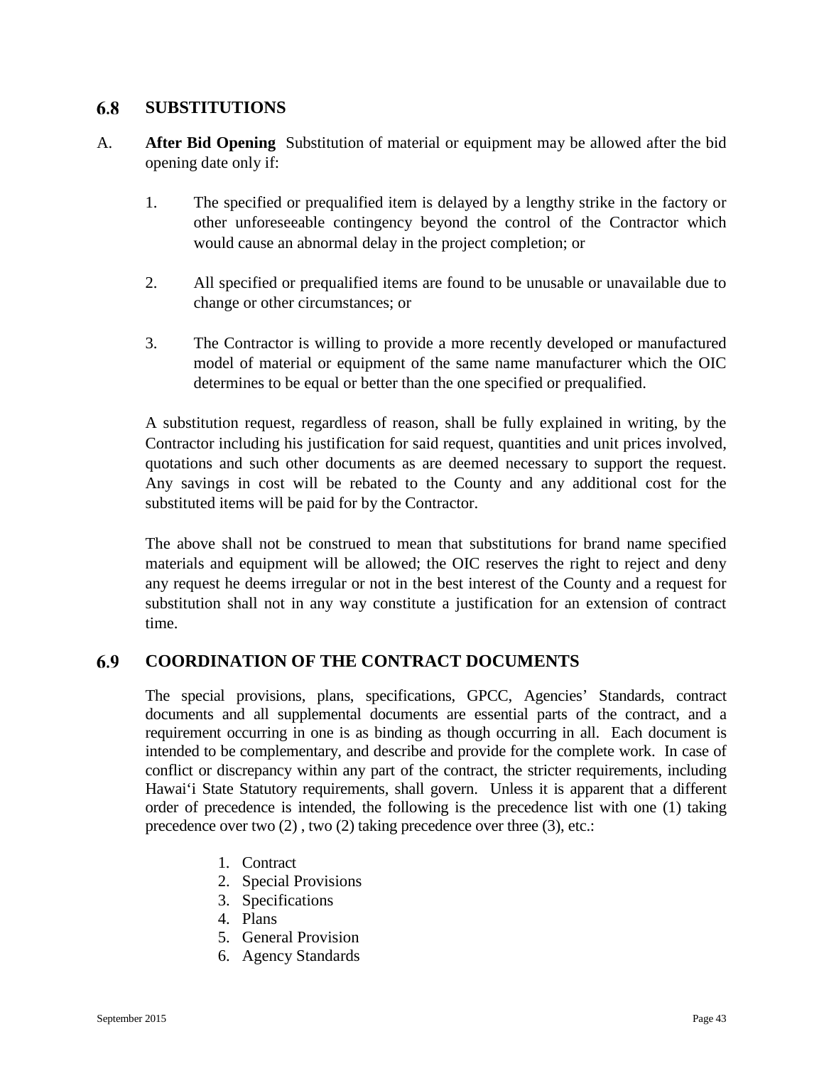## 6.8 SUBSTITUTIONS

A. **After Bid Opening** Substitution of material or equipment may be allowed after the bid opening date only if:

1. The specified or prequalified item is delayed by a lengthy strike in the factory or other unforeseeable contingency beyond the control of the Contractor which would cause an abnormal delay in the project completion; or

2. All specified or prequalified items are found to be unusable or unavailable due to change or other circumstances; or

3. The Contractor is willing to provide a more recently developed or manufactured model of material or equipment of the same name manufacturer which the OIC determines to be equal or better than the one specified or prequalified.

A substitution request, regardless of reason, shall be fully explained in writing, by the Contractor including his justification for said request, quantities and unit prices involved, quotations and such other documents as are deemed necessary to support the request. Any savings in cost will be rebated to the County and any additional cost for the substituted items will be paid for by the Contractor.

The above shall not be construed to mean that substitutions for brand name specified materials and equipment will be allowed; the OIC reserves the right to reject and deny any request he deems irregular or not in the best interest of the County and a request for substitution shall not in any way constitute a justification for an extension of contract time.

## 6.9 COORDINATION OF THE CONTRACT DOCUMENTS

The special provisions, plans, specifications, GPCC, Agencies' Standards, contract documents and all supplemental documents are essential parts of the contract, and a requirement occurring in one is as binding as though occurring in all. Each document is intended to be complementary, and describe and provide for the complete work. In case of conflict or discrepancy within any part of the contract, the stricter requirements, including Hawai'i State Statutory requirements, shall govern. Unless it is apparent that a different order of precedence is intended, the following is the precedence list with one (1) taking precedence over two (2) , two (2) taking precedence over three (3), etc.:

1. Contract
2. Special Provisions
3. Specifications
4. Plans
5. General Provision
6. Agency Standards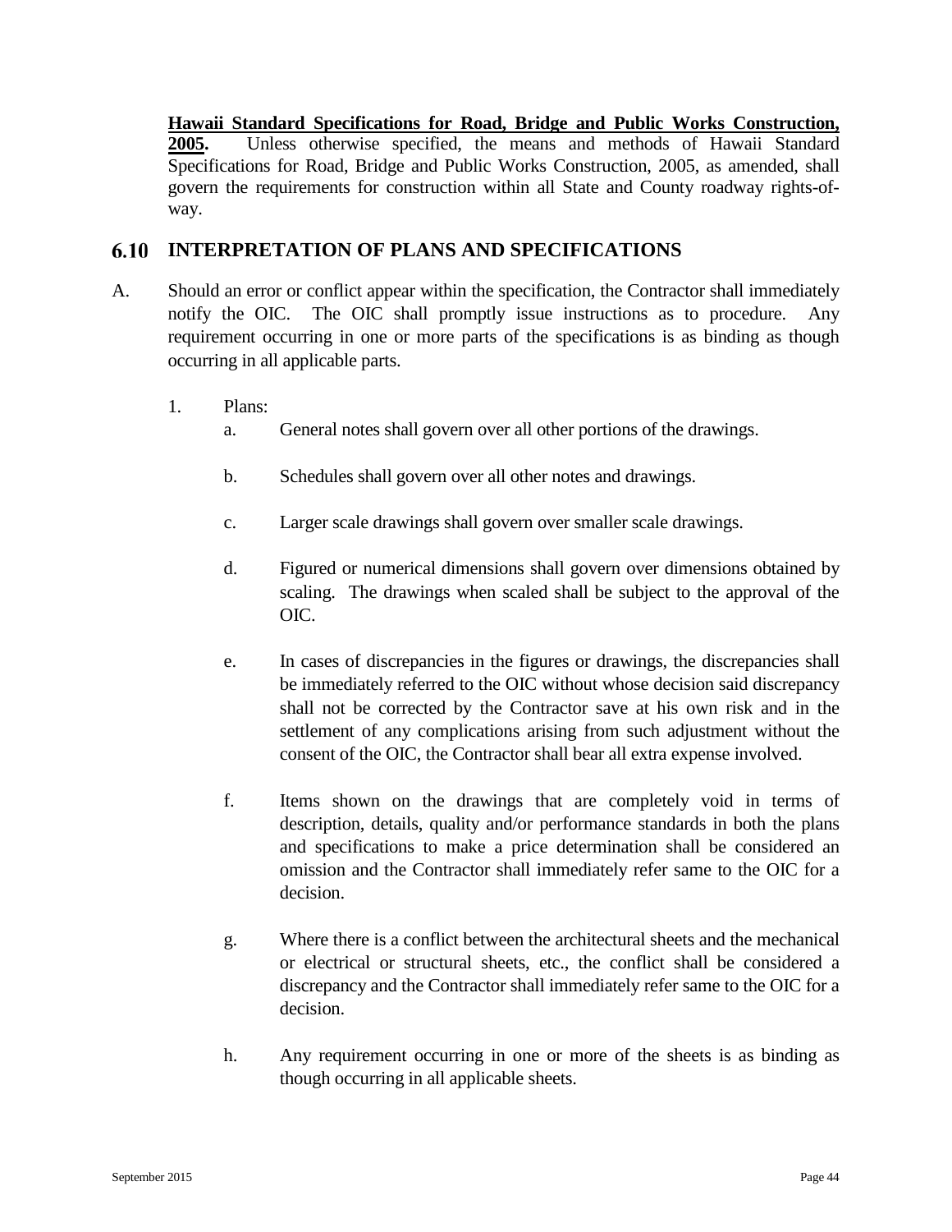**<u>Hawaii Standard Specifications for Road, Bridge and Public Works Construction, 2005</u>.** Unless otherwise specified, the means and methods of Hawaii Standard Specifications for Road, Bridge and Public Works Construction, 2005, as amended, shall govern the requirements for construction within all State and County roadway rights-of-way.

## 6.10 INTERPRETATION OF PLANS AND SPECIFICATIONS

A. Should an error or conflict appear within the specification, the Contractor shall immediately notify the OIC. The OIC shall promptly issue instructions as to procedure. Any requirement occurring in one or more parts of the specifications is as binding as though occurring in all applicable parts.

1. Plans:
   a. General notes shall govern over all other portions of the drawings.

   b. Schedules shall govern over all other notes and drawings.

   c. Larger scale drawings shall govern over smaller scale drawings.

   d. Figured or numerical dimensions shall govern over dimensions obtained by scaling. The drawings when scaled shall be subject to the approval of the OIC.

   e. In cases of discrepancies in the figures or drawings, the discrepancies shall be immediately referred to the OIC without whose decision said discrepancy shall not be corrected by the Contractor save at his own risk and in the settlement of any complications arising from such adjustment without the consent of the OIC, the Contractor shall bear all extra expense involved.

   f. Items shown on the drawings that are completely void in terms of description, details, quality and/or performance standards in both the plans and specifications to make a price determination shall be considered an omission and the Contractor shall immediately refer same to the OIC for a decision.

   g. Where there is a conflict between the architectural sheets and the mechanical or electrical or structural sheets, etc., the conflict shall be considered a discrepancy and the Contractor shall immediately refer same to the OIC for a decision.

   h. Any requirement occurring in one or more of the sheets is as binding as though occurring in all applicable sheets.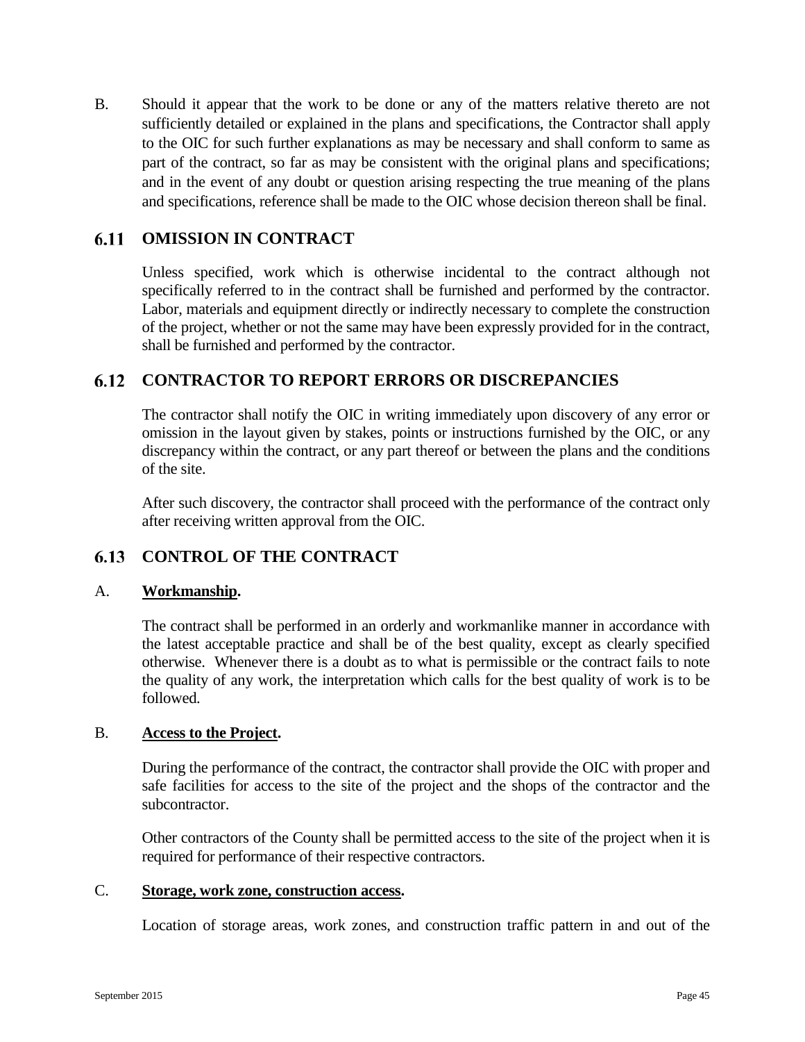B. Should it appear that the work to be done or any of the matters relative thereto are not sufficiently detailed or explained in the plans and specifications, the Contractor shall apply to the OIC for such further explanations as may be necessary and shall conform to same as part of the contract, so far as may be consistent with the original plans and specifications; and in the event of any doubt or question arising respecting the true meaning of the plans and specifications, reference shall be made to the OIC whose decision thereon shall be final.

## 6.11 OMISSION IN CONTRACT

Unless specified, work which is otherwise incidental to the contract although not specifically referred to in the contract shall be furnished and performed by the contractor. Labor, materials and equipment directly or indirectly necessary to complete the construction of the project, whether or not the same may have been expressly provided for in the contract, shall be furnished and performed by the contractor.

## 6.12 CONTRACTOR TO REPORT ERRORS OR DISCREPANCIES

The contractor shall notify the OIC in writing immediately upon discovery of any error or omission in the layout given by stakes, points or instructions furnished by the OIC, or any discrepancy within the contract, or any part thereof or between the plans and the conditions of the site.

After such discovery, the contractor shall proceed with the performance of the contract only after receiving written approval from the OIC.

## 6.13 CONTROL OF THE CONTRACT

A. **Workmanship.**

The contract shall be performed in an orderly and workmanlike manner in accordance with the latest acceptable practice and shall be of the best quality, except as clearly specified otherwise. Whenever there is a doubt as to what is permissible or the contract fails to note the quality of any work, the interpretation which calls for the best quality of work is to be followed.

B. **Access to the Project.**

During the performance of the contract, the contractor shall provide the OIC with proper and safe facilities for access to the site of the project and the shops of the contractor and the subcontractor.

Other contractors of the County shall be permitted access to the site of the project when it is required for performance of their respective contractors.

C. **Storage, work zone, construction access.**

Location of storage areas, work zones, and construction traffic pattern in and out of the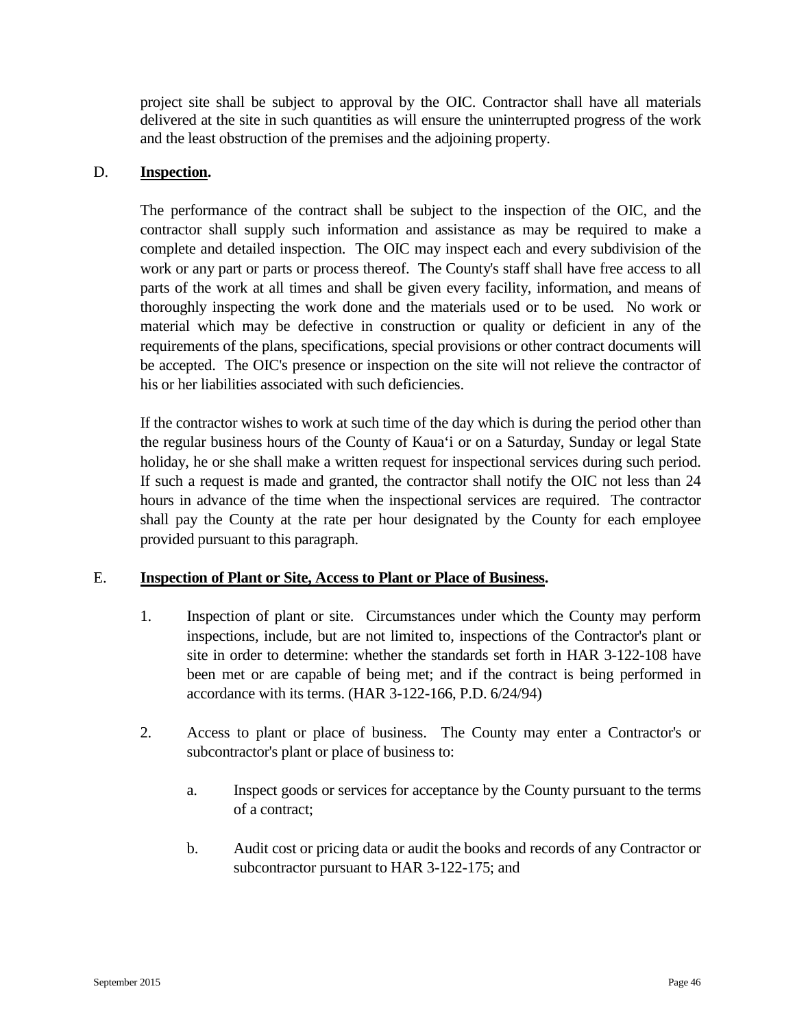project site shall be subject to approval by the OIC. Contractor shall have all materials delivered at the site in such quantities as will ensure the uninterrupted progress of the work and the least obstruction of the premises and the adjoining property.

D. **Inspection.**

The performance of the contract shall be subject to the inspection of the OIC, and the contractor shall supply such information and assistance as may be required to make a complete and detailed inspection. The OIC may inspect each and every subdivision of the work or any part or parts or process thereof. The County's staff shall have free access to all parts of the work at all times and shall be given every facility, information, and means of thoroughly inspecting the work done and the materials used or to be used. No work or material which may be defective in construction or quality or deficient in any of the requirements of the plans, specifications, special provisions or other contract documents will be accepted. The OIC's presence or inspection on the site will not relieve the contractor of his or her liabilities associated with such deficiencies.

If the contractor wishes to work at such time of the day which is during the period other than the regular business hours of the County of Kaua‘i or on a Saturday, Sunday or legal State holiday, he or she shall make a written request for inspectional services during such period. If such a request is made and granted, the contractor shall notify the OIC not less than 24 hours in advance of the time when the inspectional services are required. The contractor shall pay the County at the rate per hour designated by the County for each employee provided pursuant to this paragraph.

E. **Inspection of Plant or Site, Access to Plant or Place of Business.**

1. Inspection of plant or site. Circumstances under which the County may perform inspections, include, but are not limited to, inspections of the Contractor's plant or site in order to determine: whether the standards set forth in HAR 3-122-108 have been met or are capable of being met; and if the contract is being performed in accordance with its terms. (HAR 3-122-166, P.D. 6/24/94)

2. Access to plant or place of business. The County may enter a Contractor's or subcontractor's plant or place of business to:

   a. Inspect goods or services for acceptance by the County pursuant to the terms of a contract;

   b. Audit cost or pricing data or audit the books and records of any Contractor or subcontractor pursuant to HAR 3-122-175; and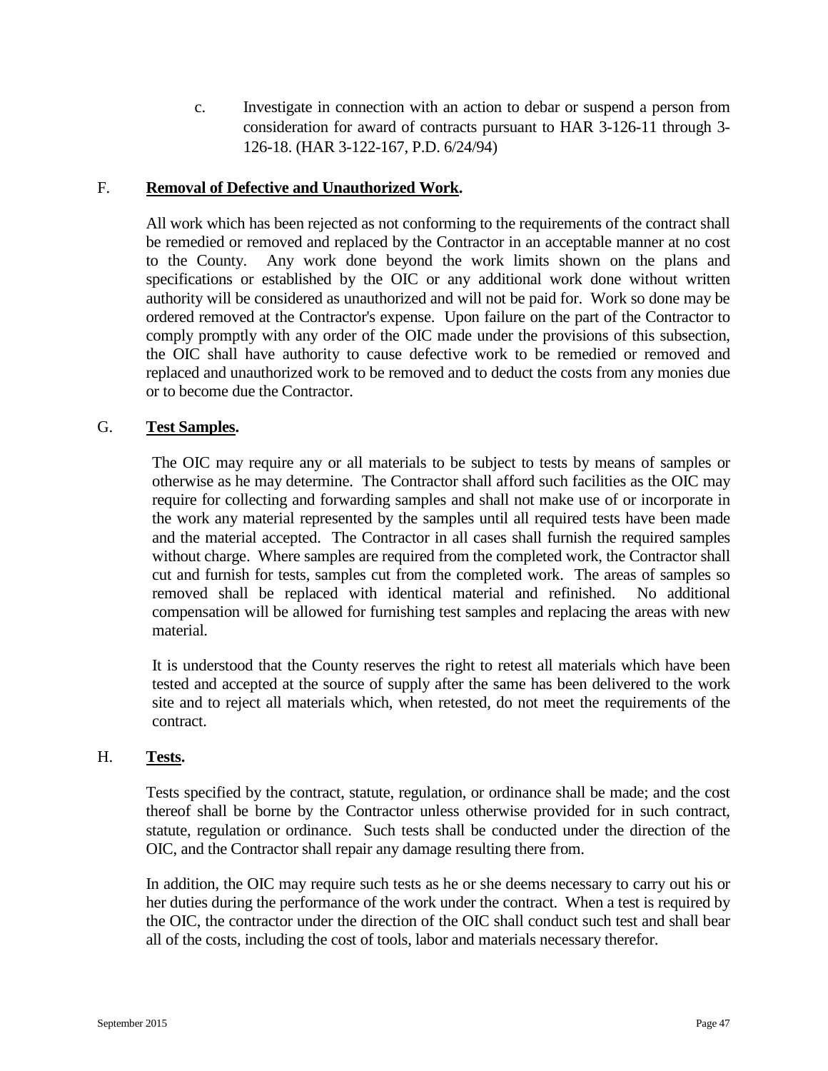c. Investigate in connection with an action to debar or suspend a person from consideration for award of contracts pursuant to HAR 3-126-11 through 3-126-18. (HAR 3-122-167, P.D. 6/24/94)

F. **<u>Removal of Defective and Unauthorized Work</u>.**

All work which has been rejected as not conforming to the requirements of the contract shall be remedied or removed and replaced by the Contractor in an acceptable manner at no cost to the County. Any work done beyond the work limits shown on the plans and specifications or established by the OIC or any additional work done without written authority will be considered as unauthorized and will not be paid for. Work so done may be ordered removed at the Contractor's expense. Upon failure on the part of the Contractor to comply promptly with any order of the OIC made under the provisions of this subsection, the OIC shall have authority to cause defective work to be remedied or removed and replaced and unauthorized work to be removed and to deduct the costs from any monies due or to become due the Contractor.

G. **<u>Test Samples</u>.**

The OIC may require any or all materials to be subject to tests by means of samples or otherwise as he may determine. The Contractor shall afford such facilities as the OIC may require for collecting and forwarding samples and shall not make use of or incorporate in the work any material represented by the samples until all required tests have been made and the material accepted. The Contractor in all cases shall furnish the required samples without charge. Where samples are required from the completed work, the Contractor shall cut and furnish for tests, samples cut from the completed work. The areas of samples so removed shall be replaced with identical material and refinished. No additional compensation will be allowed for furnishing test samples and replacing the areas with new material.

It is understood that the County reserves the right to retest all materials which have been tested and accepted at the source of supply after the same has been delivered to the work site and to reject all materials which, when retested, do not meet the requirements of the contract.

H. **<u>Tests</u>.**

Tests specified by the contract, statute, regulation, or ordinance shall be made; and the cost thereof shall be borne by the Contractor unless otherwise provided for in such contract, statute, regulation or ordinance. Such tests shall be conducted under the direction of the OIC, and the Contractor shall repair any damage resulting there from.

In addition, the OIC may require such tests as he or she deems necessary to carry out his or her duties during the performance of the work under the contract. When a test is required by the OIC, the contractor under the direction of the OIC shall conduct such test and shall bear all of the costs, including the cost of tools, labor and materials necessary therefor.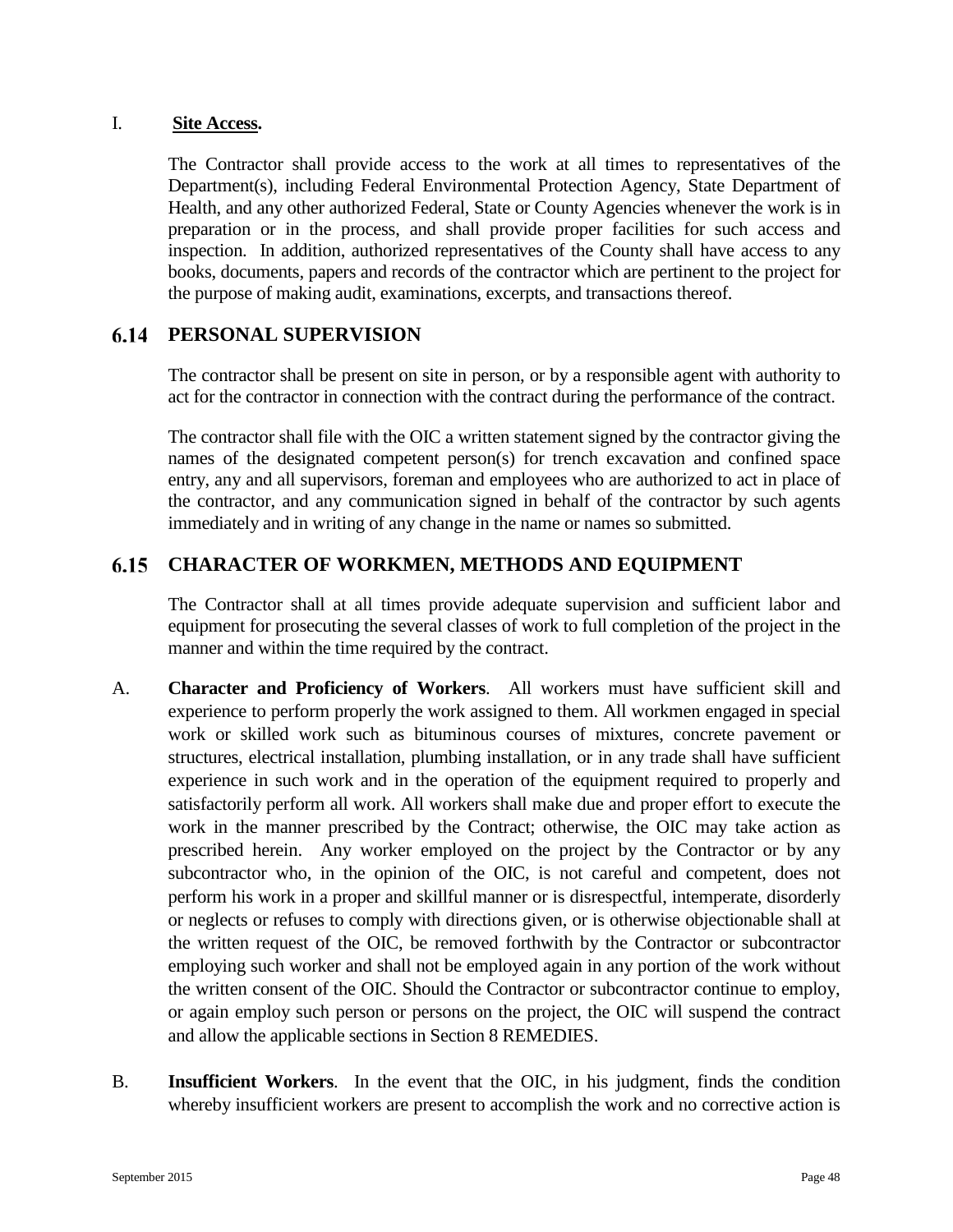I. **Site Access.**

The Contractor shall provide access to the work at all times to representatives of the Department(s), including Federal Environmental Protection Agency, State Department of Health, and any other authorized Federal, State or County Agencies whenever the work is in preparation or in the process, and shall provide proper facilities for such access and inspection. In addition, authorized representatives of the County shall have access to any books, documents, papers and records of the contractor which are pertinent to the project for the purpose of making audit, examinations, excerpts, and transactions thereof.

## 6.14 PERSONAL SUPERVISION

The contractor shall be present on site in person, or by a responsible agent with authority to act for the contractor in connection with the contract during the performance of the contract.

The contractor shall file with the OIC a written statement signed by the contractor giving the names of the designated competent person(s) for trench excavation and confined space entry, any and all supervisors, foreman and employees who are authorized to act in place of the contractor, and any communication signed in behalf of the contractor by such agents immediately and in writing of any change in the name or names so submitted.

## 6.15 CHARACTER OF WORKMEN, METHODS AND EQUIPMENT

The Contractor shall at all times provide adequate supervision and sufficient labor and equipment for prosecuting the several classes of work to full completion of the project in the manner and within the time required by the contract.

A. **Character and Proficiency of Workers**. All workers must have sufficient skill and experience to perform properly the work assigned to them. All workmen engaged in special work or skilled work such as bituminous courses of mixtures, concrete pavement or structures, electrical installation, plumbing installation, or in any trade shall have sufficient experience in such work and in the operation of the equipment required to properly and satisfactorily perform all work. All workers shall make due and proper effort to execute the work in the manner prescribed by the Contract; otherwise, the OIC may take action as prescribed herein. Any worker employed on the project by the Contractor or by any subcontractor who, in the opinion of the OIC, is not careful and competent, does not perform his work in a proper and skillful manner or is disrespectful, intemperate, disorderly or neglects or refuses to comply with directions given, or is otherwise objectionable shall at the written request of the OIC, be removed forthwith by the Contractor or subcontractor employing such worker and shall not be employed again in any portion of the work without the written consent of the OIC. Should the Contractor or subcontractor continue to employ, or again employ such person or persons on the project, the OIC will suspend the contract and allow the applicable sections in Section 8 REMEDIES.

B. **Insufficient Workers**. In the event that the OIC, in his judgment, finds the condition whereby insufficient workers are present to accomplish the work and no corrective action is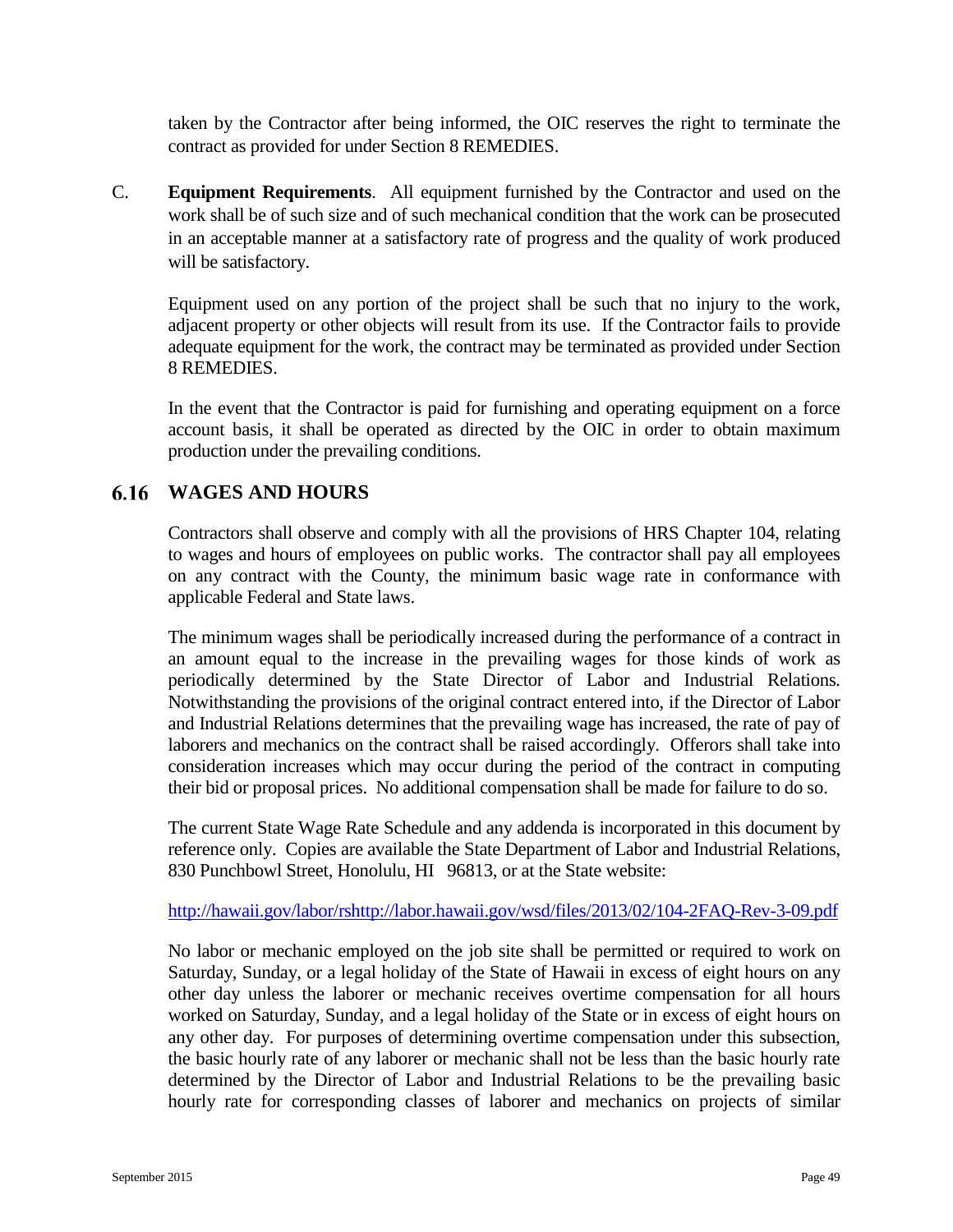taken by the Contractor after being informed, the OIC reserves the right to terminate the contract as provided for under Section 8 REMEDIES.

C. **Equipment Requirements**. All equipment furnished by the Contractor and used on the work shall be of such size and of such mechanical condition that the work can be prosecuted in an acceptable manner at a satisfactory rate of progress and the quality of work produced will be satisfactory.

Equipment used on any portion of the project shall be such that no injury to the work, adjacent property or other objects will result from its use. If the Contractor fails to provide adequate equipment for the work, the contract may be terminated as provided under Section 8 REMEDIES.

In the event that the Contractor is paid for furnishing and operating equipment on a force account basis, it shall be operated as directed by the OIC in order to obtain maximum production under the prevailing conditions.

## 6.16 WAGES AND HOURS

Contractors shall observe and comply with all the provisions of HRS Chapter 104, relating to wages and hours of employees on public works. The contractor shall pay all employees on any contract with the County, the minimum basic wage rate in conformance with applicable Federal and State laws.

The minimum wages shall be periodically increased during the performance of a contract in an amount equal to the increase in the prevailing wages for those kinds of work as periodically determined by the State Director of Labor and Industrial Relations. Notwithstanding the provisions of the original contract entered into, if the Director of Labor and Industrial Relations determines that the prevailing wage has increased, the rate of pay of laborers and mechanics on the contract shall be raised accordingly. Offerors shall take into consideration increases which may occur during the period of the contract in computing their bid or proposal prices. No additional compensation shall be made for failure to do so.

The current State Wage Rate Schedule and any addenda is incorporated in this document by reference only. Copies are available the State Department of Labor and Industrial Relations, 830 Punchbowl Street, Honolulu, HI 96813, or at the State website:

http://hawaii.gov/labor/rshttp://labor.hawaii.gov/wsd/files/2013/02/104-2FAQ-Rev-3-09.pdf

No labor or mechanic employed on the job site shall be permitted or required to work on Saturday, Sunday, or a legal holiday of the State of Hawaii in excess of eight hours on any other day unless the laborer or mechanic receives overtime compensation for all hours worked on Saturday, Sunday, and a legal holiday of the State or in excess of eight hours on any other day. For purposes of determining overtime compensation under this subsection, the basic hourly rate of any laborer or mechanic shall not be less than the basic hourly rate determined by the Director of Labor and Industrial Relations to be the prevailing basic hourly rate for corresponding classes of laborer and mechanics on projects of similar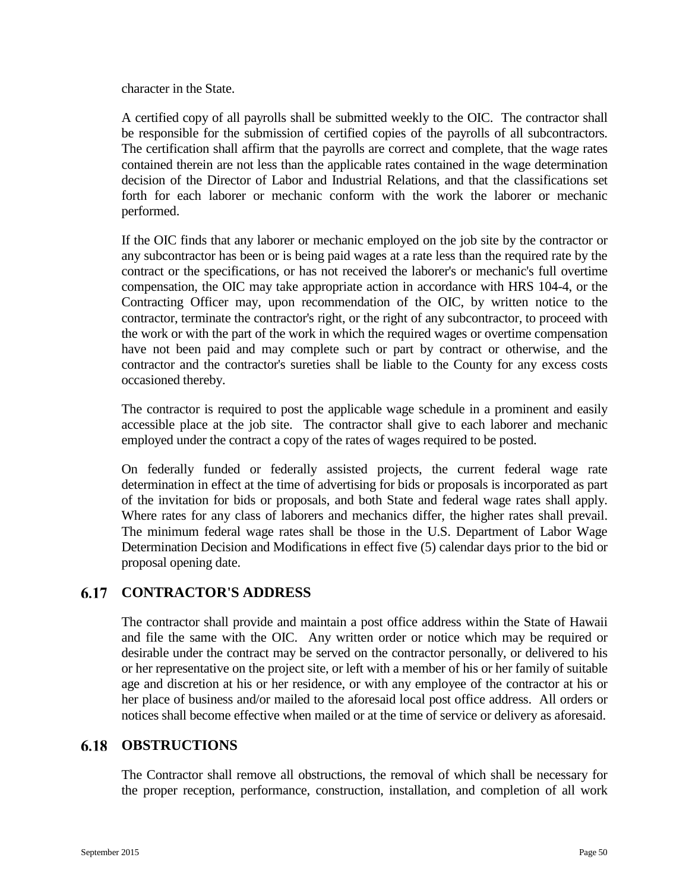character in the State.

A certified copy of all payrolls shall be submitted weekly to the OIC. The contractor shall be responsible for the submission of certified copies of the payrolls of all subcontractors. The certification shall affirm that the payrolls are correct and complete, that the wage rates contained therein are not less than the applicable rates contained in the wage determination decision of the Director of Labor and Industrial Relations, and that the classifications set forth for each laborer or mechanic conform with the work the laborer or mechanic performed.

If the OIC finds that any laborer or mechanic employed on the job site by the contractor or any subcontractor has been or is being paid wages at a rate less than the required rate by the contract or the specifications, or has not received the laborer's or mechanic's full overtime compensation, the OIC may take appropriate action in accordance with HRS 104-4, or the Contracting Officer may, upon recommendation of the OIC, by written notice to the contractor, terminate the contractor's right, or the right of any subcontractor, to proceed with the work or with the part of the work in which the required wages or overtime compensation have not been paid and may complete such or part by contract or otherwise, and the contractor and the contractor's sureties shall be liable to the County for any excess costs occasioned thereby.

The contractor is required to post the applicable wage schedule in a prominent and easily accessible place at the job site. The contractor shall give to each laborer and mechanic employed under the contract a copy of the rates of wages required to be posted.

On federally funded or federally assisted projects, the current federal wage rate determination in effect at the time of advertising for bids or proposals is incorporated as part of the invitation for bids or proposals, and both State and federal wage rates shall apply. Where rates for any class of laborers and mechanics differ, the higher rates shall prevail. The minimum federal wage rates shall be those in the U.S. Department of Labor Wage Determination Decision and Modifications in effect five (5) calendar days prior to the bid or proposal opening date.

## 6.17 CONTRACTOR'S ADDRESS

The contractor shall provide and maintain a post office address within the State of Hawaii and file the same with the OIC. Any written order or notice which may be required or desirable under the contract may be served on the contractor personally, or delivered to his or her representative on the project site, or left with a member of his or her family of suitable age and discretion at his or her residence, or with any employee of the contractor at his or her place of business and/or mailed to the aforesaid local post office address. All orders or notices shall become effective when mailed or at the time of service or delivery as aforesaid.

## 6.18 OBSTRUCTIONS

The Contractor shall remove all obstructions, the removal of which shall be necessary for the proper reception, performance, construction, installation, and completion of all work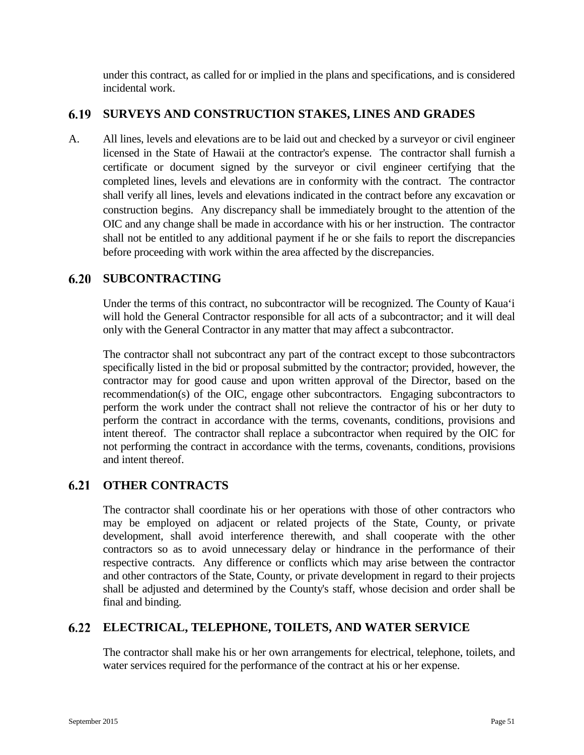under this contract, as called for or implied in the plans and specifications, and is considered incidental work.

## 6.19 SURVEYS AND CONSTRUCTION STAKES, LINES AND GRADES

A. All lines, levels and elevations are to be laid out and checked by a surveyor or civil engineer licensed in the State of Hawaii at the contractor's expense. The contractor shall furnish a certificate or document signed by the surveyor or civil engineer certifying that the completed lines, levels and elevations are in conformity with the contract. The contractor shall verify all lines, levels and elevations indicated in the contract before any excavation or construction begins. Any discrepancy shall be immediately brought to the attention of the OIC and any change shall be made in accordance with his or her instruction. The contractor shall not be entitled to any additional payment if he or she fails to report the discrepancies before proceeding with work within the area affected by the discrepancies.

## 6.20 SUBCONTRACTING

Under the terms of this contract, no subcontractor will be recognized. The County of Kaua'i will hold the General Contractor responsible for all acts of a subcontractor; and it will deal only with the General Contractor in any matter that may affect a subcontractor.

The contractor shall not subcontract any part of the contract except to those subcontractors specifically listed in the bid or proposal submitted by the contractor; provided, however, the contractor may for good cause and upon written approval of the Director, based on the recommendation(s) of the OIC, engage other subcontractors. Engaging subcontractors to perform the work under the contract shall not relieve the contractor of his or her duty to perform the contract in accordance with the terms, covenants, conditions, provisions and intent thereof. The contractor shall replace a subcontractor when required by the OIC for not performing the contract in accordance with the terms, covenants, conditions, provisions and intent thereof.

## 6.21 OTHER CONTRACTS

The contractor shall coordinate his or her operations with those of other contractors who may be employed on adjacent or related projects of the State, County, or private development, shall avoid interference therewith, and shall cooperate with the other contractors so as to avoid unnecessary delay or hindrance in the performance of their respective contracts. Any difference or conflicts which may arise between the contractor and other contractors of the State, County, or private development in regard to their projects shall be adjusted and determined by the County's staff, whose decision and order shall be final and binding.

## 6.22 ELECTRICAL, TELEPHONE, TOILETS, AND WATER SERVICE

The contractor shall make his or her own arrangements for electrical, telephone, toilets, and water services required for the performance of the contract at his or her expense.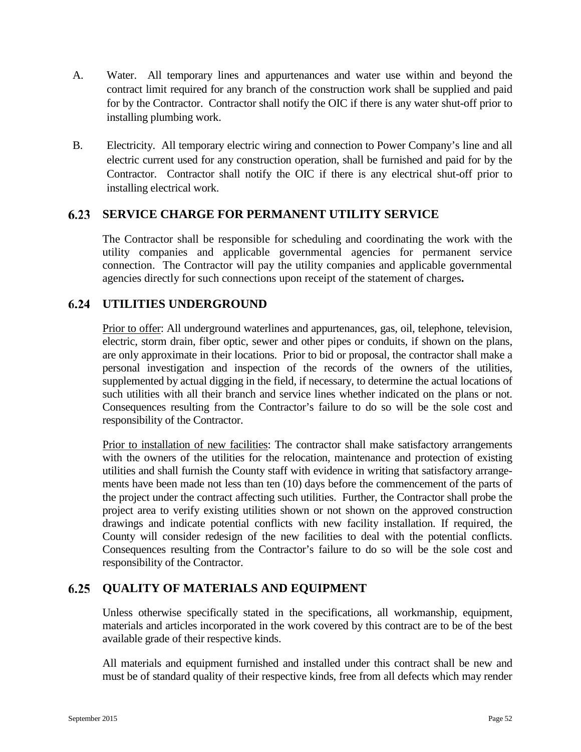A. Water. All temporary lines and appurtenances and water use within and beyond the contract limit required for any branch of the construction work shall be supplied and paid for by the Contractor. Contractor shall notify the OIC if there is any water shut-off prior to installing plumbing work.

B. Electricity. All temporary electric wiring and connection to Power Company's line and all electric current used for any construction operation, shall be furnished and paid for by the Contractor. Contractor shall notify the OIC if there is any electrical shut-off prior to installing electrical work.

## 6.23 SERVICE CHARGE FOR PERMANENT UTILITY SERVICE

The Contractor shall be responsible for scheduling and coordinating the work with the utility companies and applicable governmental agencies for permanent service connection. The Contractor will pay the utility companies and applicable governmental agencies directly for such connections upon receipt of the statement of charges**.**

## 6.24 UTILITIES UNDERGROUND

<u>Prior to offer</u>: All underground waterlines and appurtenances, gas, oil, telephone, television, electric, storm drain, fiber optic, sewer and other pipes or conduits, if shown on the plans, are only approximate in their locations. Prior to bid or proposal, the contractor shall make a personal investigation and inspection of the records of the owners of the utilities, supplemented by actual digging in the field, if necessary, to determine the actual locations of such utilities with all their branch and service lines whether indicated on the plans or not. Consequences resulting from the Contractor's failure to do so will be the sole cost and responsibility of the Contractor.

<u>Prior to installation of new facilities</u>: The contractor shall make satisfactory arrangements with the owners of the utilities for the relocation, maintenance and protection of existing utilities and shall furnish the County staff with evidence in writing that satisfactory arrangements have been made not less than ten (10) days before the commencement of the parts of the project under the contract affecting such utilities. Further, the Contractor shall probe the project area to verify existing utilities shown or not shown on the approved construction drawings and indicate potential conflicts with new facility installation. If required, the County will consider redesign of the new facilities to deal with the potential conflicts. Consequences resulting from the Contractor's failure to do so will be the sole cost and responsibility of the Contractor.

## 6.25 QUALITY OF MATERIALS AND EQUIPMENT

Unless otherwise specifically stated in the specifications, all workmanship, equipment, materials and articles incorporated in the work covered by this contract are to be of the best available grade of their respective kinds.

All materials and equipment furnished and installed under this contract shall be new and must be of standard quality of their respective kinds, free from all defects which may render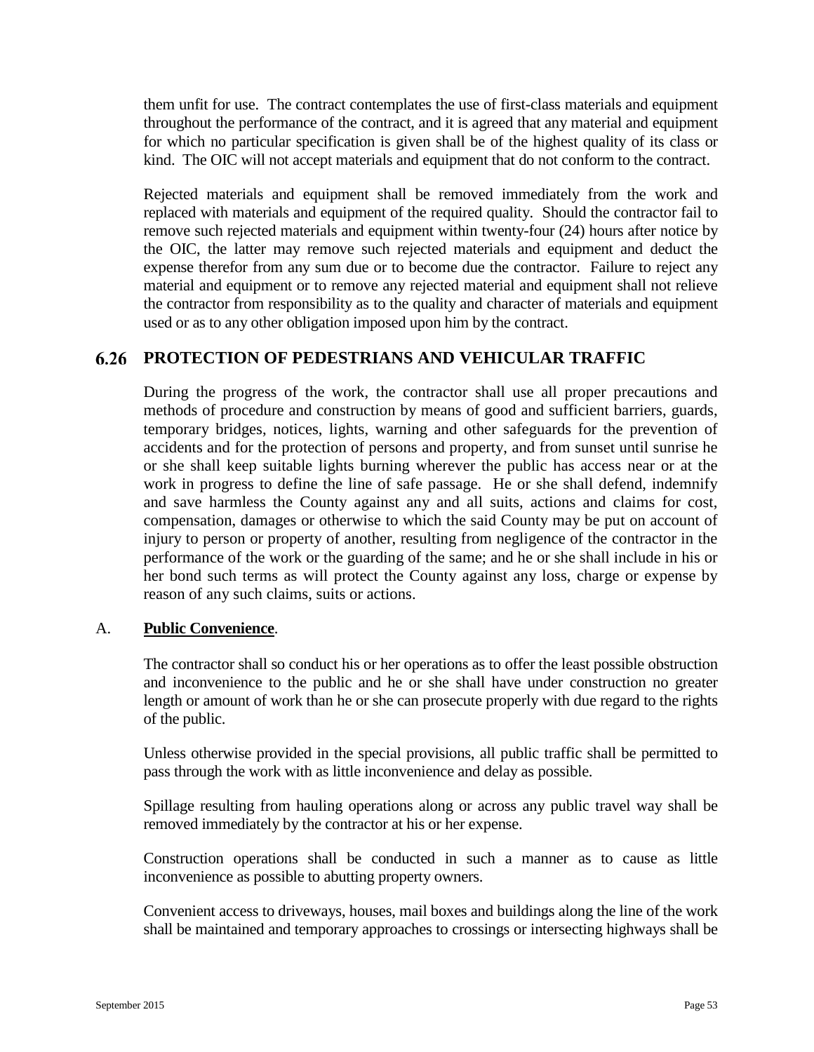them unfit for use. The contract contemplates the use of first-class materials and equipment throughout the performance of the contract, and it is agreed that any material and equipment for which no particular specification is given shall be of the highest quality of its class or kind. The OIC will not accept materials and equipment that do not conform to the contract.

Rejected materials and equipment shall be removed immediately from the work and replaced with materials and equipment of the required quality. Should the contractor fail to remove such rejected materials and equipment within twenty-four (24) hours after notice by the OIC, the latter may remove such rejected materials and equipment and deduct the expense therefor from any sum due or to become due the contractor. Failure to reject any material and equipment or to remove any rejected material and equipment shall not relieve the contractor from responsibility as to the quality and character of materials and equipment used or as to any other obligation imposed upon him by the contract.

## 6.26 PROTECTION OF PEDESTRIANS AND VEHICULAR TRAFFIC

During the progress of the work, the contractor shall use all proper precautions and methods of procedure and construction by means of good and sufficient barriers, guards, temporary bridges, notices, lights, warning and other safeguards for the prevention of accidents and for the protection of persons and property, and from sunset until sunrise he or she shall keep suitable lights burning wherever the public has access near or at the work in progress to define the line of safe passage. He or she shall defend, indemnify and save harmless the County against any and all suits, actions and claims for cost, compensation, damages or otherwise to which the said County may be put on account of injury to person or property of another, resulting from negligence of the contractor in the performance of the work or the guarding of the same; and he or she shall include in his or her bond such terms as will protect the County against any loss, charge or expense by reason of any such claims, suits or actions.

A. **Public Convenience**.

The contractor shall so conduct his or her operations as to offer the least possible obstruction and inconvenience to the public and he or she shall have under construction no greater length or amount of work than he or she can prosecute properly with due regard to the rights of the public.

Unless otherwise provided in the special provisions, all public traffic shall be permitted to pass through the work with as little inconvenience and delay as possible.

Spillage resulting from hauling operations along or across any public travel way shall be removed immediately by the contractor at his or her expense.

Construction operations shall be conducted in such a manner as to cause as little inconvenience as possible to abutting property owners.

Convenient access to driveways, houses, mail boxes and buildings along the line of the work shall be maintained and temporary approaches to crossings or intersecting highways shall be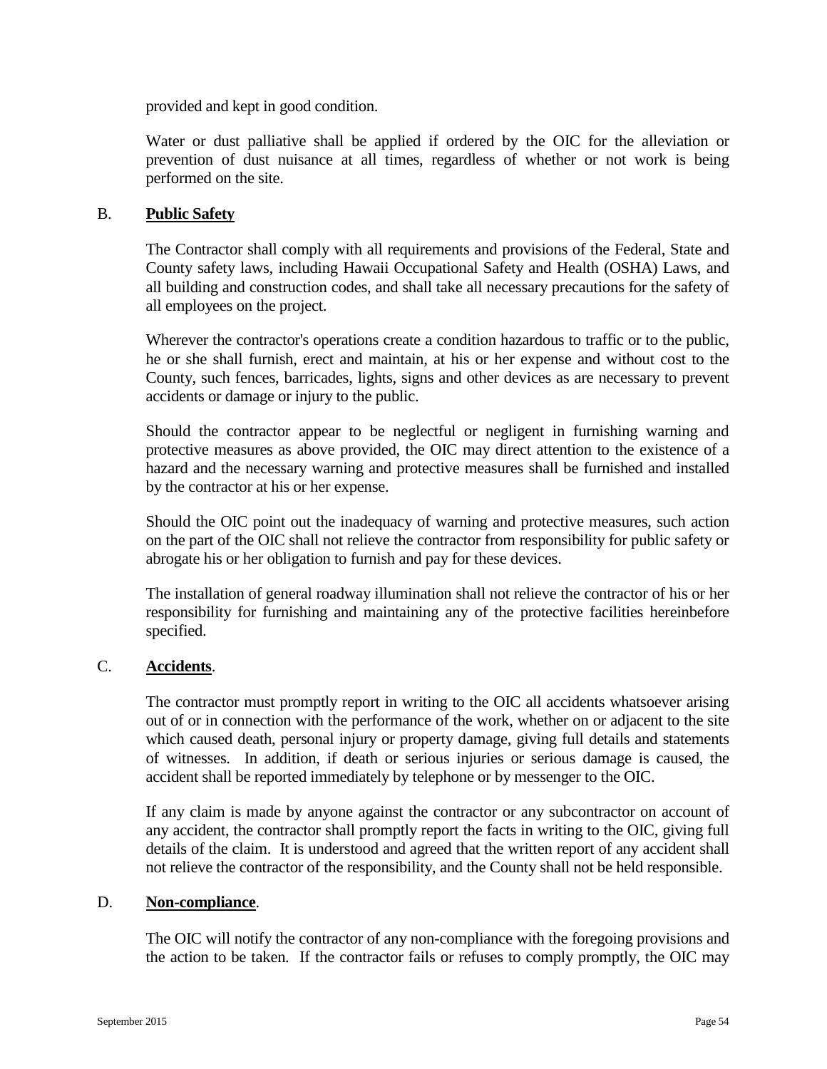provided and kept in good condition.

Water or dust palliative shall be applied if ordered by the OIC for the alleviation or prevention of dust nuisance at all times, regardless of whether or not work is being performed on the site.

B. **Public Safety**

The Contractor shall comply with all requirements and provisions of the Federal, State and County safety laws, including Hawaii Occupational Safety and Health (OSHA) Laws, and all building and construction codes, and shall take all necessary precautions for the safety of all employees on the project.

Wherever the contractor's operations create a condition hazardous to traffic or to the public, he or she shall furnish, erect and maintain, at his or her expense and without cost to the County, such fences, barricades, lights, signs and other devices as are necessary to prevent accidents or damage or injury to the public.

Should the contractor appear to be neglectful or negligent in furnishing warning and protective measures as above provided, the OIC may direct attention to the existence of a hazard and the necessary warning and protective measures shall be furnished and installed by the contractor at his or her expense.

Should the OIC point out the inadequacy of warning and protective measures, such action on the part of the OIC shall not relieve the contractor from responsibility for public safety or abrogate his or her obligation to furnish and pay for these devices.

The installation of general roadway illumination shall not relieve the contractor of his or her responsibility for furnishing and maintaining any of the protective facilities hereinbefore specified.

C. **Accidents**.

The contractor must promptly report in writing to the OIC all accidents whatsoever arising out of or in connection with the performance of the work, whether on or adjacent to the site which caused death, personal injury or property damage, giving full details and statements of witnesses. In addition, if death or serious injuries or serious damage is caused, the accident shall be reported immediately by telephone or by messenger to the OIC.

If any claim is made by anyone against the contractor or any subcontractor on account of any accident, the contractor shall promptly report the facts in writing to the OIC, giving full details of the claim. It is understood and agreed that the written report of any accident shall not relieve the contractor of the responsibility, and the County shall not be held responsible.

D. **Non-compliance**.

The OIC will notify the contractor of any non-compliance with the foregoing provisions and the action to be taken. If the contractor fails or refuses to comply promptly, the OIC may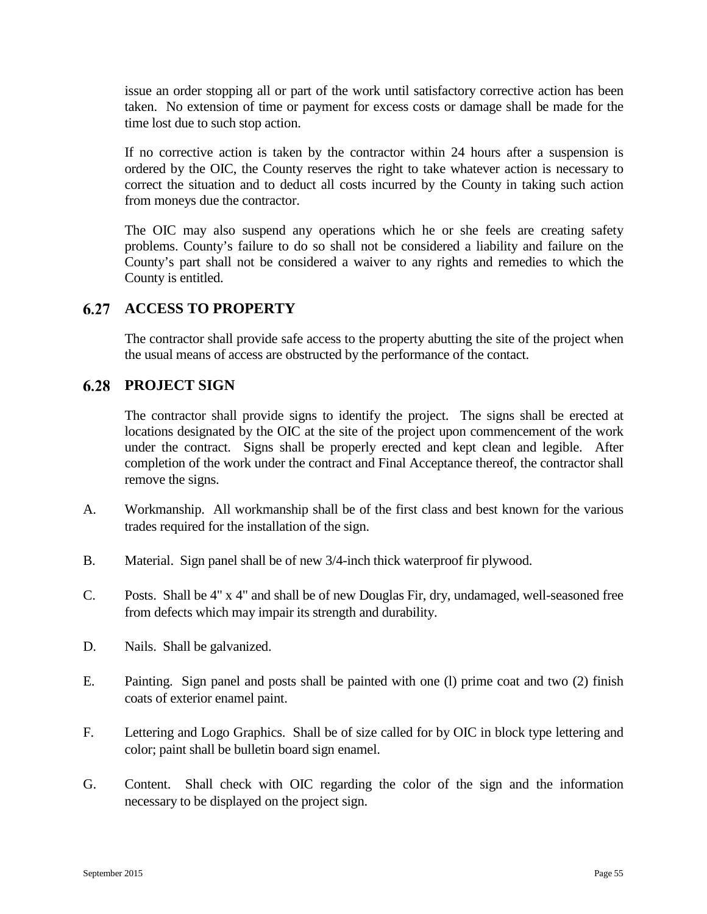issue an order stopping all or part of the work until satisfactory corrective action has been taken. No extension of time or payment for excess costs or damage shall be made for the time lost due to such stop action.

If no corrective action is taken by the contractor within 24 hours after a suspension is ordered by the OIC, the County reserves the right to take whatever action is necessary to correct the situation and to deduct all costs incurred by the County in taking such action from moneys due the contractor.

The OIC may also suspend any operations which he or she feels are creating safety problems. County's failure to do so shall not be considered a liability and failure on the County's part shall not be considered a waiver to any rights and remedies to which the County is entitled.

## 6.27 ACCESS TO PROPERTY

The contractor shall provide safe access to the property abutting the site of the project when the usual means of access are obstructed by the performance of the contact.

## 6.28 PROJECT SIGN

The contractor shall provide signs to identify the project. The signs shall be erected at locations designated by the OIC at the site of the project upon commencement of the work under the contract. Signs shall be properly erected and kept clean and legible. After completion of the work under the contract and Final Acceptance thereof, the contractor shall remove the signs.

A. Workmanship. All workmanship shall be of the first class and best known for the various trades required for the installation of the sign.

B. Material. Sign panel shall be of new 3/4-inch thick waterproof fir plywood.

C. Posts. Shall be 4" x 4" and shall be of new Douglas Fir, dry, undamaged, well-seasoned free from defects which may impair its strength and durability.

D. Nails. Shall be galvanized.

E. Painting. Sign panel and posts shall be painted with one (l) prime coat and two (2) finish coats of exterior enamel paint.

F. Lettering and Logo Graphics. Shall be of size called for by OIC in block type lettering and color; paint shall be bulletin board sign enamel.

G. Content. Shall check with OIC regarding the color of the sign and the information necessary to be displayed on the project sign.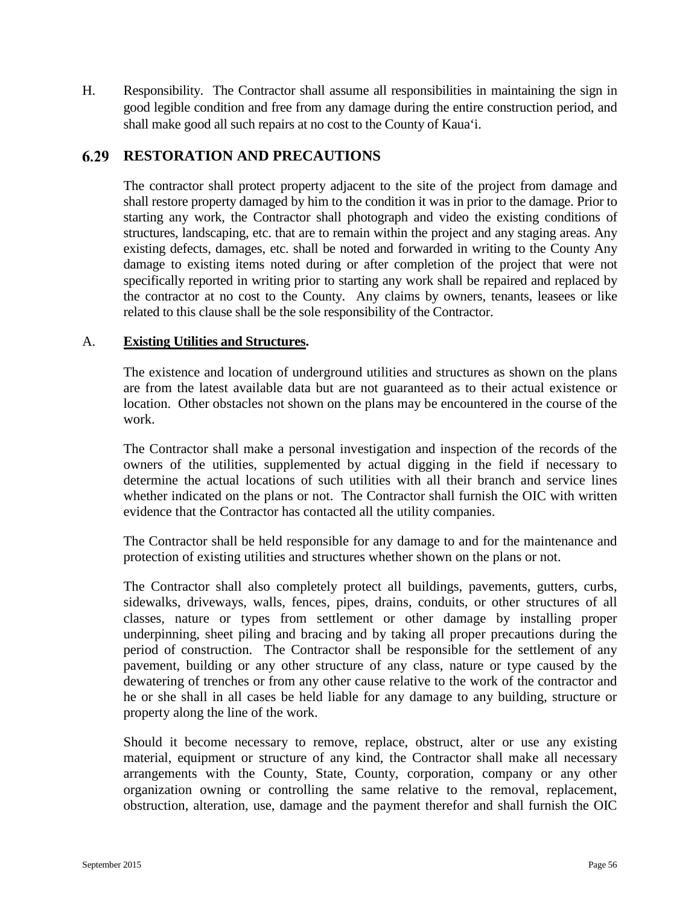H. Responsibility. The Contractor shall assume all responsibilities in maintaining the sign in good legible condition and free from any damage during the entire construction period, and shall make good all such repairs at no cost to the County of Kauaʻi.

## 6.29 RESTORATION AND PRECAUTIONS

The contractor shall protect property adjacent to the site of the project from damage and shall restore property damaged by him to the condition it was in prior to the damage. Prior to starting any work, the Contractor shall photograph and video the existing conditions of structures, landscaping, etc. that are to remain within the project and any staging areas. Any existing defects, damages, etc. shall be noted and forwarded in writing to the County Any damage to existing items noted during or after completion of the project that were not specifically reported in writing prior to starting any work shall be repaired and replaced by the contractor at no cost to the County. Any claims by owners, tenants, leasees or like related to this clause shall be the sole responsibility of the Contractor.

A. **Existing Utilities and Structures.**

The existence and location of underground utilities and structures as shown on the plans are from the latest available data but are not guaranteed as to their actual existence or location. Other obstacles not shown on the plans may be encountered in the course of the work.

The Contractor shall make a personal investigation and inspection of the records of the owners of the utilities, supplemented by actual digging in the field if necessary to determine the actual locations of such utilities with all their branch and service lines whether indicated on the plans or not. The Contractor shall furnish the OIC with written evidence that the Contractor has contacted all the utility companies.

The Contractor shall be held responsible for any damage to and for the maintenance and protection of existing utilities and structures whether shown on the plans or not.

The Contractor shall also completely protect all buildings, pavements, gutters, curbs, sidewalks, driveways, walls, fences, pipes, drains, conduits, or other structures of all classes, nature or types from settlement or other damage by installing proper underpinning, sheet piling and bracing and by taking all proper precautions during the period of construction. The Contractor shall be responsible for the settlement of any pavement, building or any other structure of any class, nature or type caused by the dewatering of trenches or from any other cause relative to the work of the contractor and he or she shall in all cases be held liable for any damage to any building, structure or property along the line of the work.

Should it become necessary to remove, replace, obstruct, alter or use any existing material, equipment or structure of any kind, the Contractor shall make all necessary arrangements with the County, State, County, corporation, company or any other organization owning or controlling the same relative to the removal, replacement, obstruction, alteration, use, damage and the payment therefor and shall furnish the OIC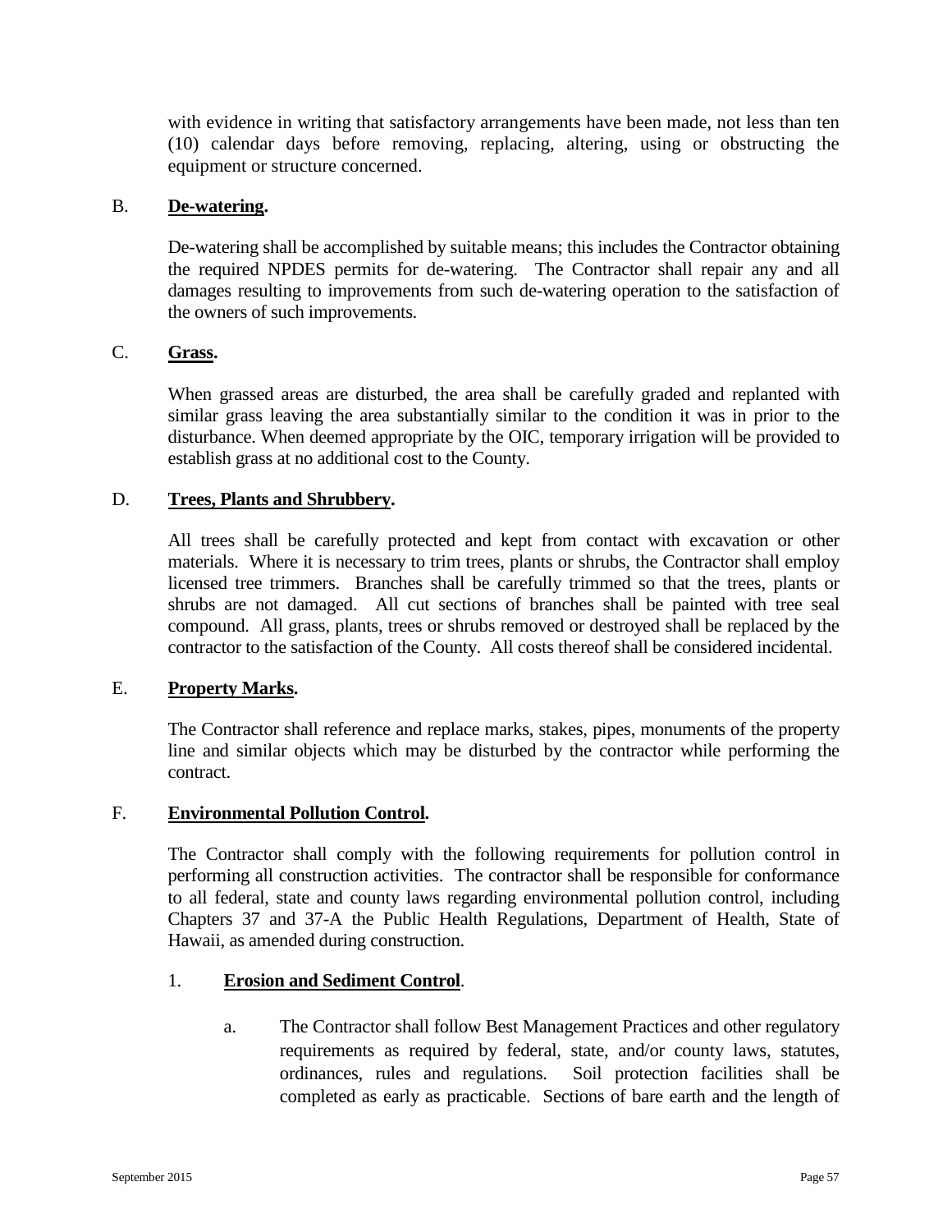with evidence in writing that satisfactory arrangements have been made, not less than ten (10) calendar days before removing, replacing, altering, using or obstructing the equipment or structure concerned.

B. **De-watering.**

De-watering shall be accomplished by suitable means; this includes the Contractor obtaining the required NPDES permits for de-watering. The Contractor shall repair any and all damages resulting to improvements from such de-watering operation to the satisfaction of the owners of such improvements.

C. **Grass.**

When grassed areas are disturbed, the area shall be carefully graded and replanted with similar grass leaving the area substantially similar to the condition it was in prior to the disturbance. When deemed appropriate by the OIC, temporary irrigation will be provided to establish grass at no additional cost to the County.

D. **Trees, Plants and Shrubbery.**

All trees shall be carefully protected and kept from contact with excavation or other materials. Where it is necessary to trim trees, plants or shrubs, the Contractor shall employ licensed tree trimmers. Branches shall be carefully trimmed so that the trees, plants or shrubs are not damaged. All cut sections of branches shall be painted with tree seal compound. All grass, plants, trees or shrubs removed or destroyed shall be replaced by the contractor to the satisfaction of the County. All costs thereof shall be considered incidental.

E. **Property Marks.**

The Contractor shall reference and replace marks, stakes, pipes, monuments of the property line and similar objects which may be disturbed by the contractor while performing the contract.

F. **Environmental Pollution Control.**

The Contractor shall comply with the following requirements for pollution control in performing all construction activities. The contractor shall be responsible for conformance to all federal, state and county laws regarding environmental pollution control, including Chapters 37 and 37-A the Public Health Regulations, Department of Health, State of Hawaii, as amended during construction.

1. **Erosion and Sediment Control**.

   a. The Contractor shall follow Best Management Practices and other regulatory requirements as required by federal, state, and/or county laws, statutes, ordinances, rules and regulations. Soil protection facilities shall be completed as early as practicable. Sections of bare earth and the length of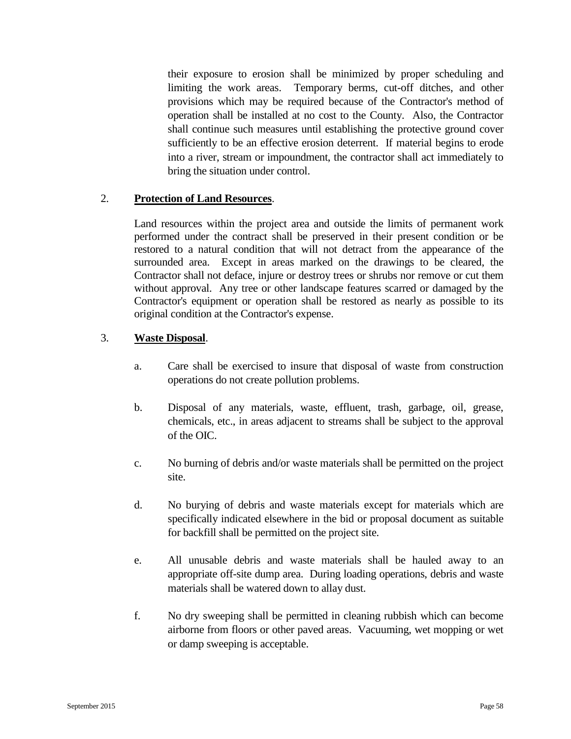their exposure to erosion shall be minimized by proper scheduling and limiting the work areas. Temporary berms, cut-off ditches, and other provisions which may be required because of the Contractor's method of operation shall be installed at no cost to the County. Also, the Contractor shall continue such measures until establishing the protective ground cover sufficiently to be an effective erosion deterrent. If material begins to erode into a river, stream or impoundment, the contractor shall act immediately to bring the situation under control.

2. **Protection of Land Resources**.

Land resources within the project area and outside the limits of permanent work performed under the contract shall be preserved in their present condition or be restored to a natural condition that will not detract from the appearance of the surrounded area. Except in areas marked on the drawings to be cleared, the Contractor shall not deface, injure or destroy trees or shrubs nor remove or cut them without approval. Any tree or other landscape features scarred or damaged by the Contractor's equipment or operation shall be restored as nearly as possible to its original condition at the Contractor's expense.

3. **Waste Disposal**.

   a. Care shall be exercised to insure that disposal of waste from construction operations do not create pollution problems.

   b. Disposal of any materials, waste, effluent, trash, garbage, oil, grease, chemicals, etc., in areas adjacent to streams shall be subject to the approval of the OIC.

   c. No burning of debris and/or waste materials shall be permitted on the project site.

   d. No burying of debris and waste materials except for materials which are specifically indicated elsewhere in the bid or proposal document as suitable for backfill shall be permitted on the project site.

   e. All unusable debris and waste materials shall be hauled away to an appropriate off-site dump area. During loading operations, debris and waste materials shall be watered down to allay dust.

   f. No dry sweeping shall be permitted in cleaning rubbish which can become airborne from floors or other paved areas. Vacuuming, wet mopping or wet or damp sweeping is acceptable.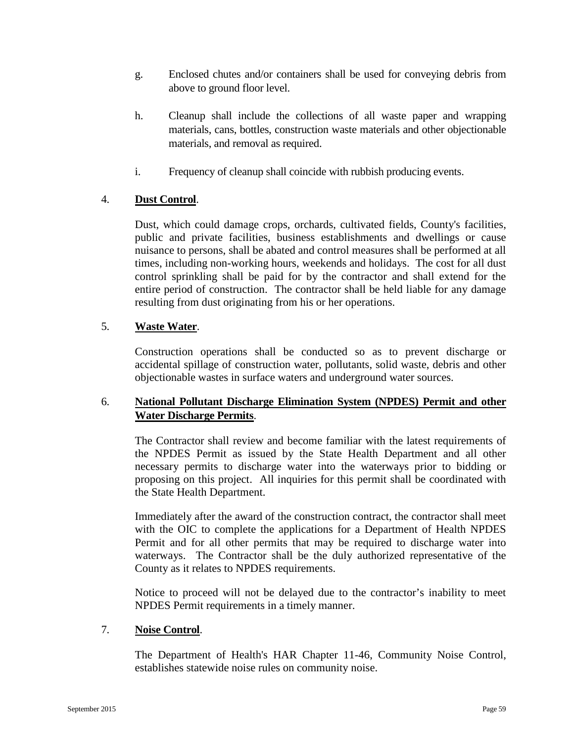g. Enclosed chutes and/or containers shall be used for conveying debris from above to ground floor level.

h. Cleanup shall include the collections of all waste paper and wrapping materials, cans, bottles, construction waste materials and other objectionable materials, and removal as required.

i. Frequency of cleanup shall coincide with rubbish producing events.

4. **Dust Control**.

Dust, which could damage crops, orchards, cultivated fields, County's facilities, public and private facilities, business establishments and dwellings or cause nuisance to persons, shall be abated and control measures shall be performed at all times, including non-working hours, weekends and holidays. The cost for all dust control sprinkling shall be paid for by the contractor and shall extend for the entire period of construction. The contractor shall be held liable for any damage resulting from dust originating from his or her operations.

5. **Waste Water**.

Construction operations shall be conducted so as to prevent discharge or accidental spillage of construction water, pollutants, solid waste, debris and other objectionable wastes in surface waters and underground water sources.

6. **National Pollutant Discharge Elimination System (NPDES) Permit and other Water Discharge Permits**.

The Contractor shall review and become familiar with the latest requirements of the NPDES Permit as issued by the State Health Department and all other necessary permits to discharge water into the waterways prior to bidding or proposing on this project. All inquiries for this permit shall be coordinated with the State Health Department.

Immediately after the award of the construction contract, the contractor shall meet with the OIC to complete the applications for a Department of Health NPDES Permit and for all other permits that may be required to discharge water into waterways. The Contractor shall be the duly authorized representative of the County as it relates to NPDES requirements.

Notice to proceed will not be delayed due to the contractor's inability to meet NPDES Permit requirements in a timely manner.

7. **Noise Control**.

The Department of Health's HAR Chapter 11-46, Community Noise Control, establishes statewide noise rules on community noise.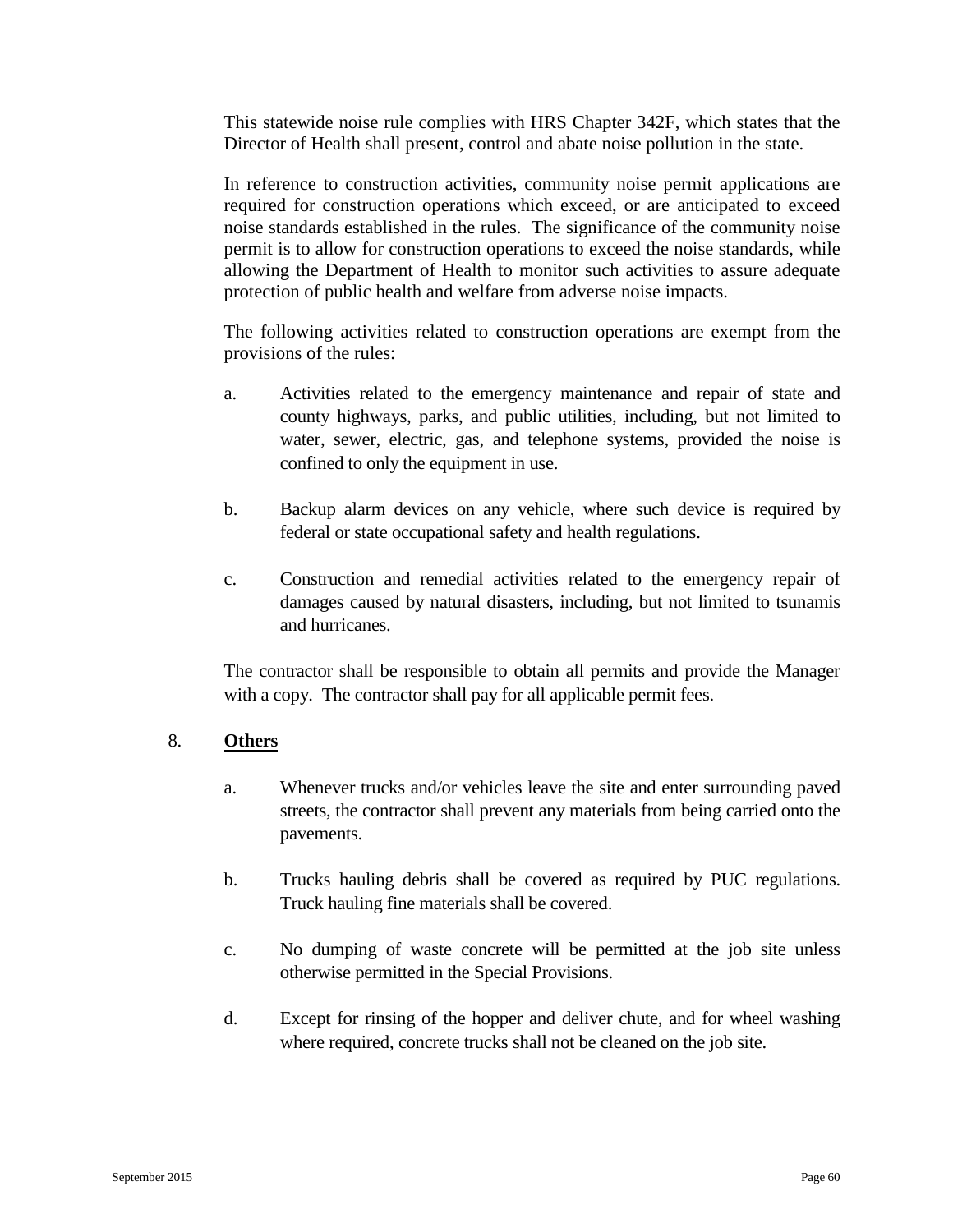This statewide noise rule complies with HRS Chapter 342F, which states that the Director of Health shall present, control and abate noise pollution in the state.

In reference to construction activities, community noise permit applications are required for construction operations which exceed, or are anticipated to exceed noise standards established in the rules. The significance of the community noise permit is to allow for construction operations to exceed the noise standards, while allowing the Department of Health to monitor such activities to assure adequate protection of public health and welfare from adverse noise impacts.

The following activities related to construction operations are exempt from the provisions of the rules:

a. Activities related to the emergency maintenance and repair of state and county highways, parks, and public utilities, including, but not limited to water, sewer, electric, gas, and telephone systems, provided the noise is confined to only the equipment in use.

b. Backup alarm devices on any vehicle, where such device is required by federal or state occupational safety and health regulations.

c. Construction and remedial activities related to the emergency repair of damages caused by natural disasters, including, but not limited to tsunamis and hurricanes.

The contractor shall be responsible to obtain all permits and provide the Manager with a copy. The contractor shall pay for all applicable permit fees.

8. **<u>Others</u>**

a. Whenever trucks and/or vehicles leave the site and enter surrounding paved streets, the contractor shall prevent any materials from being carried onto the pavements.

b. Trucks hauling debris shall be covered as required by PUC regulations. Truck hauling fine materials shall be covered.

c. No dumping of waste concrete will be permitted at the job site unless otherwise permitted in the Special Provisions.

d. Except for rinsing of the hopper and deliver chute, and for wheel washing where required, concrete trucks shall not be cleaned on the job site.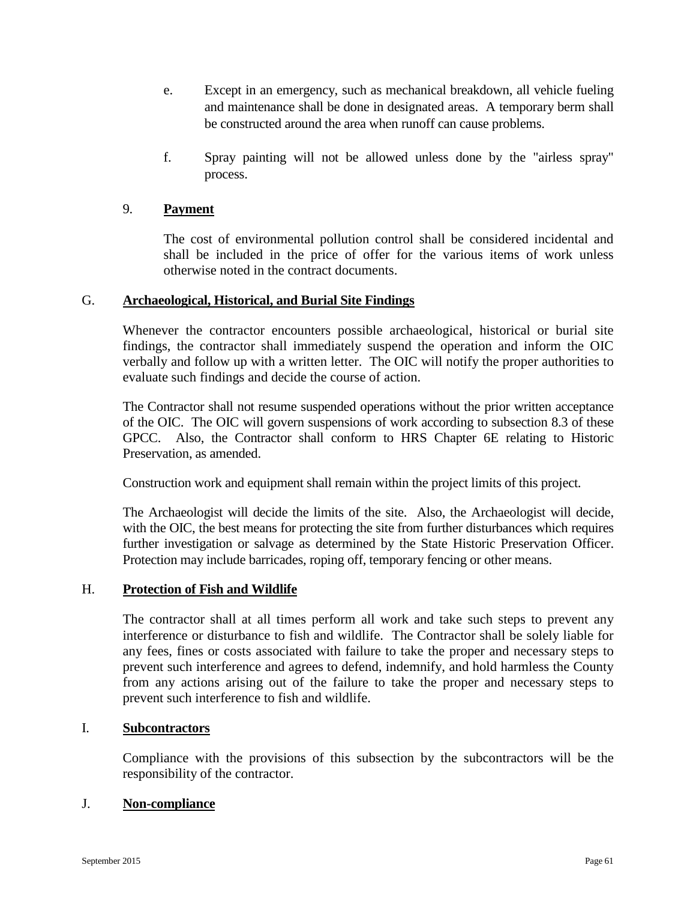e. Except in an emergency, such as mechanical breakdown, all vehicle fueling and maintenance shall be done in designated areas. A temporary berm shall be constructed around the area when runoff can cause problems.

f. Spray painting will not be allowed unless done by the "airless spray" process.

9. **Payment**

The cost of environmental pollution control shall be considered incidental and shall be included in the price of offer for the various items of work unless otherwise noted in the contract documents.

G. **Archaeological, Historical, and Burial Site Findings**

Whenever the contractor encounters possible archaeological, historical or burial site findings, the contractor shall immediately suspend the operation and inform the OIC verbally and follow up with a written letter. The OIC will notify the proper authorities to evaluate such findings and decide the course of action.

The Contractor shall not resume suspended operations without the prior written acceptance of the OIC. The OIC will govern suspensions of work according to subsection 8.3 of these GPCC. Also, the Contractor shall conform to HRS Chapter 6E relating to Historic Preservation, as amended.

Construction work and equipment shall remain within the project limits of this project.

The Archaeologist will decide the limits of the site. Also, the Archaeologist will decide, with the OIC, the best means for protecting the site from further disturbances which requires further investigation or salvage as determined by the State Historic Preservation Officer. Protection may include barricades, roping off, temporary fencing or other means.

H. **Protection of Fish and Wildlife**

The contractor shall at all times perform all work and take such steps to prevent any interference or disturbance to fish and wildlife. The Contractor shall be solely liable for any fees, fines or costs associated with failure to take the proper and necessary steps to prevent such interference and agrees to defend, indemnify, and hold harmless the County from any actions arising out of the failure to take the proper and necessary steps to prevent such interference to fish and wildlife.

I. **Subcontractors**

Compliance with the provisions of this subsection by the subcontractors will be the responsibility of the contractor.

J. **Non-compliance**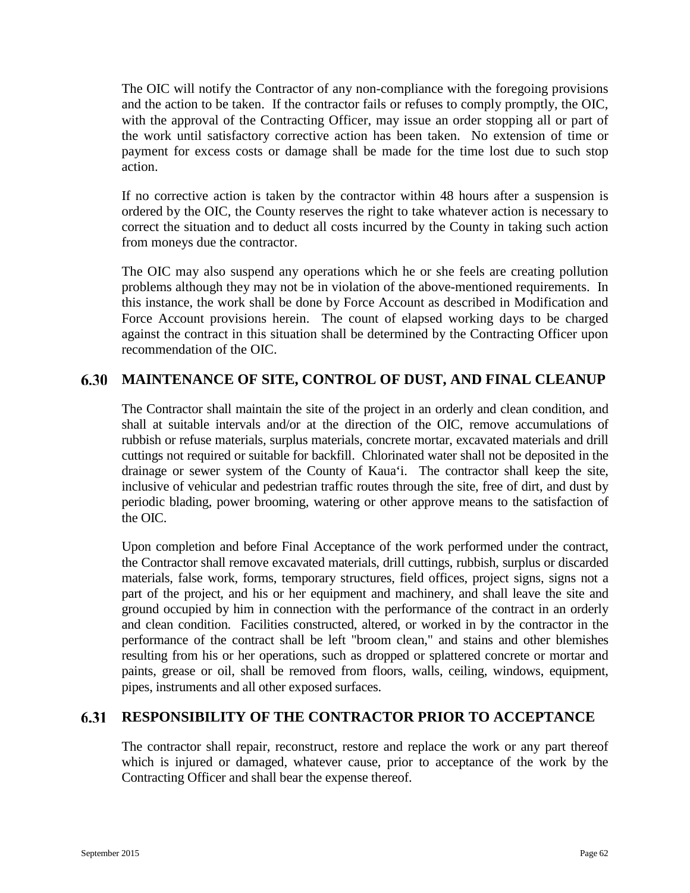The OIC will notify the Contractor of any non-compliance with the foregoing provisions and the action to be taken. If the contractor fails or refuses to comply promptly, the OIC, with the approval of the Contracting Officer, may issue an order stopping all or part of the work until satisfactory corrective action has been taken. No extension of time or payment for excess costs or damage shall be made for the time lost due to such stop action.

If no corrective action is taken by the contractor within 48 hours after a suspension is ordered by the OIC, the County reserves the right to take whatever action is necessary to correct the situation and to deduct all costs incurred by the County in taking such action from moneys due the contractor.

The OIC may also suspend any operations which he or she feels are creating pollution problems although they may not be in violation of the above-mentioned requirements. In this instance, the work shall be done by Force Account as described in Modification and Force Account provisions herein. The count of elapsed working days to be charged against the contract in this situation shall be determined by the Contracting Officer upon recommendation of the OIC.

## 6.30 MAINTENANCE OF SITE, CONTROL OF DUST, AND FINAL CLEANUP

The Contractor shall maintain the site of the project in an orderly and clean condition, and shall at suitable intervals and/or at the direction of the OIC, remove accumulations of rubbish or refuse materials, surplus materials, concrete mortar, excavated materials and drill cuttings not required or suitable for backfill. Chlorinated water shall not be deposited in the drainage or sewer system of the County of Kaua‘i. The contractor shall keep the site, inclusive of vehicular and pedestrian traffic routes through the site, free of dirt, and dust by periodic blading, power brooming, watering or other approve means to the satisfaction of the OIC.

Upon completion and before Final Acceptance of the work performed under the contract, the Contractor shall remove excavated materials, drill cuttings, rubbish, surplus or discarded materials, false work, forms, temporary structures, field offices, project signs, signs not a part of the project, and his or her equipment and machinery, and shall leave the site and ground occupied by him in connection with the performance of the contract in an orderly and clean condition. Facilities constructed, altered, or worked in by the contractor in the performance of the contract shall be left "broom clean," and stains and other blemishes resulting from his or her operations, such as dropped or splattered concrete or mortar and paints, grease or oil, shall be removed from floors, walls, ceiling, windows, equipment, pipes, instruments and all other exposed surfaces.

## 6.31 RESPONSIBILITY OF THE CONTRACTOR PRIOR TO ACCEPTANCE

The contractor shall repair, reconstruct, restore and replace the work or any part thereof which is injured or damaged, whatever cause, prior to acceptance of the work by the Contracting Officer and shall bear the expense thereof.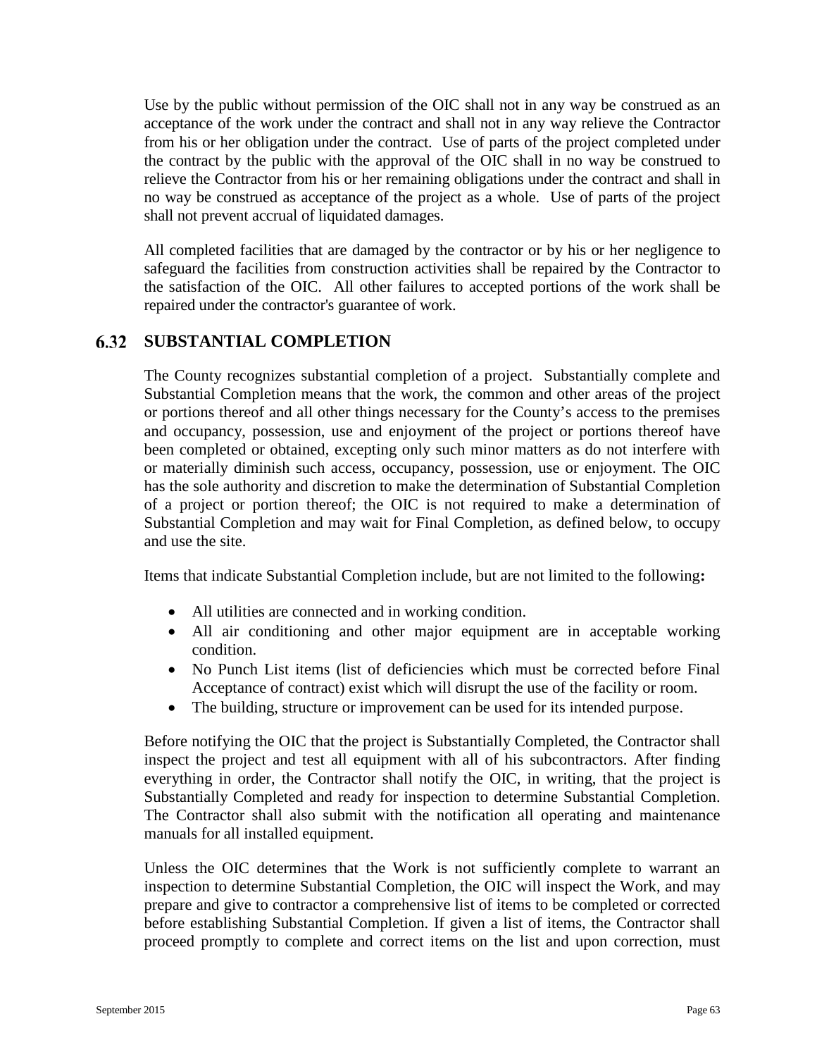Use by the public without permission of the OIC shall not in any way be construed as an acceptance of the work under the contract and shall not in any way relieve the Contractor from his or her obligation under the contract. Use of parts of the project completed under the contract by the public with the approval of the OIC shall in no way be construed to relieve the Contractor from his or her remaining obligations under the contract and shall in no way be construed as acceptance of the project as a whole. Use of parts of the project shall not prevent accrual of liquidated damages.

All completed facilities that are damaged by the contractor or by his or her negligence to safeguard the facilities from construction activities shall be repaired by the Contractor to the satisfaction of the OIC. All other failures to accepted portions of the work shall be repaired under the contractor's guarantee of work.

## 6.32 SUBSTANTIAL COMPLETION

The County recognizes substantial completion of a project. Substantially complete and Substantial Completion means that the work, the common and other areas of the project or portions thereof and all other things necessary for the County's access to the premises and occupancy, possession, use and enjoyment of the project or portions thereof have been completed or obtained, excepting only such minor matters as do not interfere with or materially diminish such access, occupancy, possession, use or enjoyment. The OIC has the sole authority and discretion to make the determination of Substantial Completion of a project or portion thereof; the OIC is not required to make a determination of Substantial Completion and may wait for Final Completion, as defined below, to occupy and use the site.

Items that indicate Substantial Completion include, but are not limited to the following**:**

- All utilities are connected and in working condition.
- All air conditioning and other major equipment are in acceptable working condition.
- No Punch List items (list of deficiencies which must be corrected before Final Acceptance of contract) exist which will disrupt the use of the facility or room.
- The building, structure or improvement can be used for its intended purpose.

Before notifying the OIC that the project is Substantially Completed, the Contractor shall inspect the project and test all equipment with all of his subcontractors. After finding everything in order, the Contractor shall notify the OIC, in writing, that the project is Substantially Completed and ready for inspection to determine Substantial Completion. The Contractor shall also submit with the notification all operating and maintenance manuals for all installed equipment.

Unless the OIC determines that the Work is not sufficiently complete to warrant an inspection to determine Substantial Completion, the OIC will inspect the Work, and may prepare and give to contractor a comprehensive list of items to be completed or corrected before establishing Substantial Completion. If given a list of items, the Contractor shall proceed promptly to complete and correct items on the list and upon correction, must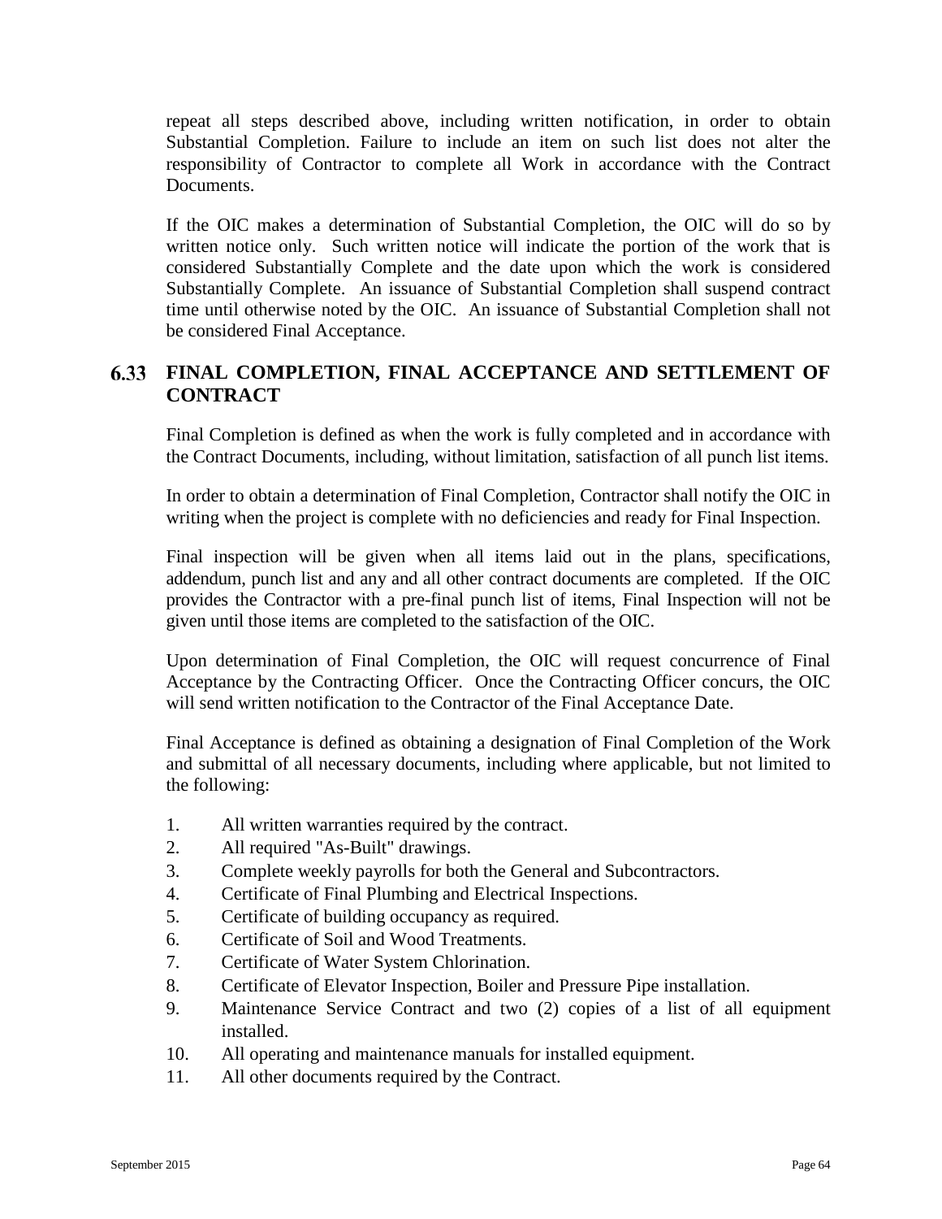repeat all steps described above, including written notification, in order to obtain Substantial Completion. Failure to include an item on such list does not alter the responsibility of Contractor to complete all Work in accordance with the Contract Documents.

If the OIC makes a determination of Substantial Completion, the OIC will do so by written notice only. Such written notice will indicate the portion of the work that is considered Substantially Complete and the date upon which the work is considered Substantially Complete. An issuance of Substantial Completion shall suspend contract time until otherwise noted by the OIC. An issuance of Substantial Completion shall not be considered Final Acceptance.

## 6.33 FINAL COMPLETION, FINAL ACCEPTANCE AND SETTLEMENT OF CONTRACT

Final Completion is defined as when the work is fully completed and in accordance with the Contract Documents, including, without limitation, satisfaction of all punch list items.

In order to obtain a determination of Final Completion, Contractor shall notify the OIC in writing when the project is complete with no deficiencies and ready for Final Inspection.

Final inspection will be given when all items laid out in the plans, specifications, addendum, punch list and any and all other contract documents are completed. If the OIC provides the Contractor with a pre-final punch list of items, Final Inspection will not be given until those items are completed to the satisfaction of the OIC.

Upon determination of Final Completion, the OIC will request concurrence of Final Acceptance by the Contracting Officer. Once the Contracting Officer concurs, the OIC will send written notification to the Contractor of the Final Acceptance Date.

Final Acceptance is defined as obtaining a designation of Final Completion of the Work and submittal of all necessary documents, including where applicable, but not limited to the following:

1. All written warranties required by the contract.
2. All required "As-Built" drawings.
3. Complete weekly payrolls for both the General and Subcontractors.
4. Certificate of Final Plumbing and Electrical Inspections.
5. Certificate of building occupancy as required.
6. Certificate of Soil and Wood Treatments.
7. Certificate of Water System Chlorination.
8. Certificate of Elevator Inspection, Boiler and Pressure Pipe installation.
9. Maintenance Service Contract and two (2) copies of a list of all equipment installed.
10. All operating and maintenance manuals for installed equipment.
11. All other documents required by the Contract.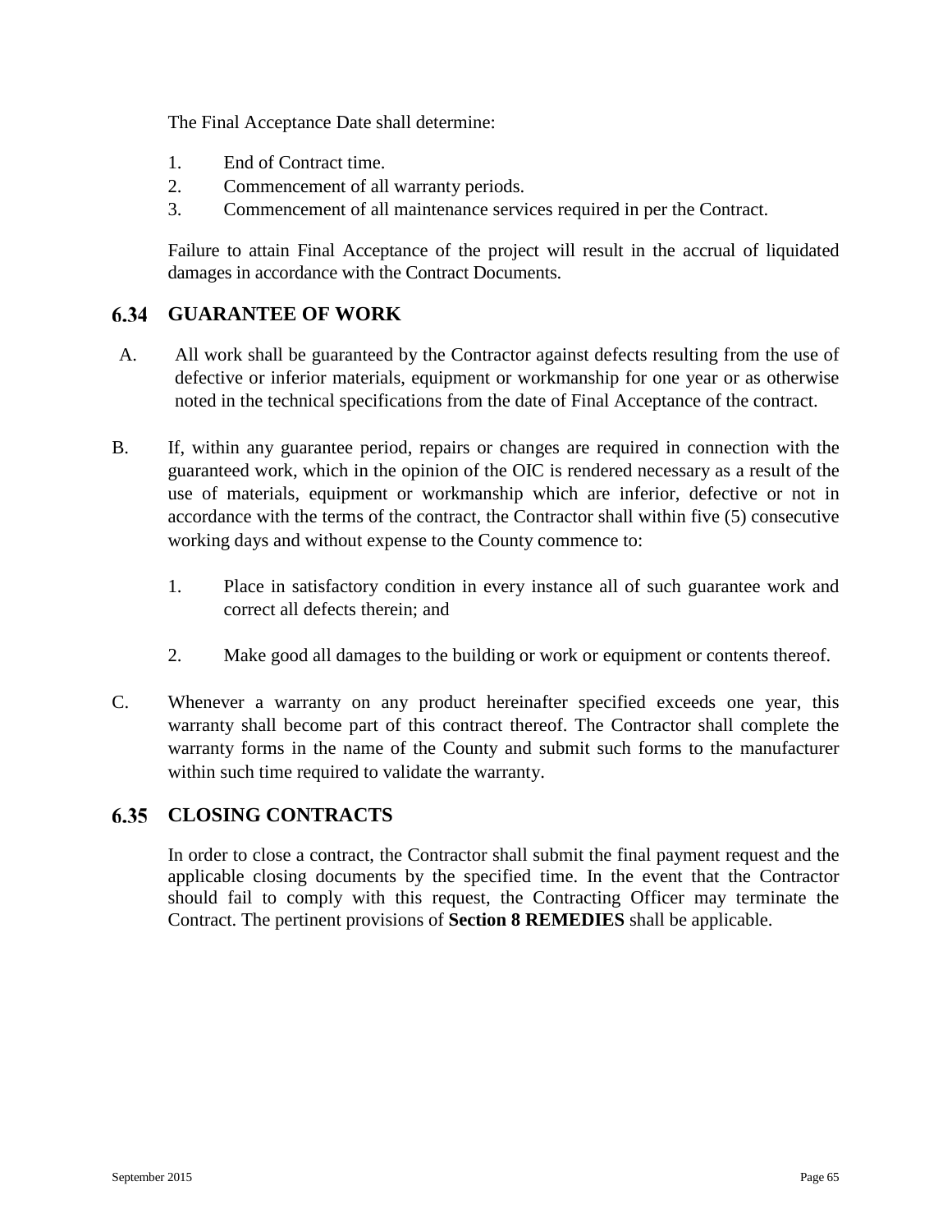The Final Acceptance Date shall determine:

1. End of Contract time.
2. Commencement of all warranty periods.
3. Commencement of all maintenance services required in per the Contract.

Failure to attain Final Acceptance of the project will result in the accrual of liquidated damages in accordance with the Contract Documents.

## 6.34 GUARANTEE OF WORK

A. All work shall be guaranteed by the Contractor against defects resulting from the use of defective or inferior materials, equipment or workmanship for one year or as otherwise noted in the technical specifications from the date of Final Acceptance of the contract.

B. If, within any guarantee period, repairs or changes are required in connection with the guaranteed work, which in the opinion of the OIC is rendered necessary as a result of the use of materials, equipment or workmanship which are inferior, defective or not in accordance with the terms of the contract, the Contractor shall within five (5) consecutive working days and without expense to the County commence to:

   1. Place in satisfactory condition in every instance all of such guarantee work and correct all defects therein; and

   2. Make good all damages to the building or work or equipment or contents thereof.

C. Whenever a warranty on any product hereinafter specified exceeds one year, this warranty shall become part of this contract thereof. The Contractor shall complete the warranty forms in the name of the County and submit such forms to the manufacturer within such time required to validate the warranty.

## 6.35 CLOSING CONTRACTS

In order to close a contract, the Contractor shall submit the final payment request and the applicable closing documents by the specified time. In the event that the Contractor should fail to comply with this request, the Contracting Officer may terminate the Contract. The pertinent provisions of **Section 8 REMEDIES** shall be applicable.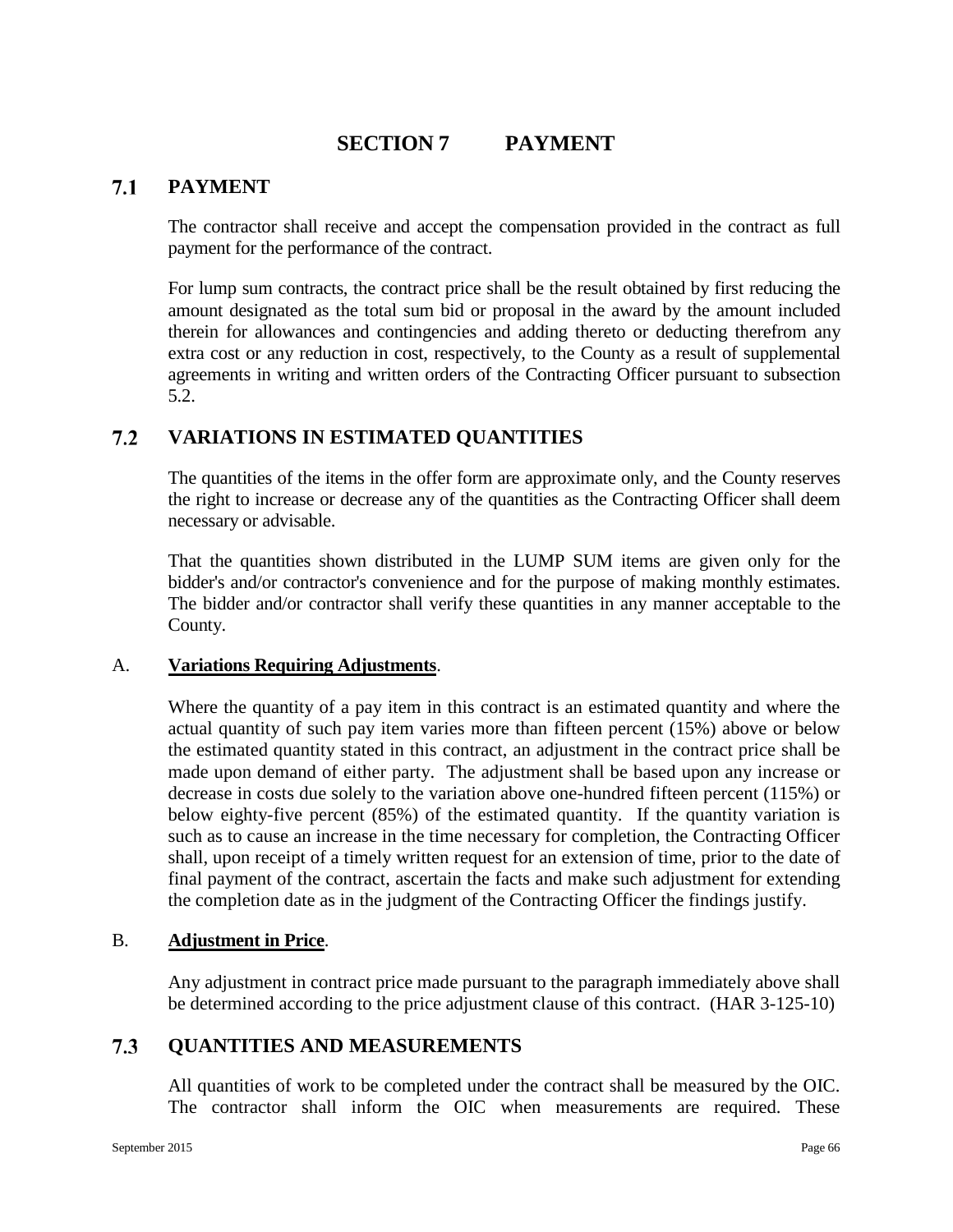# SECTION 7 PAYMENT

## 7.1 PAYMENT

The contractor shall receive and accept the compensation provided in the contract as full payment for the performance of the contract.

For lump sum contracts, the contract price shall be the result obtained by first reducing the amount designated as the total sum bid or proposal in the award by the amount included therein for allowances and contingencies and adding thereto or deducting therefrom any extra cost or any reduction in cost, respectively, to the County as a result of supplemental agreements in writing and written orders of the Contracting Officer pursuant to subsection 5.2.

## 7.2 VARIATIONS IN ESTIMATED QUANTITIES

The quantities of the items in the offer form are approximate only, and the County reserves the right to increase or decrease any of the quantities as the Contracting Officer shall deem necessary or advisable.

That the quantities shown distributed in the LUMP SUM items are given only for the bidder's and/or contractor's convenience and for the purpose of making monthly estimates. The bidder and/or contractor shall verify these quantities in any manner acceptable to the County.

A. **Variations Requiring Adjustments**.

Where the quantity of a pay item in this contract is an estimated quantity and where the actual quantity of such pay item varies more than fifteen percent (15%) above or below the estimated quantity stated in this contract, an adjustment in the contract price shall be made upon demand of either party. The adjustment shall be based upon any increase or decrease in costs due solely to the variation above one-hundred fifteen percent (115%) or below eighty-five percent (85%) of the estimated quantity. If the quantity variation is such as to cause an increase in the time necessary for completion, the Contracting Officer shall, upon receipt of a timely written request for an extension of time, prior to the date of final payment of the contract, ascertain the facts and make such adjustment for extending the completion date as in the judgment of the Contracting Officer the findings justify.

B. **Adjustment in Price**.

Any adjustment in contract price made pursuant to the paragraph immediately above shall be determined according to the price adjustment clause of this contract. (HAR 3-125-10)

## 7.3 QUANTITIES AND MEASUREMENTS

All quantities of work to be completed under the contract shall be measured by the OIC. The contractor shall inform the OIC when measurements are required. These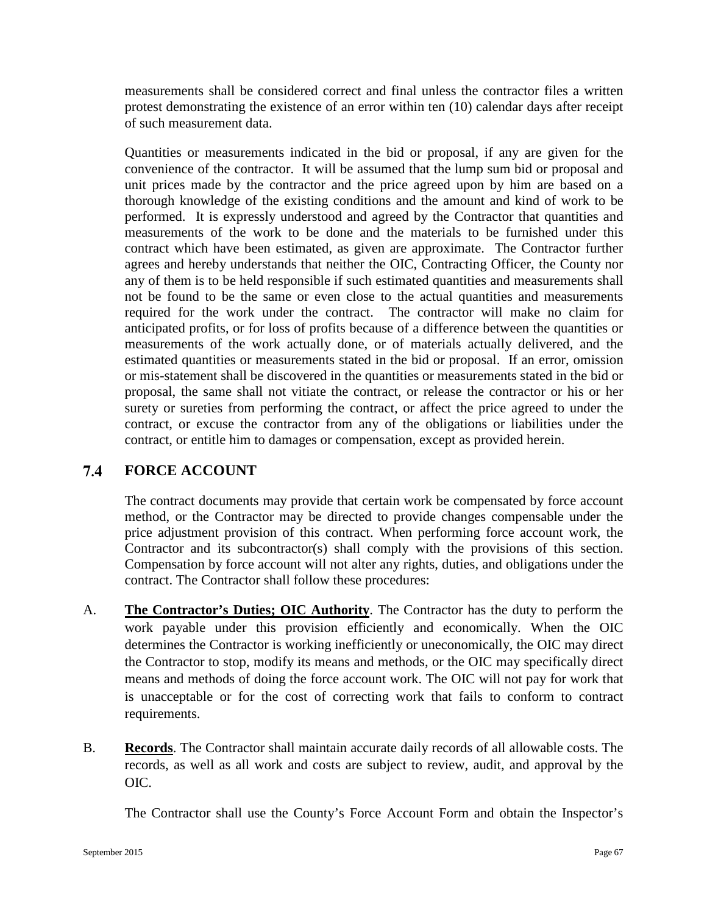measurements shall be considered correct and final unless the contractor files a written protest demonstrating the existence of an error within ten (10) calendar days after receipt of such measurement data.

Quantities or measurements indicated in the bid or proposal, if any are given for the convenience of the contractor. It will be assumed that the lump sum bid or proposal and unit prices made by the contractor and the price agreed upon by him are based on a thorough knowledge of the existing conditions and the amount and kind of work to be performed. It is expressly understood and agreed by the Contractor that quantities and measurements of the work to be done and the materials to be furnished under this contract which have been estimated, as given are approximate. The Contractor further agrees and hereby understands that neither the OIC, Contracting Officer, the County nor any of them is to be held responsible if such estimated quantities and measurements shall not be found to be the same or even close to the actual quantities and measurements required for the work under the contract. The contractor will make no claim for anticipated profits, or for loss of profits because of a difference between the quantities or measurements of the work actually done, or of materials actually delivered, and the estimated quantities or measurements stated in the bid or proposal. If an error, omission or mis-statement shall be discovered in the quantities or measurements stated in the bid or proposal, the same shall not vitiate the contract, or release the contractor or his or her surety or sureties from performing the contract, or affect the price agreed to under the contract, or excuse the contractor from any of the obligations or liabilities under the contract, or entitle him to damages or compensation, except as provided herein.

## 7.4 FORCE ACCOUNT

The contract documents may provide that certain work be compensated by force account method, or the Contractor may be directed to provide changes compensable under the price adjustment provision of this contract. When performing force account work, the Contractor and its subcontractor(s) shall comply with the provisions of this section. Compensation by force account will not alter any rights, duties, and obligations under the contract. The Contractor shall follow these procedures:

A. **The Contractor's Duties; OIC Authority**. The Contractor has the duty to perform the work payable under this provision efficiently and economically. When the OIC determines the Contractor is working inefficiently or uneconomically, the OIC may direct the Contractor to stop, modify its means and methods, or the OIC may specifically direct means and methods of doing the force account work. The OIC will not pay for work that is unacceptable or for the cost of correcting work that fails to conform to contract requirements.

B. **Records**. The Contractor shall maintain accurate daily records of all allowable costs. The records, as well as all work and costs are subject to review, audit, and approval by the OIC.

The Contractor shall use the County's Force Account Form and obtain the Inspector's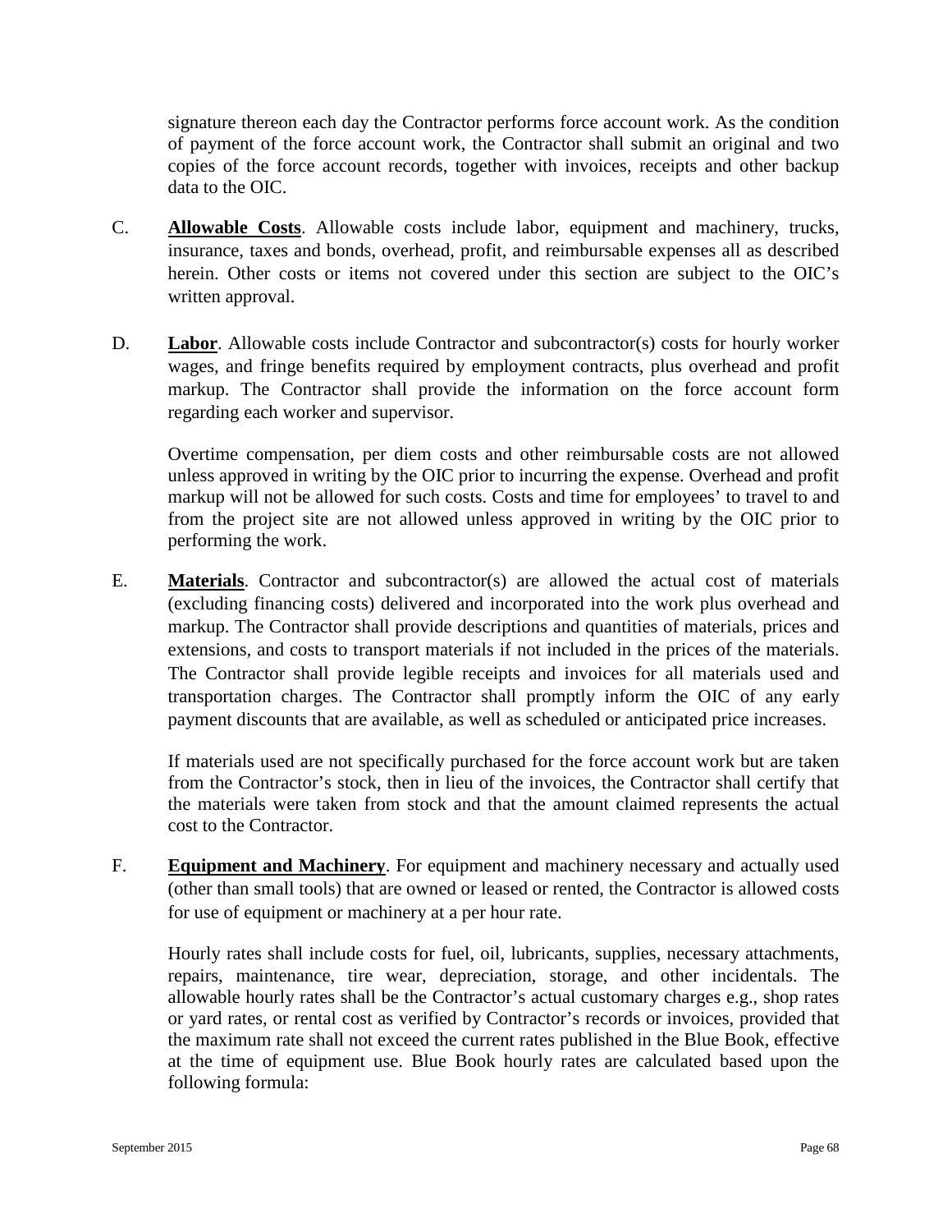signature thereon each day the Contractor performs force account work. As the condition of payment of the force account work, the Contractor shall submit an original and two copies of the force account records, together with invoices, receipts and other backup data to the OIC.

C. **Allowable Costs**. Allowable costs include labor, equipment and machinery, trucks, insurance, taxes and bonds, overhead, profit, and reimbursable expenses all as described herein. Other costs or items not covered under this section are subject to the OIC's written approval.

D. **Labor**. Allowable costs include Contractor and subcontractor(s) costs for hourly worker wages, and fringe benefits required by employment contracts, plus overhead and profit markup. The Contractor shall provide the information on the force account form regarding each worker and supervisor.

Overtime compensation, per diem costs and other reimbursable costs are not allowed unless approved in writing by the OIC prior to incurring the expense. Overhead and profit markup will not be allowed for such costs. Costs and time for employees' to travel to and from the project site are not allowed unless approved in writing by the OIC prior to performing the work.

E. **Materials**. Contractor and subcontractor(s) are allowed the actual cost of materials (excluding financing costs) delivered and incorporated into the work plus overhead and markup. The Contractor shall provide descriptions and quantities of materials, prices and extensions, and costs to transport materials if not included in the prices of the materials. The Contractor shall provide legible receipts and invoices for all materials used and transportation charges. The Contractor shall promptly inform the OIC of any early payment discounts that are available, as well as scheduled or anticipated price increases.

If materials used are not specifically purchased for the force account work but are taken from the Contractor's stock, then in lieu of the invoices, the Contractor shall certify that the materials were taken from stock and that the amount claimed represents the actual cost to the Contractor.

F. **Equipment and Machinery**. For equipment and machinery necessary and actually used (other than small tools) that are owned or leased or rented, the Contractor is allowed costs for use of equipment or machinery at a per hour rate.

Hourly rates shall include costs for fuel, oil, lubricants, supplies, necessary attachments, repairs, maintenance, tire wear, depreciation, storage, and other incidentals. The allowable hourly rates shall be the Contractor's actual customary charges e.g., shop rates or yard rates, or rental cost as verified by Contractor's records or invoices, provided that the maximum rate shall not exceed the current rates published in the Blue Book, effective at the time of equipment use. Blue Book hourly rates are calculated based upon the following formula: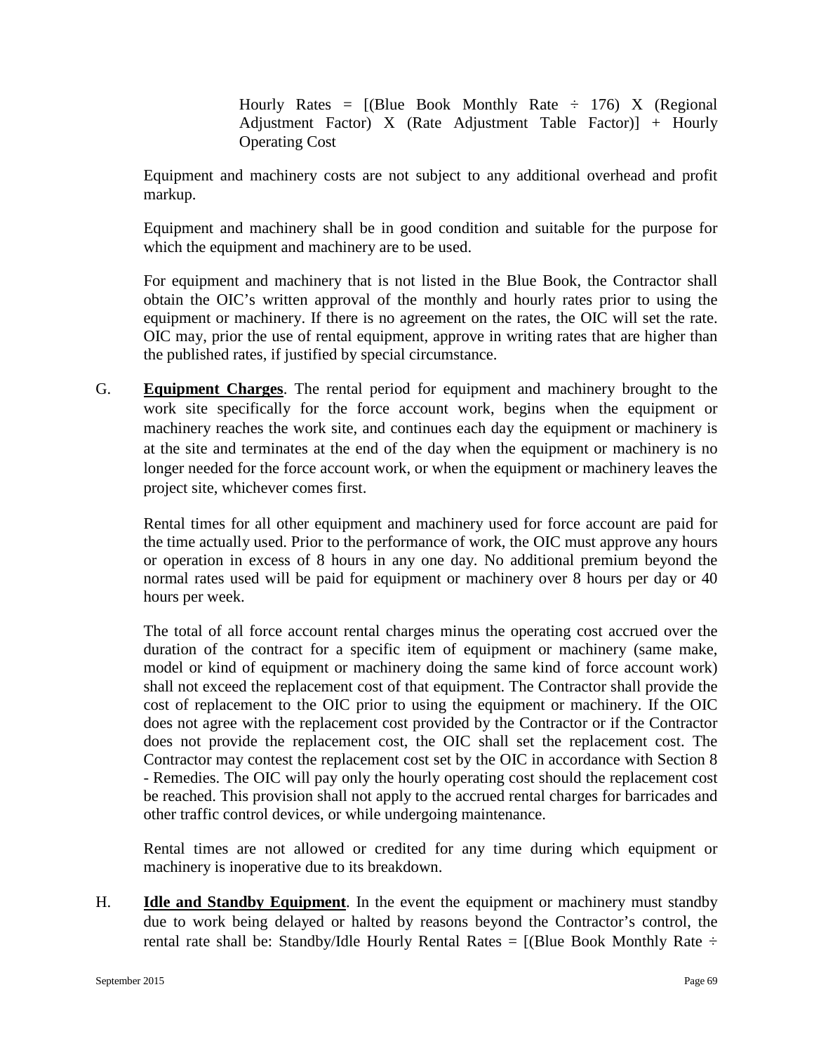Hourly Rates = [(Blue Book Monthly Rate ÷ 176) X (Regional Adjustment Factor) X (Rate Adjustment Table Factor)] + Hourly Operating Cost

Equipment and machinery costs are not subject to any additional overhead and profit markup.

Equipment and machinery shall be in good condition and suitable for the purpose for which the equipment and machinery are to be used.

For equipment and machinery that is not listed in the Blue Book, the Contractor shall obtain the OIC's written approval of the monthly and hourly rates prior to using the equipment or machinery. If there is no agreement on the rates, the OIC will set the rate. OIC may, prior the use of rental equipment, approve in writing rates that are higher than the published rates, if justified by special circumstance.

G. **Equipment Charges**. The rental period for equipment and machinery brought to the work site specifically for the force account work, begins when the equipment or machinery reaches the work site, and continues each day the equipment or machinery is at the site and terminates at the end of the day when the equipment or machinery is no longer needed for the force account work, or when the equipment or machinery leaves the project site, whichever comes first.

Rental times for all other equipment and machinery used for force account are paid for the time actually used. Prior to the performance of work, the OIC must approve any hours or operation in excess of 8 hours in any one day. No additional premium beyond the normal rates used will be paid for equipment or machinery over 8 hours per day or 40 hours per week.

The total of all force account rental charges minus the operating cost accrued over the duration of the contract for a specific item of equipment or machinery (same make, model or kind of equipment or machinery doing the same kind of force account work) shall not exceed the replacement cost of that equipment. The Contractor shall provide the cost of replacement to the OIC prior to using the equipment or machinery. If the OIC does not agree with the replacement cost provided by the Contractor or if the Contractor does not provide the replacement cost, the OIC shall set the replacement cost. The Contractor may contest the replacement cost set by the OIC in accordance with Section 8 - Remedies. The OIC will pay only the hourly operating cost should the replacement cost be reached. This provision shall not apply to the accrued rental charges for barricades and other traffic control devices, or while undergoing maintenance.

Rental times are not allowed or credited for any time during which equipment or machinery is inoperative due to its breakdown.

H. **Idle and Standby Equipment**. In the event the equipment or machinery must standby due to work being delayed or halted by reasons beyond the Contractor's control, the rental rate shall be: Standby/Idle Hourly Rental Rates = [(Blue Book Monthly Rate ÷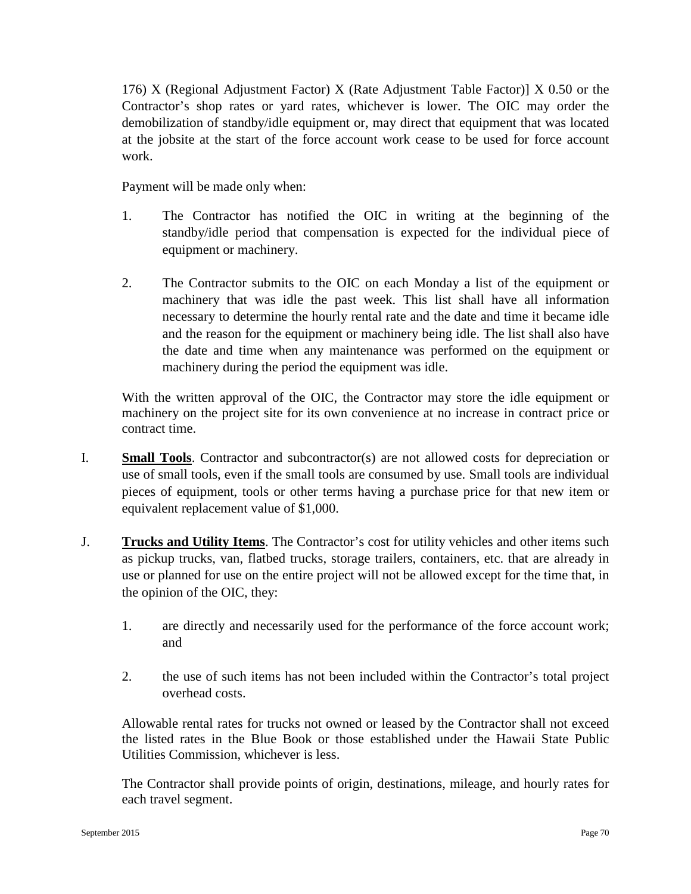176) X (Regional Adjustment Factor) X (Rate Adjustment Table Factor)] X 0.50 or the Contractor's shop rates or yard rates, whichever is lower. The OIC may order the demobilization of standby/idle equipment or, may direct that equipment that was located at the jobsite at the start of the force account work cease to be used for force account work.

Payment will be made only when:

1. The Contractor has notified the OIC in writing at the beginning of the standby/idle period that compensation is expected for the individual piece of equipment or machinery.

2. The Contractor submits to the OIC on each Monday a list of the equipment or machinery that was idle the past week. This list shall have all information necessary to determine the hourly rental rate and the date and time it became idle and the reason for the equipment or machinery being idle. The list shall also have the date and time when any maintenance was performed on the equipment or machinery during the period the equipment was idle.

With the written approval of the OIC, the Contractor may store the idle equipment or machinery on the project site for its own convenience at no increase in contract price or contract time.

I. **Small Tools**. Contractor and subcontractor(s) are not allowed costs for depreciation or use of small tools, even if the small tools are consumed by use. Small tools are individual pieces of equipment, tools or other terms having a purchase price for that new item or equivalent replacement value of $1,000.

J. **Trucks and Utility Items**. The Contractor's cost for utility vehicles and other items such as pickup trucks, van, flatbed trucks, storage trailers, containers, etc. that are already in use or planned for use on the entire project will not be allowed except for the time that, in the opinion of the OIC, they:

1. are directly and necessarily used for the performance of the force account work; and

2. the use of such items has not been included within the Contractor's total project overhead costs.

Allowable rental rates for trucks not owned or leased by the Contractor shall not exceed the listed rates in the Blue Book or those established under the Hawaii State Public Utilities Commission, whichever is less.

The Contractor shall provide points of origin, destinations, mileage, and hourly rates for each travel segment.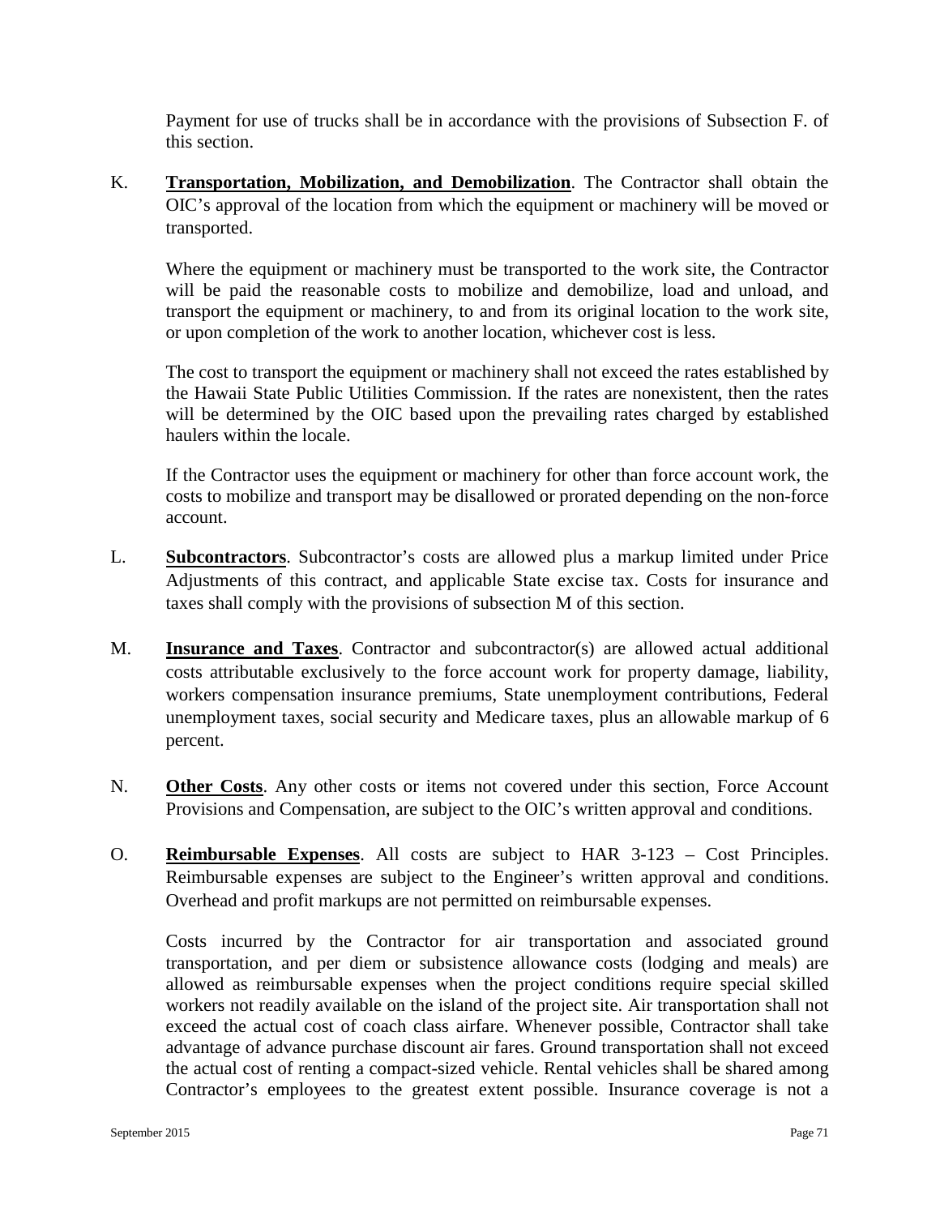Payment for use of trucks shall be in accordance with the provisions of Subsection F. of this section.

K. **Transportation, Mobilization, and Demobilization**. The Contractor shall obtain the OIC's approval of the location from which the equipment or machinery will be moved or transported.

Where the equipment or machinery must be transported to the work site, the Contractor will be paid the reasonable costs to mobilize and demobilize, load and unload, and transport the equipment or machinery, to and from its original location to the work site, or upon completion of the work to another location, whichever cost is less.

The cost to transport the equipment or machinery shall not exceed the rates established by the Hawaii State Public Utilities Commission. If the rates are nonexistent, then the rates will be determined by the OIC based upon the prevailing rates charged by established haulers within the locale.

If the Contractor uses the equipment or machinery for other than force account work, the costs to mobilize and transport may be disallowed or prorated depending on the non-force account.

L. **Subcontractors**. Subcontractor's costs are allowed plus a markup limited under Price Adjustments of this contract, and applicable State excise tax. Costs for insurance and taxes shall comply with the provisions of subsection M of this section.

M. **Insurance and Taxes**. Contractor and subcontractor(s) are allowed actual additional costs attributable exclusively to the force account work for property damage, liability, workers compensation insurance premiums, State unemployment contributions, Federal unemployment taxes, social security and Medicare taxes, plus an allowable markup of 6 percent.

N. **Other Costs**. Any other costs or items not covered under this section, Force Account Provisions and Compensation, are subject to the OIC's written approval and conditions.

O. **Reimbursable Expenses**. All costs are subject to HAR 3-123 – Cost Principles. Reimbursable expenses are subject to the Engineer's written approval and conditions. Overhead and profit markups are not permitted on reimbursable expenses.

Costs incurred by the Contractor for air transportation and associated ground transportation, and per diem or subsistence allowance costs (lodging and meals) are allowed as reimbursable expenses when the project conditions require special skilled workers not readily available on the island of the project site. Air transportation shall not exceed the actual cost of coach class airfare. Whenever possible, Contractor shall take advantage of advance purchase discount air fares. Ground transportation shall not exceed the actual cost of renting a compact-sized vehicle. Rental vehicles shall be shared among Contractor's employees to the greatest extent possible. Insurance coverage is not a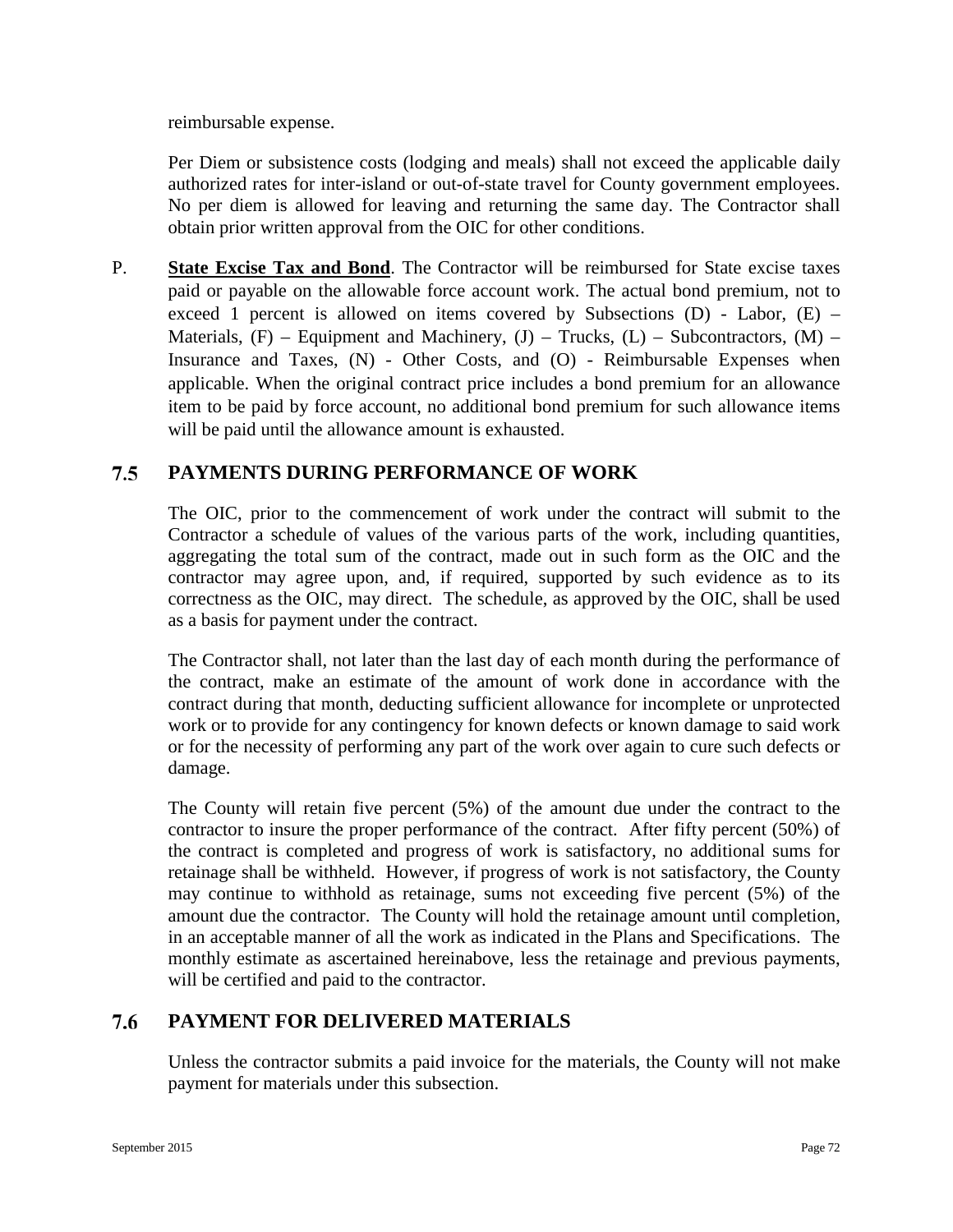reimbursable expense.

Per Diem or subsistence costs (lodging and meals) shall not exceed the applicable daily authorized rates for inter-island or out-of-state travel for County government employees. No per diem is allowed for leaving and returning the same day. The Contractor shall obtain prior written approval from the OIC for other conditions.

P. **State Excise Tax and Bond**. The Contractor will be reimbursed for State excise taxes paid or payable on the allowable force account work. The actual bond premium, not to exceed 1 percent is allowed on items covered by Subsections (D) - Labor, (E) – Materials, (F) – Equipment and Machinery, (J) – Trucks, (L) – Subcontractors, (M) – Insurance and Taxes, (N) - Other Costs, and (O) - Reimbursable Expenses when applicable. When the original contract price includes a bond premium for an allowance item to be paid by force account, no additional bond premium for such allowance items will be paid until the allowance amount is exhausted.

## 7.5 PAYMENTS DURING PERFORMANCE OF WORK

The OIC, prior to the commencement of work under the contract will submit to the Contractor a schedule of values of the various parts of the work, including quantities, aggregating the total sum of the contract, made out in such form as the OIC and the contractor may agree upon, and, if required, supported by such evidence as to its correctness as the OIC, may direct. The schedule, as approved by the OIC, shall be used as a basis for payment under the contract.

The Contractor shall, not later than the last day of each month during the performance of the contract, make an estimate of the amount of work done in accordance with the contract during that month, deducting sufficient allowance for incomplete or unprotected work or to provide for any contingency for known defects or known damage to said work or for the necessity of performing any part of the work over again to cure such defects or damage.

The County will retain five percent (5%) of the amount due under the contract to the contractor to insure the proper performance of the contract. After fifty percent (50%) of the contract is completed and progress of work is satisfactory, no additional sums for retainage shall be withheld. However, if progress of work is not satisfactory, the County may continue to withhold as retainage, sums not exceeding five percent (5%) of the amount due the contractor. The County will hold the retainage amount until completion, in an acceptable manner of all the work as indicated in the Plans and Specifications. The monthly estimate as ascertained hereinabove, less the retainage and previous payments, will be certified and paid to the contractor.

## 7.6 PAYMENT FOR DELIVERED MATERIALS

Unless the contractor submits a paid invoice for the materials, the County will not make payment for materials under this subsection.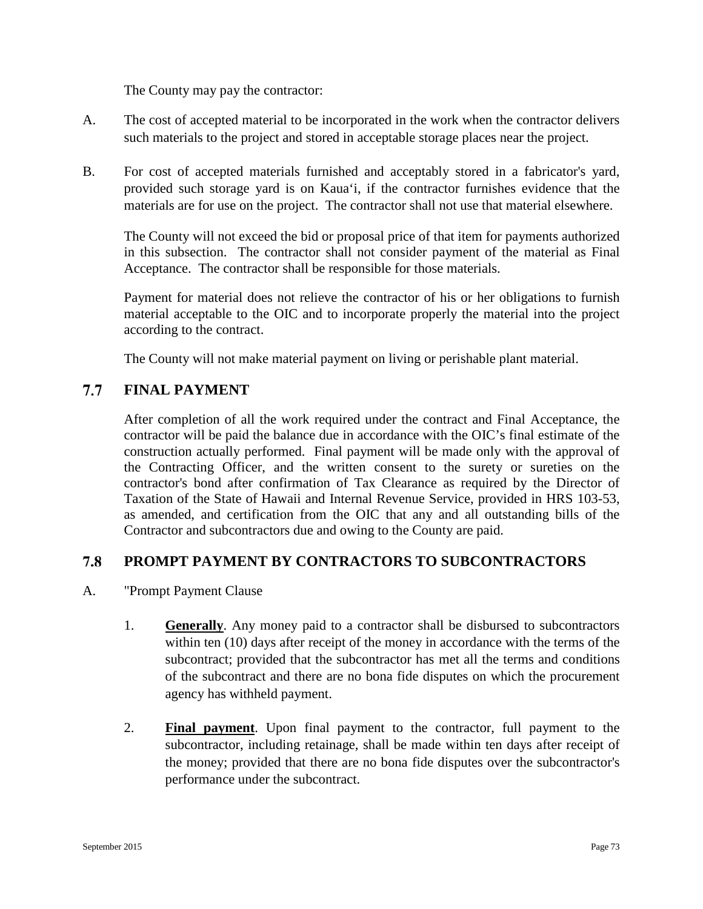The County may pay the contractor:

A. The cost of accepted material to be incorporated in the work when the contractor delivers such materials to the project and stored in acceptable storage places near the project.

B. For cost of accepted materials furnished and acceptably stored in a fabricator's yard, provided such storage yard is on Kauaʻi, if the contractor furnishes evidence that the materials are for use on the project. The contractor shall not use that material elsewhere.

The County will not exceed the bid or proposal price of that item for payments authorized in this subsection. The contractor shall not consider payment of the material as Final Acceptance. The contractor shall be responsible for those materials.

Payment for material does not relieve the contractor of his or her obligations to furnish material acceptable to the OIC and to incorporate properly the material into the project according to the contract.

The County will not make material payment on living or perishable plant material.

## 7.7 FINAL PAYMENT

After completion of all the work required under the contract and Final Acceptance, the contractor will be paid the balance due in accordance with the OIC's final estimate of the construction actually performed. Final payment will be made only with the approval of the Contracting Officer, and the written consent to the surety or sureties on the contractor's bond after confirmation of Tax Clearance as required by the Director of Taxation of the State of Hawaii and Internal Revenue Service, provided in HRS 103-53, as amended, and certification from the OIC that any and all outstanding bills of the Contractor and subcontractors due and owing to the County are paid.

## 7.8 PROMPT PAYMENT BY CONTRACTORS TO SUBCONTRACTORS

A. "Prompt Payment Clause

1. **Generally**. Any money paid to a contractor shall be disbursed to subcontractors within ten (10) days after receipt of the money in accordance with the terms of the subcontract; provided that the subcontractor has met all the terms and conditions of the subcontract and there are no bona fide disputes on which the procurement agency has withheld payment.

2. **Final payment**. Upon final payment to the contractor, full payment to the subcontractor, including retainage, shall be made within ten days after receipt of the money; provided that there are no bona fide disputes over the subcontractor's performance under the subcontract.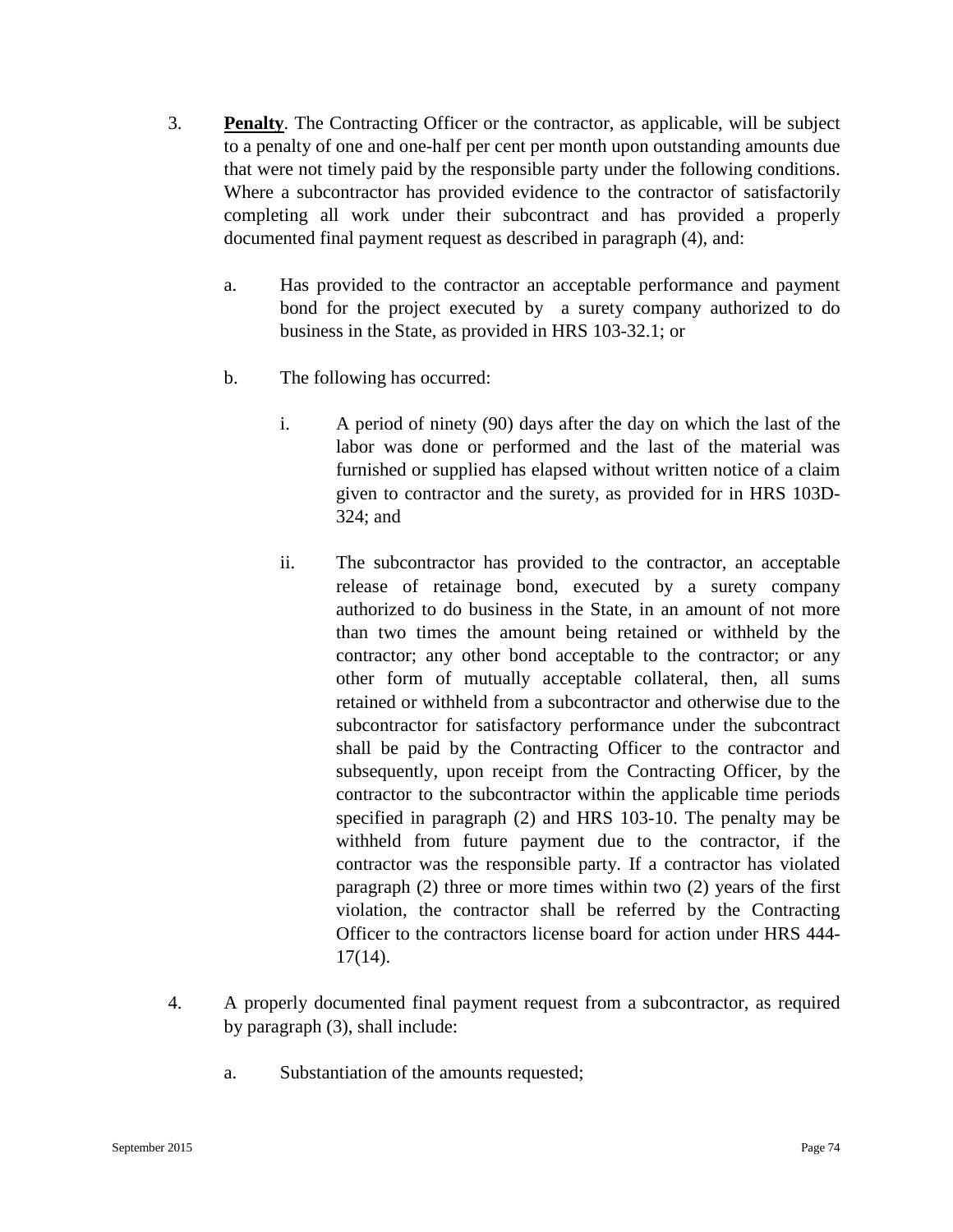3. **Penalty**. The Contracting Officer or the contractor, as applicable, will be subject to a penalty of one and one-half per cent per month upon outstanding amounts due that were not timely paid by the responsible party under the following conditions. Where a subcontractor has provided evidence to the contractor of satisfactorily completing all work under their subcontract and has provided a properly documented final payment request as described in paragraph (4), and:

   a. Has provided to the contractor an acceptable performance and payment bond for the project executed by a surety company authorized to do business in the State, as provided in HRS 103-32.1; or

   b. The following has occurred:

      i. A period of ninety (90) days after the day on which the last of the labor was done or performed and the last of the material was furnished or supplied has elapsed without written notice of a claim given to contractor and the surety, as provided for in HRS 103D-324; and

      ii. The subcontractor has provided to the contractor, an acceptable release of retainage bond, executed by a surety company authorized to do business in the State, in an amount of not more than two times the amount being retained or withheld by the contractor; any other bond acceptable to the contractor; or any other form of mutually acceptable collateral, then, all sums retained or withheld from a subcontractor and otherwise due to the subcontractor for satisfactory performance under the subcontract shall be paid by the Contracting Officer to the contractor and subsequently, upon receipt from the Contracting Officer, by the contractor to the subcontractor within the applicable time periods specified in paragraph (2) and HRS 103-10. The penalty may be withheld from future payment due to the contractor, if the contractor was the responsible party. If a contractor has violated paragraph (2) three or more times within two (2) years of the first violation, the contractor shall be referred by the Contracting Officer to the contractors license board for action under HRS 444-17(14).

4. A properly documented final payment request from a subcontractor, as required by paragraph (3), shall include:

   a. Substantiation of the amounts requested;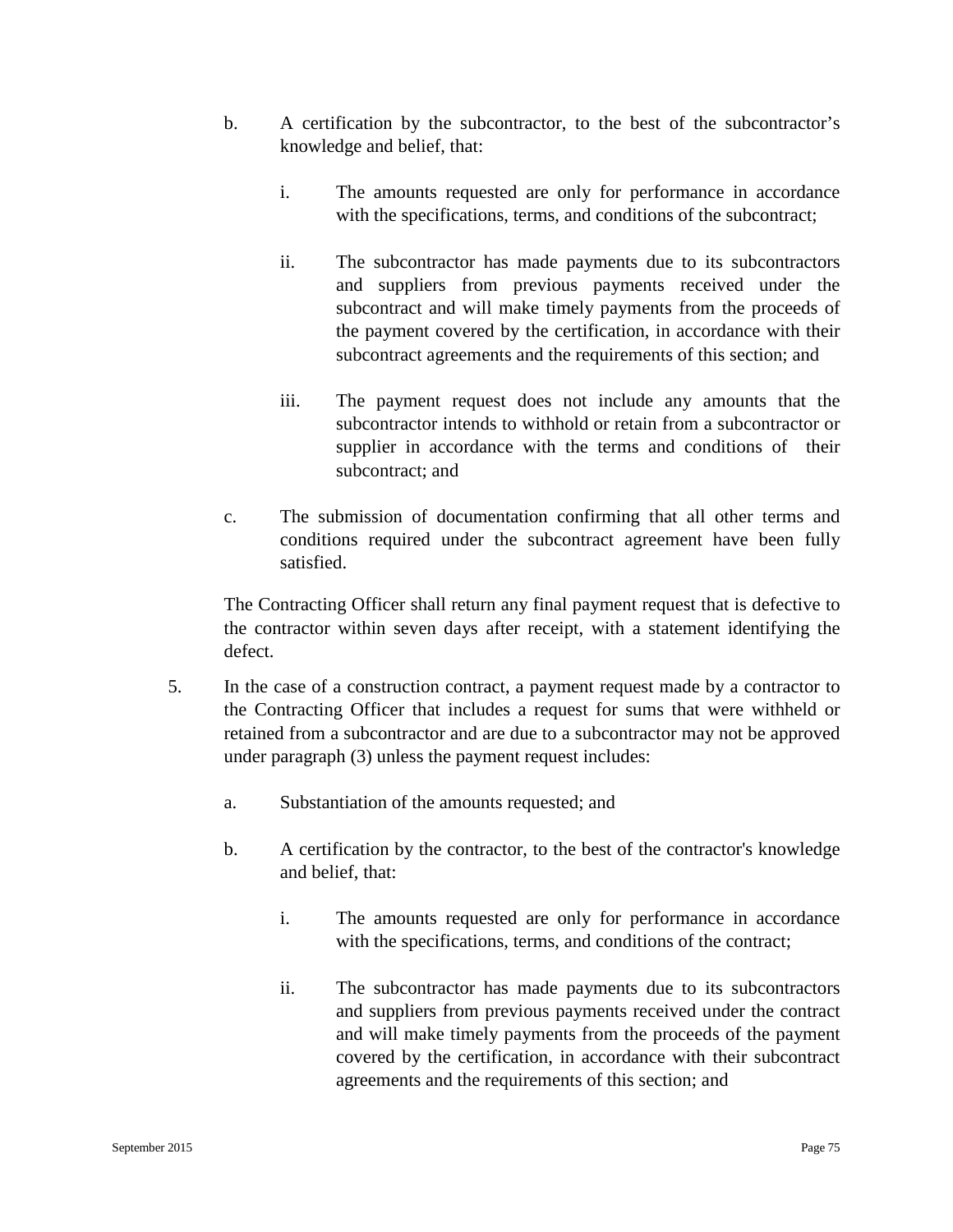b. A certification by the subcontractor, to the best of the subcontractor's knowledge and belief, that:

    i. The amounts requested are only for performance in accordance with the specifications, terms, and conditions of the subcontract;

    ii. The subcontractor has made payments due to its subcontractors and suppliers from previous payments received under the subcontract and will make timely payments from the proceeds of the payment covered by the certification, in accordance with their subcontract agreements and the requirements of this section; and

    iii. The payment request does not include any amounts that the subcontractor intends to withhold or retain from a subcontractor or supplier in accordance with the terms and conditions of their subcontract; and

c. The submission of documentation confirming that all other terms and conditions required under the subcontract agreement have been fully satisfied.

The Contracting Officer shall return any final payment request that is defective to the contractor within seven days after receipt, with a statement identifying the defect.

5. In the case of a construction contract, a payment request made by a contractor to the Contracting Officer that includes a request for sums that were withheld or retained from a subcontractor and are due to a subcontractor may not be approved under paragraph (3) unless the payment request includes:

    a. Substantiation of the amounts requested; and

    b. A certification by the contractor, to the best of the contractor's knowledge and belief, that:

        i. The amounts requested are only for performance in accordance with the specifications, terms, and conditions of the contract;

        ii. The subcontractor has made payments due to its subcontractors and suppliers from previous payments received under the contract and will make timely payments from the proceeds of the payment covered by the certification, in accordance with their subcontract agreements and the requirements of this section; and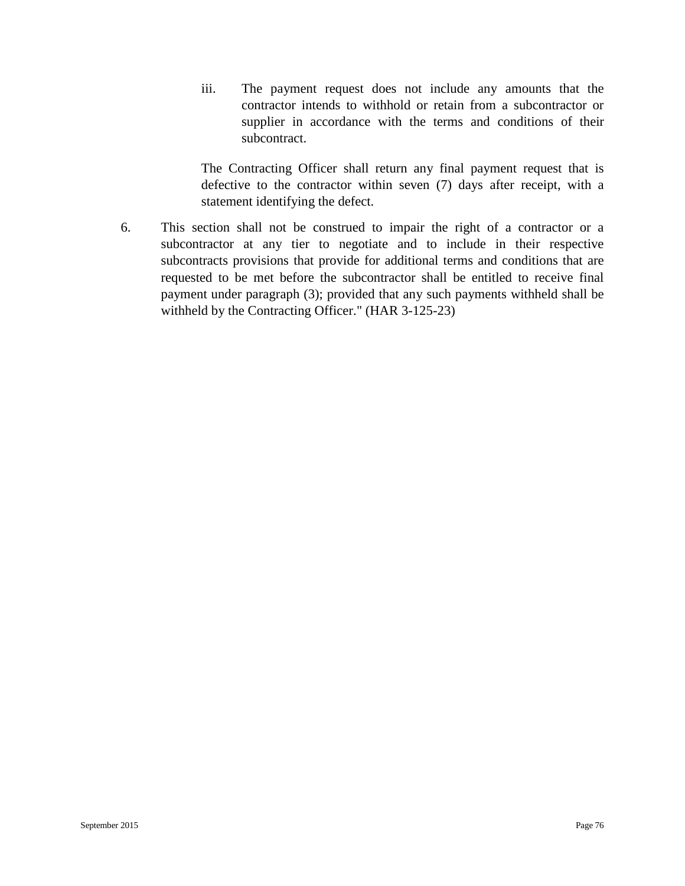iii. The payment request does not include any amounts that the contractor intends to withhold or retain from a subcontractor or supplier in accordance with the terms and conditions of their subcontract.

The Contracting Officer shall return any final payment request that is defective to the contractor within seven (7) days after receipt, with a statement identifying the defect.

6. This section shall not be construed to impair the right of a contractor or a subcontractor at any tier to negotiate and to include in their respective subcontracts provisions that provide for additional terms and conditions that are requested to be met before the subcontractor shall be entitled to receive final payment under paragraph (3); provided that any such payments withheld shall be withheld by the Contracting Officer." (HAR 3-125-23)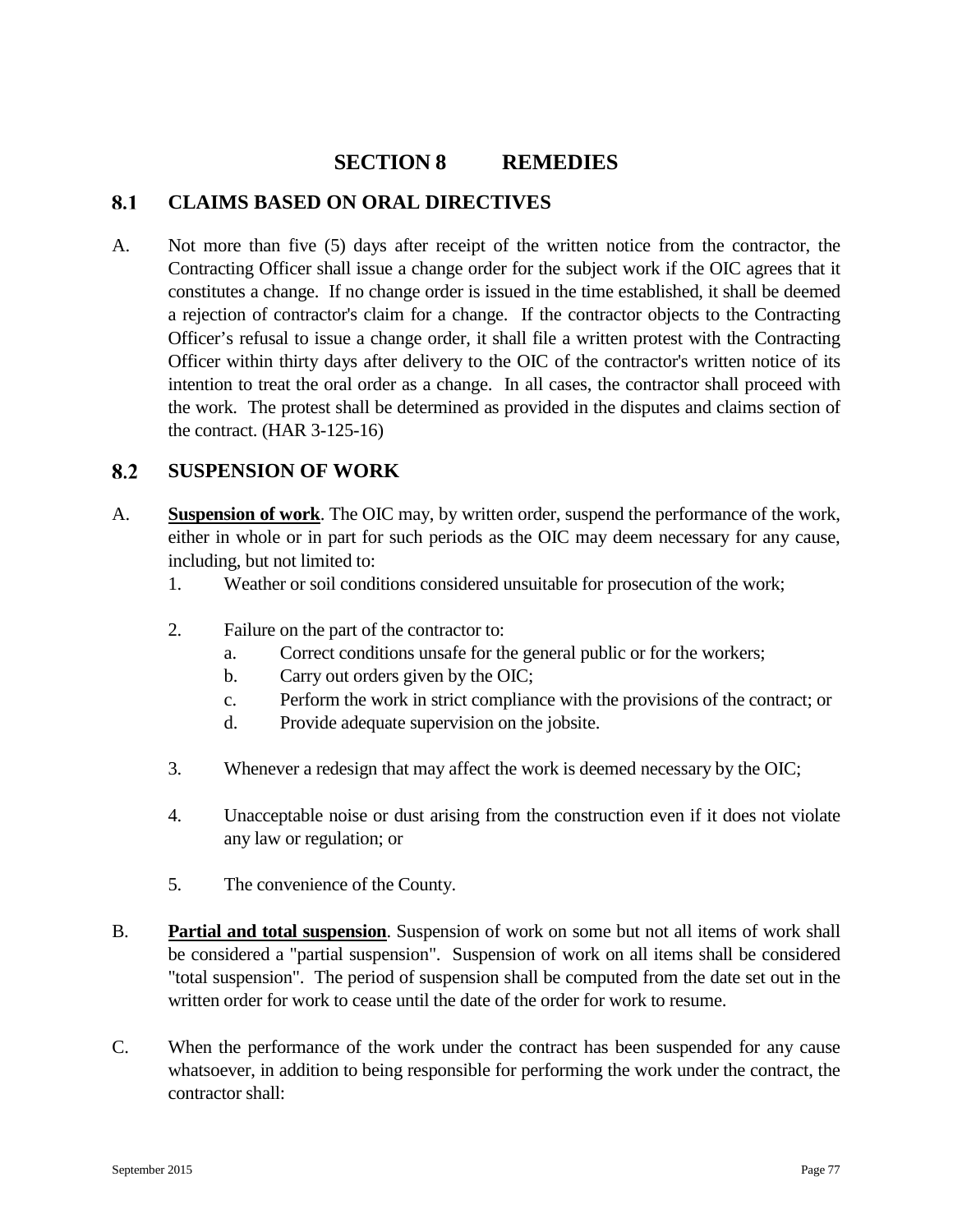# SECTION 8 REMEDIES

## 8.1 CLAIMS BASED ON ORAL DIRECTIVES

A. Not more than five (5) days after receipt of the written notice from the contractor, the Contracting Officer shall issue a change order for the subject work if the OIC agrees that it constitutes a change. If no change order is issued in the time established, it shall be deemed a rejection of contractor's claim for a change. If the contractor objects to the Contracting Officer's refusal to issue a change order, it shall file a written protest with the Contracting Officer within thirty days after delivery to the OIC of the contractor's written notice of its intention to treat the oral order as a change. In all cases, the contractor shall proceed with the work. The protest shall be determined as provided in the disputes and claims section of the contract. (HAR 3-125-16)

## 8.2 SUSPENSION OF WORK

A. **Suspension of work**. The OIC may, by written order, suspend the performance of the work, either in whole or in part for such periods as the OIC may deem necessary for any cause, including, but not limited to:

1. Weather or soil conditions considered unsuitable for prosecution of the work;
2. Failure on the part of the contractor to:
   a. Correct conditions unsafe for the general public or for the workers;
   b. Carry out orders given by the OIC;
   c. Perform the work in strict compliance with the provisions of the contract; or
   d. Provide adequate supervision on the jobsite.
3. Whenever a redesign that may affect the work is deemed necessary by the OIC;
4. Unacceptable noise or dust arising from the construction even if it does not violate any law or regulation; or
5. The convenience of the County.

B. **Partial and total suspension**. Suspension of work on some but not all items of work shall be considered a "partial suspension". Suspension of work on all items shall be considered "total suspension". The period of suspension shall be computed from the date set out in the written order for work to cease until the date of the order for work to resume.

C. When the performance of the work under the contract has been suspended for any cause whatsoever, in addition to being responsible for performing the work under the contract, the contractor shall: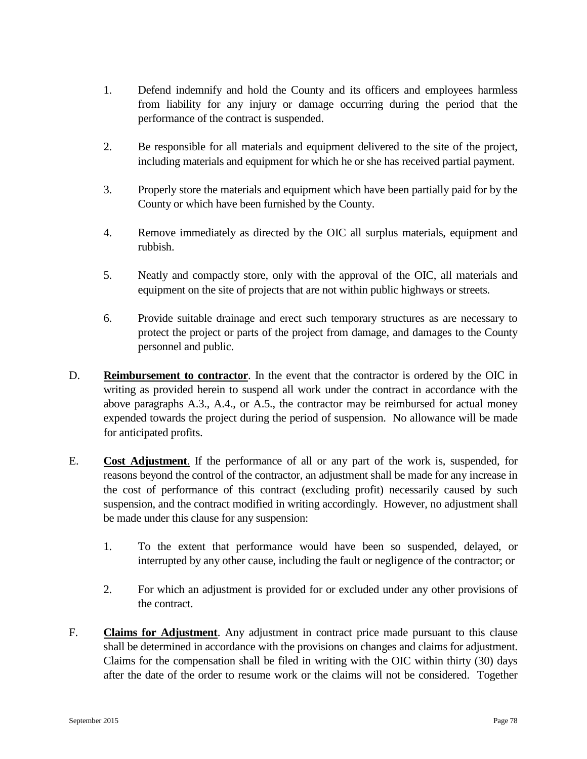1. Defend indemnify and hold the County and its officers and employees harmless from liability for any injury or damage occurring during the period that the performance of the contract is suspended.

2. Be responsible for all materials and equipment delivered to the site of the project, including materials and equipment for which he or she has received partial payment.

3. Properly store the materials and equipment which have been partially paid for by the County or which have been furnished by the County.

4. Remove immediately as directed by the OIC all surplus materials, equipment and rubbish.

5. Neatly and compactly store, only with the approval of the OIC, all materials and equipment on the site of projects that are not within public highways or streets.

6. Provide suitable drainage and erect such temporary structures as are necessary to protect the project or parts of the project from damage, and damages to the County personnel and public.

D. **Reimbursement to contractor**. In the event that the contractor is ordered by the OIC in writing as provided herein to suspend all work under the contract in accordance with the above paragraphs A.3., A.4., or A.5., the contractor may be reimbursed for actual money expended towards the project during the period of suspension. No allowance will be made for anticipated profits.

E. **Cost Adjustment**. If the performance of all or any part of the work is, suspended, for reasons beyond the control of the contractor, an adjustment shall be made for any increase in the cost of performance of this contract (excluding profit) necessarily caused by such suspension, and the contract modified in writing accordingly. However, no adjustment shall be made under this clause for any suspension:

1. To the extent that performance would have been so suspended, delayed, or interrupted by any other cause, including the fault or negligence of the contractor; or

2. For which an adjustment is provided for or excluded under any other provisions of the contract.

F. **Claims for Adjustment**. Any adjustment in contract price made pursuant to this clause shall be determined in accordance with the provisions on changes and claims for adjustment. Claims for the compensation shall be filed in writing with the OIC within thirty (30) days after the date of the order to resume work or the claims will not be considered. Together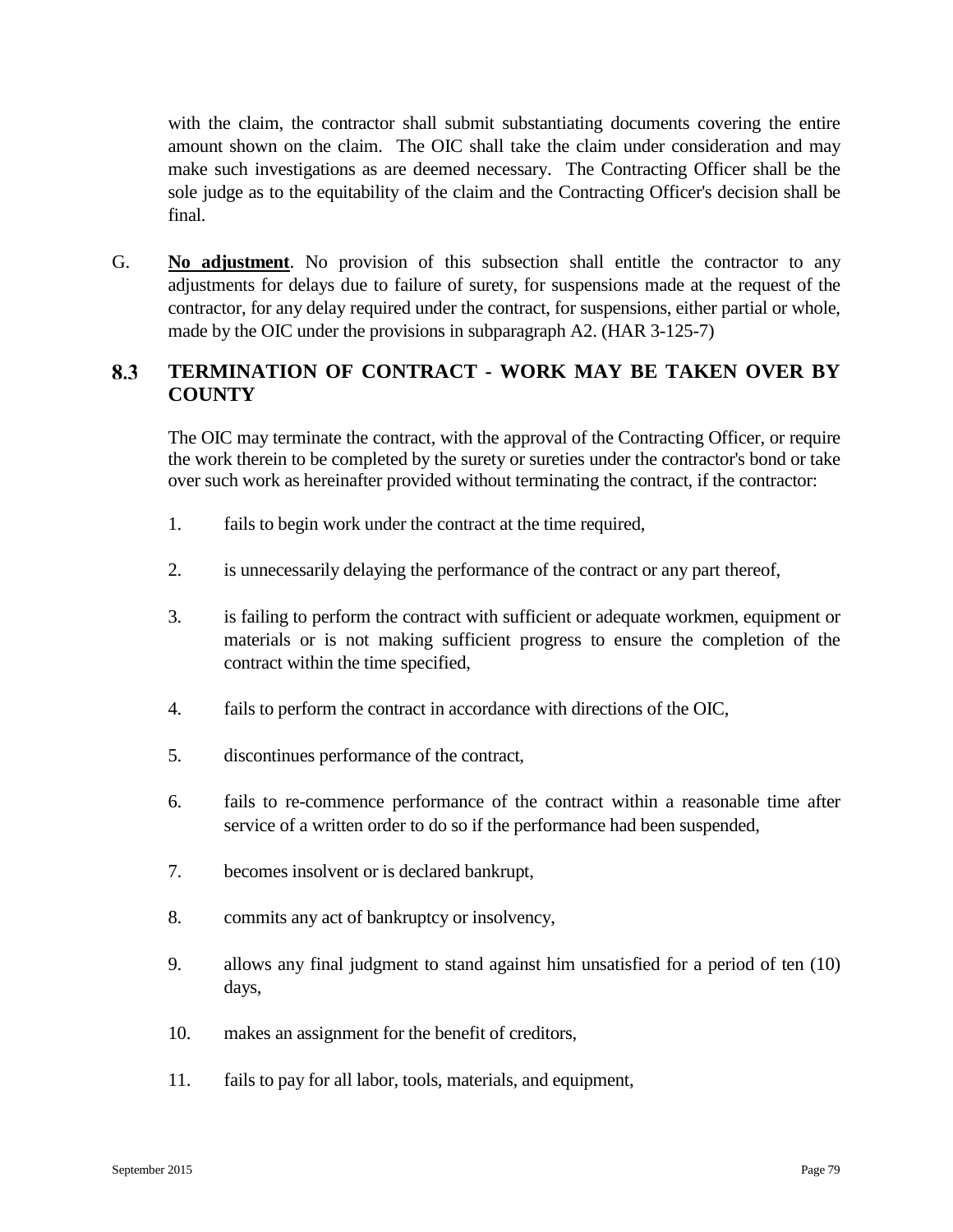with the claim, the contractor shall submit substantiating documents covering the entire amount shown on the claim. The OIC shall take the claim under consideration and may make such investigations as are deemed necessary. The Contracting Officer shall be the sole judge as to the equitability of the claim and the Contracting Officer's decision shall be final.

G. **No adjustment**. No provision of this subsection shall entitle the contractor to any adjustments for delays due to failure of surety, for suspensions made at the request of the contractor, for any delay required under the contract, for suspensions, either partial or whole, made by the OIC under the provisions in subparagraph A2. (HAR 3-125-7)

## 8.3 TERMINATION OF CONTRACT - WORK MAY BE TAKEN OVER BY COUNTY

The OIC may terminate the contract, with the approval of the Contracting Officer, or require the work therein to be completed by the surety or sureties under the contractor's bond or take over such work as hereinafter provided without terminating the contract, if the contractor:

1. fails to begin work under the contract at the time required,
2. is unnecessarily delaying the performance of the contract or any part thereof,
3. is failing to perform the contract with sufficient or adequate workmen, equipment or materials or is not making sufficient progress to ensure the completion of the contract within the time specified,
4. fails to perform the contract in accordance with directions of the OIC,
5. discontinues performance of the contract,
6. fails to re-commence performance of the contract within a reasonable time after service of a written order to do so if the performance had been suspended,
7. becomes insolvent or is declared bankrupt,
8. commits any act of bankruptcy or insolvency,
9. allows any final judgment to stand against him unsatisfied for a period of ten (10) days,
10. makes an assignment for the benefit of creditors,
11. fails to pay for all labor, tools, materials, and equipment,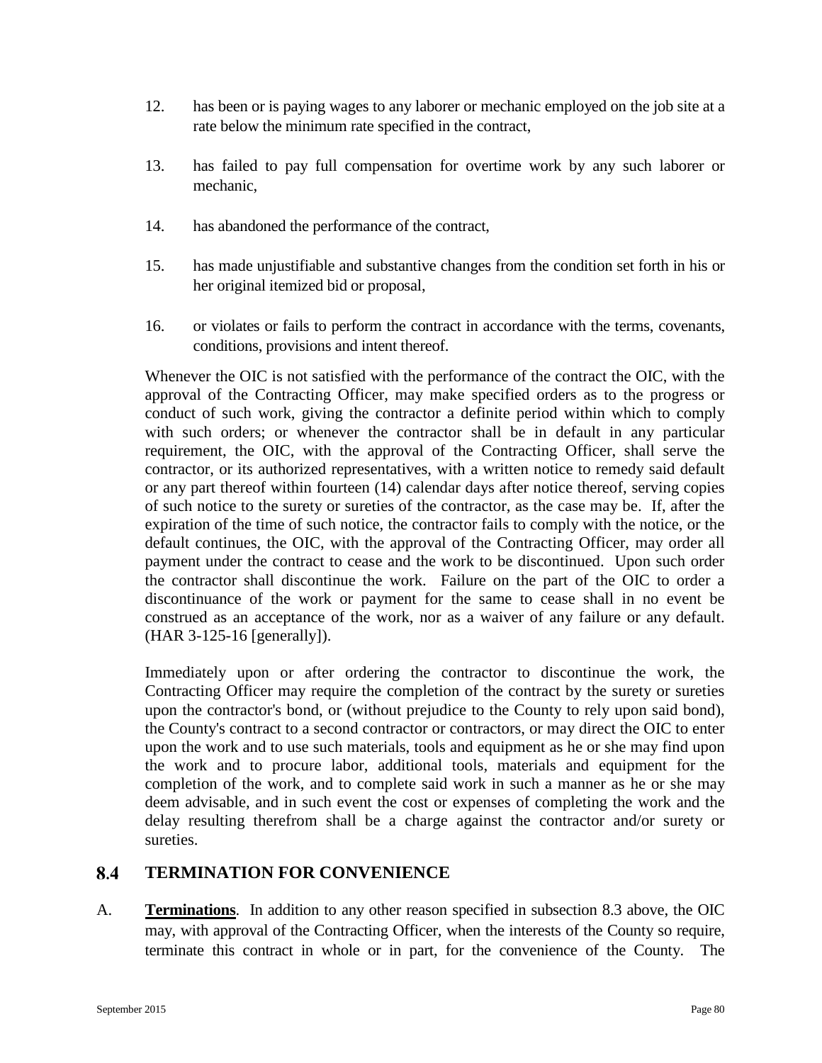12. has been or is paying wages to any laborer or mechanic employed on the job site at a rate below the minimum rate specified in the contract,

13. has failed to pay full compensation for overtime work by any such laborer or mechanic,

14. has abandoned the performance of the contract,

15. has made unjustifiable and substantive changes from the condition set forth in his or her original itemized bid or proposal,

16. or violates or fails to perform the contract in accordance with the terms, covenants, conditions, provisions and intent thereof.

Whenever the OIC is not satisfied with the performance of the contract the OIC, with the approval of the Contracting Officer, may make specified orders as to the progress or conduct of such work, giving the contractor a definite period within which to comply with such orders; or whenever the contractor shall be in default in any particular requirement, the OIC, with the approval of the Contracting Officer, shall serve the contractor, or its authorized representatives, with a written notice to remedy said default or any part thereof within fourteen (14) calendar days after notice thereof, serving copies of such notice to the surety or sureties of the contractor, as the case may be. If, after the expiration of the time of such notice, the contractor fails to comply with the notice, or the default continues, the OIC, with the approval of the Contracting Officer, may order all payment under the contract to cease and the work to be discontinued. Upon such order the contractor shall discontinue the work. Failure on the part of the OIC to order a discontinuance of the work or payment for the same to cease shall in no event be construed as an acceptance of the work, nor as a waiver of any failure or any default. (HAR 3-125-16 [generally]).

Immediately upon or after ordering the contractor to discontinue the work, the Contracting Officer may require the completion of the contract by the surety or sureties upon the contractor's bond, or (without prejudice to the County to rely upon said bond), the County's contract to a second contractor or contractors, or may direct the OIC to enter upon the work and to use such materials, tools and equipment as he or she may find upon the work and to procure labor, additional tools, materials and equipment for the completion of the work, and to complete said work in such a manner as he or she may deem advisable, and in such event the cost or expenses of completing the work and the delay resulting therefrom shall be a charge against the contractor and/or surety or sureties.

## 8.4 TERMINATION FOR CONVENIENCE

A. **Terminations**. In addition to any other reason specified in subsection 8.3 above, the OIC may, with approval of the Contracting Officer, when the interests of the County so require, terminate this contract in whole or in part, for the convenience of the County. The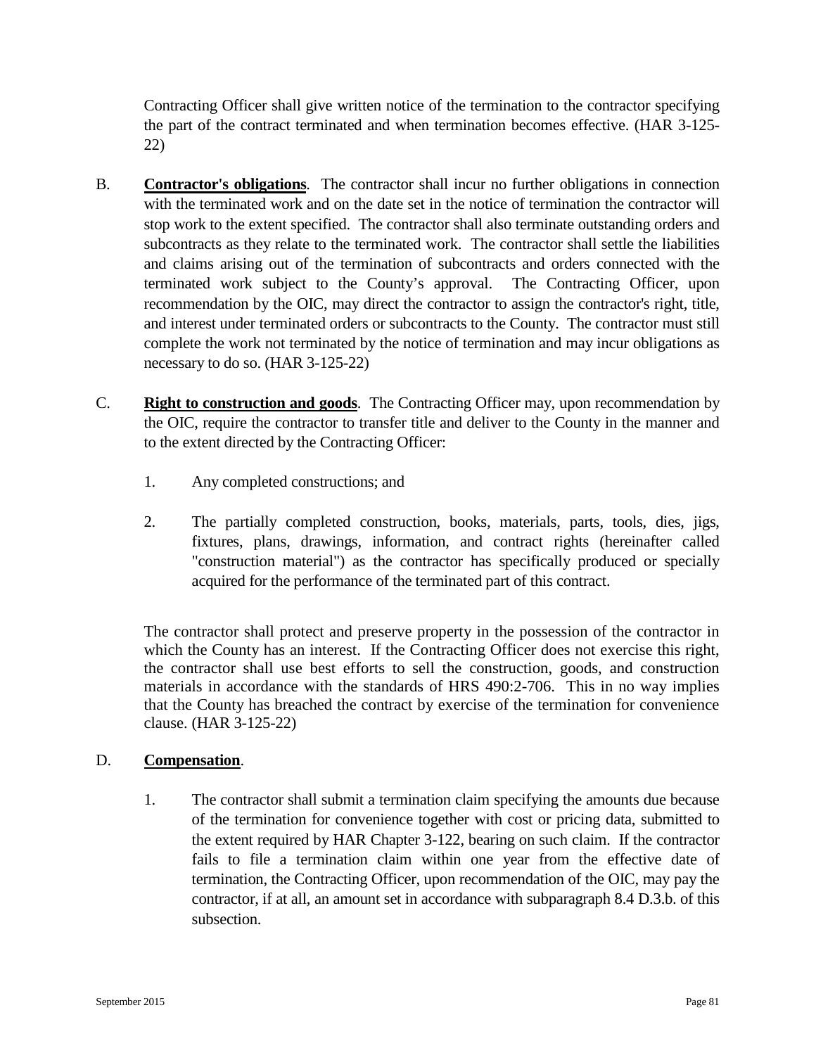Contracting Officer shall give written notice of the termination to the contractor specifying the part of the contract terminated and when termination becomes effective. (HAR 3-125-22)

B. **Contractor's obligations**. The contractor shall incur no further obligations in connection with the terminated work and on the date set in the notice of termination the contractor will stop work to the extent specified. The contractor shall also terminate outstanding orders and subcontracts as they relate to the terminated work. The contractor shall settle the liabilities and claims arising out of the termination of subcontracts and orders connected with the terminated work subject to the County's approval. The Contracting Officer, upon recommendation by the OIC, may direct the contractor to assign the contractor's right, title, and interest under terminated orders or subcontracts to the County. The contractor must still complete the work not terminated by the notice of termination and may incur obligations as necessary to do so. (HAR 3-125-22)

C. **Right to construction and goods**. The Contracting Officer may, upon recommendation by the OIC, require the contractor to transfer title and deliver to the County in the manner and to the extent directed by the Contracting Officer:

1. Any completed constructions; and

2. The partially completed construction, books, materials, parts, tools, dies, jigs, fixtures, plans, drawings, information, and contract rights (hereinafter called "construction material") as the contractor has specifically produced or specially acquired for the performance of the terminated part of this contract.

The contractor shall protect and preserve property in the possession of the contractor in which the County has an interest. If the Contracting Officer does not exercise this right, the contractor shall use best efforts to sell the construction, goods, and construction materials in accordance with the standards of HRS 490:2-706. This in no way implies that the County has breached the contract by exercise of the termination for convenience clause. (HAR 3-125-22)

D. **Compensation**.

1. The contractor shall submit a termination claim specifying the amounts due because of the termination for convenience together with cost or pricing data, submitted to the extent required by HAR Chapter 3-122, bearing on such claim. If the contractor fails to file a termination claim within one year from the effective date of termination, the Contracting Officer, upon recommendation of the OIC, may pay the contractor, if at all, an amount set in accordance with subparagraph 8.4 D.3.b. of this subsection.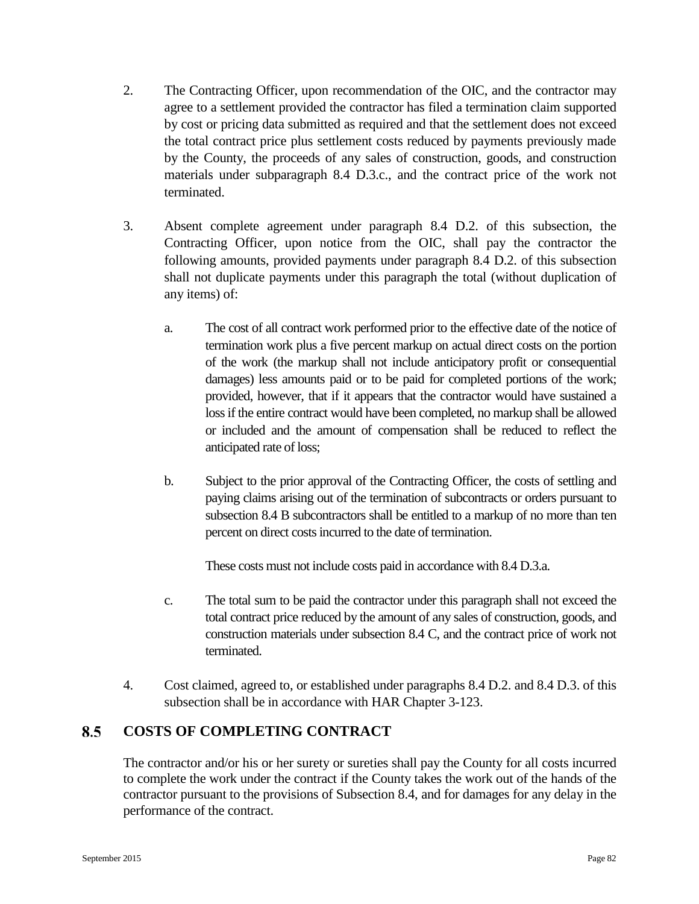2. The Contracting Officer, upon recommendation of the OIC, and the contractor may agree to a settlement provided the contractor has filed a termination claim supported by cost or pricing data submitted as required and that the settlement does not exceed the total contract price plus settlement costs reduced by payments previously made by the County, the proceeds of any sales of construction, goods, and construction materials under subparagraph 8.4 D.3.c., and the contract price of the work not terminated.

3. Absent complete agreement under paragraph 8.4 D.2. of this subsection, the Contracting Officer, upon notice from the OIC, shall pay the contractor the following amounts, provided payments under paragraph 8.4 D.2. of this subsection shall not duplicate payments under this paragraph the total (without duplication of any items) of:

   a. The cost of all contract work performed prior to the effective date of the notice of termination work plus a five percent markup on actual direct costs on the portion of the work (the markup shall not include anticipatory profit or consequential damages) less amounts paid or to be paid for completed portions of the work; provided, however, that if it appears that the contractor would have sustained a loss if the entire contract would have been completed, no markup shall be allowed or included and the amount of compensation shall be reduced to reflect the anticipated rate of loss;

   b. Subject to the prior approval of the Contracting Officer, the costs of settling and paying claims arising out of the termination of subcontracts or orders pursuant to subsection 8.4 B subcontractors shall be entitled to a markup of no more than ten percent on direct costs incurred to the date of termination.

      These costs must not include costs paid in accordance with 8.4 D.3.a.

   c. The total sum to be paid the contractor under this paragraph shall not exceed the total contract price reduced by the amount of any sales of construction, goods, and construction materials under subsection 8.4 C, and the contract price of work not terminated.

4. Cost claimed, agreed to, or established under paragraphs 8.4 D.2. and 8.4 D.3. of this subsection shall be in accordance with HAR Chapter 3-123.

## 8.5 COSTS OF COMPLETING CONTRACT

The contractor and/or his or her surety or sureties shall pay the County for all costs incurred to complete the work under the contract if the County takes the work out of the hands of the contractor pursuant to the provisions of Subsection 8.4, and for damages for any delay in the performance of the contract.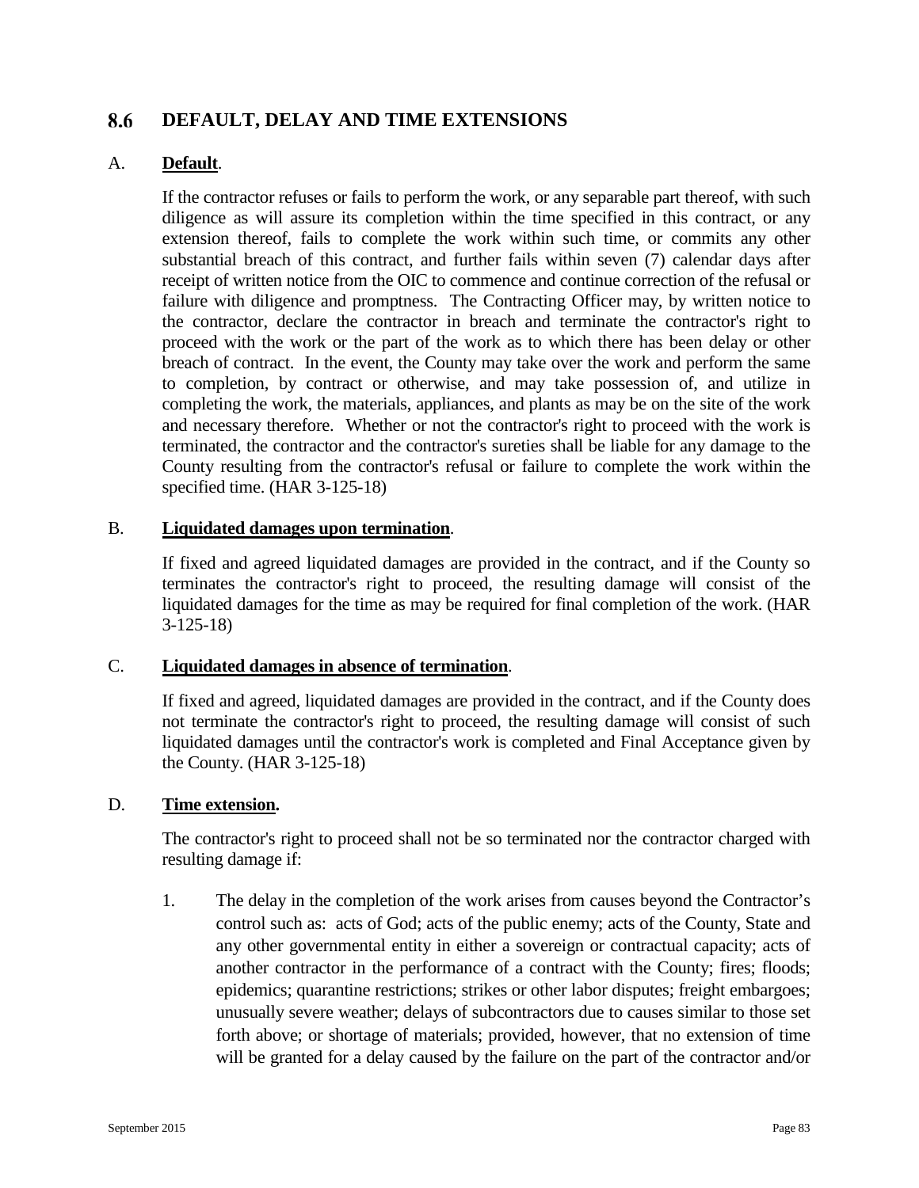## 8.6 DEFAULT, DELAY AND TIME EXTENSIONS

A. **Default**.

If the contractor refuses or fails to perform the work, or any separable part thereof, with such diligence as will assure its completion within the time specified in this contract, or any extension thereof, fails to complete the work within such time, or commits any other substantial breach of this contract, and further fails within seven (7) calendar days after receipt of written notice from the OIC to commence and continue correction of the refusal or failure with diligence and promptness. The Contracting Officer may, by written notice to the contractor, declare the contractor in breach and terminate the contractor's right to proceed with the work or the part of the work as to which there has been delay or other breach of contract. In the event, the County may take over the work and perform the same to completion, by contract or otherwise, and may take possession of, and utilize in completing the work, the materials, appliances, and plants as may be on the site of the work and necessary therefore. Whether or not the contractor's right to proceed with the work is terminated, the contractor and the contractor's sureties shall be liable for any damage to the County resulting from the contractor's refusal or failure to complete the work within the specified time. (HAR 3-125-18)

B. **Liquidated damages upon termination**.

If fixed and agreed liquidated damages are provided in the contract, and if the County so terminates the contractor's right to proceed, the resulting damage will consist of the liquidated damages for the time as may be required for final completion of the work. (HAR 3-125-18)

C. **Liquidated damages in absence of termination**.

If fixed and agreed, liquidated damages are provided in the contract, and if the County does not terminate the contractor's right to proceed, the resulting damage will consist of such liquidated damages until the contractor's work is completed and Final Acceptance given by the County. (HAR 3-125-18)

D. **Time extension.**

The contractor's right to proceed shall not be so terminated nor the contractor charged with resulting damage if:

1. The delay in the completion of the work arises from causes beyond the Contractor's control such as: acts of God; acts of the public enemy; acts of the County, State and any other governmental entity in either a sovereign or contractual capacity; acts of another contractor in the performance of a contract with the County; fires; floods; epidemics; quarantine restrictions; strikes or other labor disputes; freight embargoes; unusually severe weather; delays of subcontractors due to causes similar to those set forth above; or shortage of materials; provided, however, that no extension of time will be granted for a delay caused by the failure on the part of the contractor and/or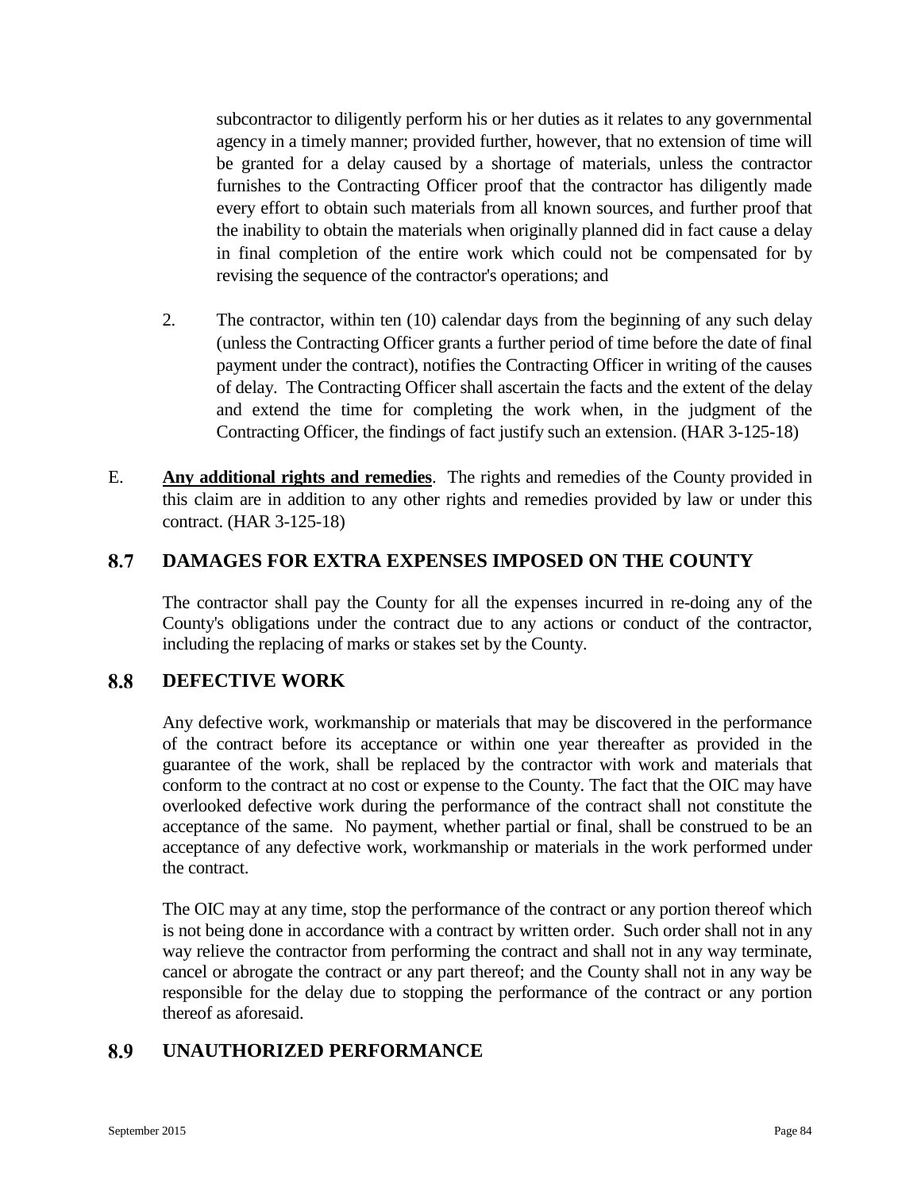subcontractor to diligently perform his or her duties as it relates to any governmental agency in a timely manner; provided further, however, that no extension of time will be granted for a delay caused by a shortage of materials, unless the contractor furnishes to the Contracting Officer proof that the contractor has diligently made every effort to obtain such materials from all known sources, and further proof that the inability to obtain the materials when originally planned did in fact cause a delay in final completion of the entire work which could not be compensated for by revising the sequence of the contractor's operations; and

2. The contractor, within ten (10) calendar days from the beginning of any such delay (unless the Contracting Officer grants a further period of time before the date of final payment under the contract), notifies the Contracting Officer in writing of the causes of delay. The Contracting Officer shall ascertain the facts and the extent of the delay and extend the time for completing the work when, in the judgment of the Contracting Officer, the findings of fact justify such an extension. (HAR 3-125-18)

E. **Any additional rights and remedies**. The rights and remedies of the County provided in this claim are in addition to any other rights and remedies provided by law or under this contract. (HAR 3-125-18)

## 8.7 DAMAGES FOR EXTRA EXPENSES IMPOSED ON THE COUNTY

The contractor shall pay the County for all the expenses incurred in re-doing any of the County's obligations under the contract due to any actions or conduct of the contractor, including the replacing of marks or stakes set by the County.

## 8.8 DEFECTIVE WORK

Any defective work, workmanship or materials that may be discovered in the performance of the contract before its acceptance or within one year thereafter as provided in the guarantee of the work, shall be replaced by the contractor with work and materials that conform to the contract at no cost or expense to the County. The fact that the OIC may have overlooked defective work during the performance of the contract shall not constitute the acceptance of the same. No payment, whether partial or final, shall be construed to be an acceptance of any defective work, workmanship or materials in the work performed under the contract.

The OIC may at any time, stop the performance of the contract or any portion thereof which is not being done in accordance with a contract by written order. Such order shall not in any way relieve the contractor from performing the contract and shall not in any way terminate, cancel or abrogate the contract or any part thereof; and the County shall not in any way be responsible for the delay due to stopping the performance of the contract or any portion thereof as aforesaid.

## 8.9 UNAUTHORIZED PERFORMANCE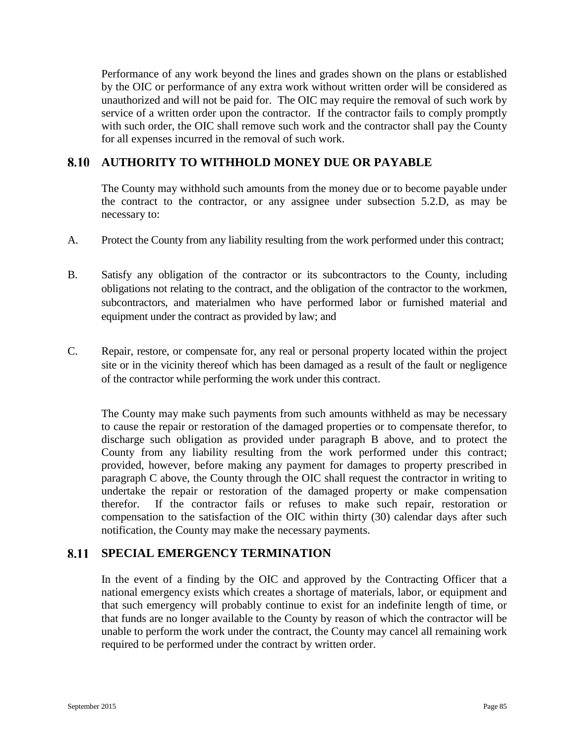Performance of any work beyond the lines and grades shown on the plans or established by the OIC or performance of any extra work without written order will be considered as unauthorized and will not be paid for. The OIC may require the removal of such work by service of a written order upon the contractor. If the contractor fails to comply promptly with such order, the OIC shall remove such work and the contractor shall pay the County for all expenses incurred in the removal of such work.

## 8.10 AUTHORITY TO WITHHOLD MONEY DUE OR PAYABLE

The County may withhold such amounts from the money due or to become payable under the contract to the contractor, or any assignee under subsection 5.2.D, as may be necessary to:

A. Protect the County from any liability resulting from the work performed under this contract;

B. Satisfy any obligation of the contractor or its subcontractors to the County, including obligations not relating to the contract, and the obligation of the contractor to the workmen, subcontractors, and materialmen who have performed labor or furnished material and equipment under the contract as provided by law; and

C. Repair, restore, or compensate for, any real or personal property located within the project site or in the vicinity thereof which has been damaged as a result of the fault or negligence of the contractor while performing the work under this contract.

The County may make such payments from such amounts withheld as may be necessary to cause the repair or restoration of the damaged properties or to compensate therefor, to discharge such obligation as provided under paragraph B above, and to protect the County from any liability resulting from the work performed under this contract; provided, however, before making any payment for damages to property prescribed in paragraph C above, the County through the OIC shall request the contractor in writing to undertake the repair or restoration of the damaged property or make compensation therefor. If the contractor fails or refuses to make such repair, restoration or compensation to the satisfaction of the OIC within thirty (30) calendar days after such notification, the County may make the necessary payments.

## 8.11 SPECIAL EMERGENCY TERMINATION

In the event of a finding by the OIC and approved by the Contracting Officer that a national emergency exists which creates a shortage of materials, labor, or equipment and that such emergency will probably continue to exist for an indefinite length of time, or that funds are no longer available to the County by reason of which the contractor will be unable to perform the work under the contract, the County may cancel all remaining work required to be performed under the contract by written order.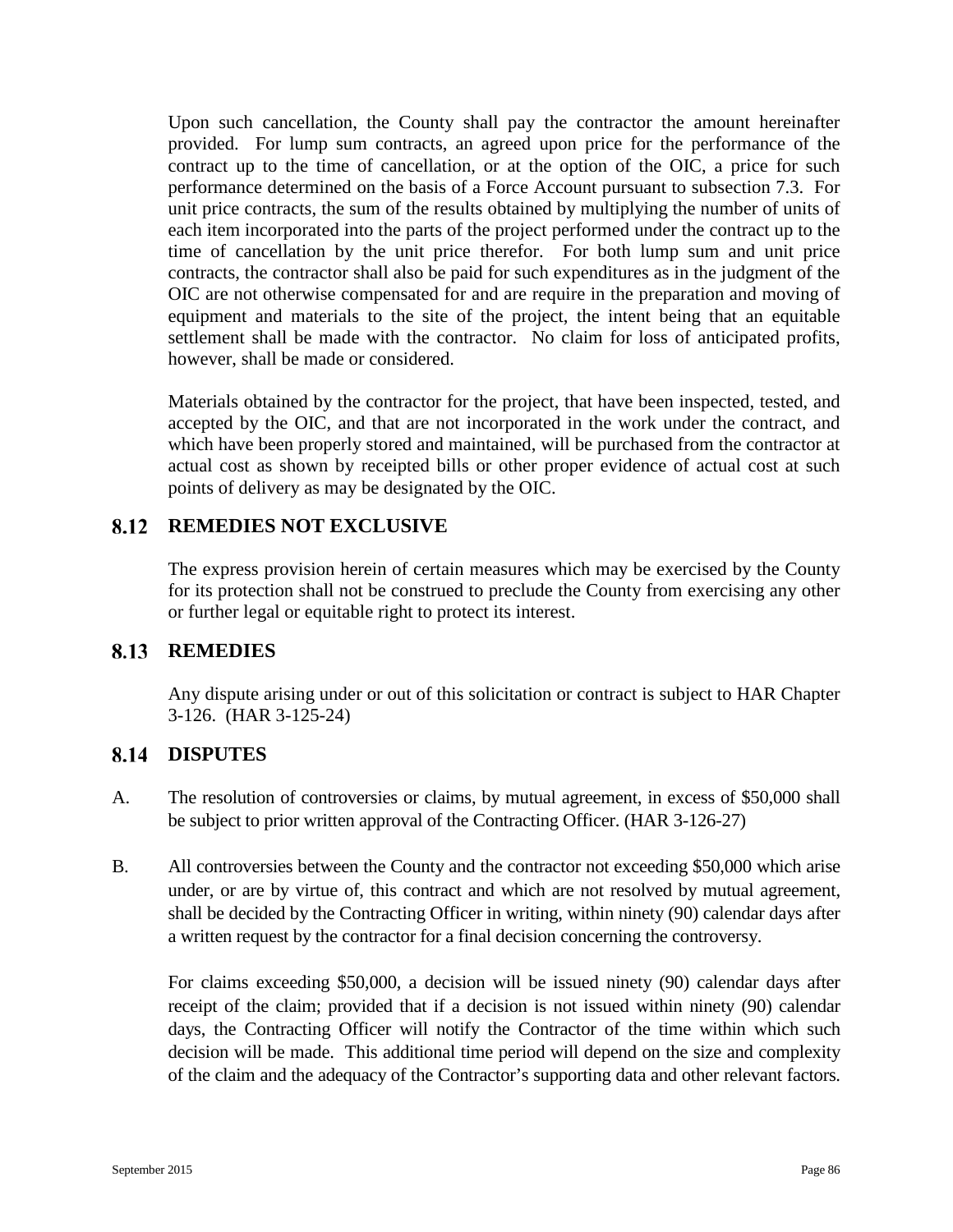Upon such cancellation, the County shall pay the contractor the amount hereinafter provided. For lump sum contracts, an agreed upon price for the performance of the contract up to the time of cancellation, or at the option of the OIC, a price for such performance determined on the basis of a Force Account pursuant to subsection 7.3. For unit price contracts, the sum of the results obtained by multiplying the number of units of each item incorporated into the parts of the project performed under the contract up to the time of cancellation by the unit price therefor. For both lump sum and unit price contracts, the contractor shall also be paid for such expenditures as in the judgment of the OIC are not otherwise compensated for and are require in the preparation and moving of equipment and materials to the site of the project, the intent being that an equitable settlement shall be made with the contractor. No claim for loss of anticipated profits, however, shall be made or considered.

Materials obtained by the contractor for the project, that have been inspected, tested, and accepted by the OIC, and that are not incorporated in the work under the contract, and which have been properly stored and maintained, will be purchased from the contractor at actual cost as shown by receipted bills or other proper evidence of actual cost at such points of delivery as may be designated by the OIC.

## 8.12 REMEDIES NOT EXCLUSIVE

The express provision herein of certain measures which may be exercised by the County for its protection shall not be construed to preclude the County from exercising any other or further legal or equitable right to protect its interest.

## 8.13 REMEDIES

Any dispute arising under or out of this solicitation or contract is subject to HAR Chapter 3-126. (HAR 3-125-24)

## 8.14 DISPUTES

A. The resolution of controversies or claims, by mutual agreement, in excess of $50,000 shall be subject to prior written approval of the Contracting Officer. (HAR 3-126-27)

B. All controversies between the County and the contractor not exceeding $50,000 which arise under, or are by virtue of, this contract and which are not resolved by mutual agreement, shall be decided by the Contracting Officer in writing, within ninety (90) calendar days after a written request by the contractor for a final decision concerning the controversy.

For claims exceeding $50,000, a decision will be issued ninety (90) calendar days after receipt of the claim; provided that if a decision is not issued within ninety (90) calendar days, the Contracting Officer will notify the Contractor of the time within which such decision will be made. This additional time period will depend on the size and complexity of the claim and the adequacy of the Contractor's supporting data and other relevant factors.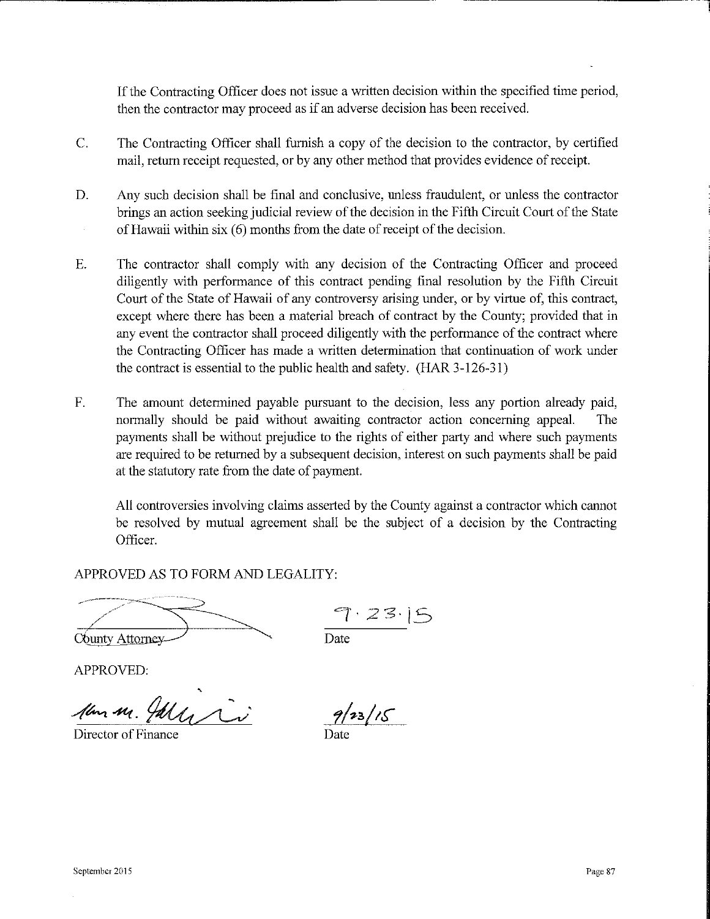If the Contracting Officer does not issue a written decision within the specified time period, then the contractor may proceed as if an adverse decision has been received.

C. The Contracting Officer shall furnish a copy of the decision to the contractor, by certified mail, return receipt requested, or by any other method that provides evidence of receipt.

D. Any such decision shall be final and conclusive, unless fraudulent, or unless the contractor brings an action seeking judicial review of the decision in the Fifth Circuit Court of the State of Hawaii within six (6) months from the date of receipt of the decision.

E. The contractor shall comply with any decision of the Contracting Officer and proceed diligently with performance of this contract pending final resolution by the Fifth Circuit Court of the State of Hawaii of any controversy arising under, or by virtue of, this contract, except where there has been a material breach of contract by the County; provided that in any event the contractor shall proceed diligently with the performance of the contract where the Contracting Officer has made a written determination that continuation of work under the contract is essential to the public health and safety. (HAR 3-126-31)

F. The amount determined payable pursuant to the decision, less any portion already paid, normally should be paid without awaiting contractor action concerning appeal. The payments shall be without prejudice to the rights of either party and where such payments are required to be returned by a subsequent decision, interest on such payments shall be paid at the statutory rate from the date of payment.

All controversies involving claims asserted by the County against a contractor which cannot be resolved by mutual agreement shall be the subject of a decision by the Contracting Officer.

APPROVED AS TO FORM AND LEGALITY:

County Attorney — Date: 9.23.15

APPROVED:

Director of Finance — Date: 9/23/15

September 2015